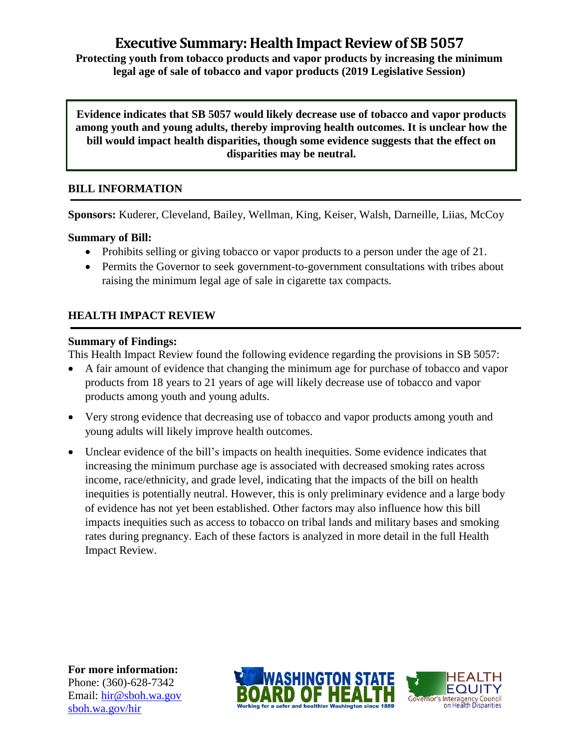# Executive Summary: Health Impact Review of SB 5057

**Protecting youth from tobacco products and vapor products by increasing the minimum legal age of sale of tobacco and vapor products (2019 Legislative Session)**

**Evidence indicates that SB 5057 would likely decrease use of tobacco and vapor products among youth and young adults, thereby improving health outcomes. It is unclear how the bill would impact health disparities, though some evidence suggests that the effect on disparities may be neutral.**

## BILL INFORMATION

**Sponsors:** Kuderer, Cleveland, Bailey, Wellman, King, Keiser, Walsh, Darneille, Liias, McCoy

**Summary of Bill:**

- Prohibits selling or giving tobacco or vapor products to a person under the age of 21.
- Permits the Governor to seek government-to-government consultations with tribes about raising the minimum legal age of sale in cigarette tax compacts.

## HEALTH IMPACT REVIEW

**Summary of Findings:**

This Health Impact Review found the following evidence regarding the provisions in SB 5057:

- A fair amount of evidence that changing the minimum age for purchase of tobacco and vapor products from 18 years to 21 years of age will likely decrease use of tobacco and vapor products among youth and young adults.
- Very strong evidence that decreasing use of tobacco and vapor products among youth and young adults will likely improve health outcomes.
- Unclear evidence of the bill's impacts on health inequities. Some evidence indicates that increasing the minimum purchase age is associated with decreased smoking rates across income, race/ethnicity, and grade level, indicating that the impacts of the bill on health inequities is potentially neutral. However, this is only preliminary evidence and a large body of evidence has not yet been established. Other factors may also influence how this bill impacts inequities such as access to tobacco on tribal lands and military bases and smoking rates during pregnancy. Each of these factors is analyzed in more detail in the full Health Impact Review.

**For more information:**
Phone: (360)-628-7342
Email: [hir@sboh.wa.gov](mailto:hir@sboh.wa.gov)
[sboh.wa.gov/hir](sboh.wa.gov/hir)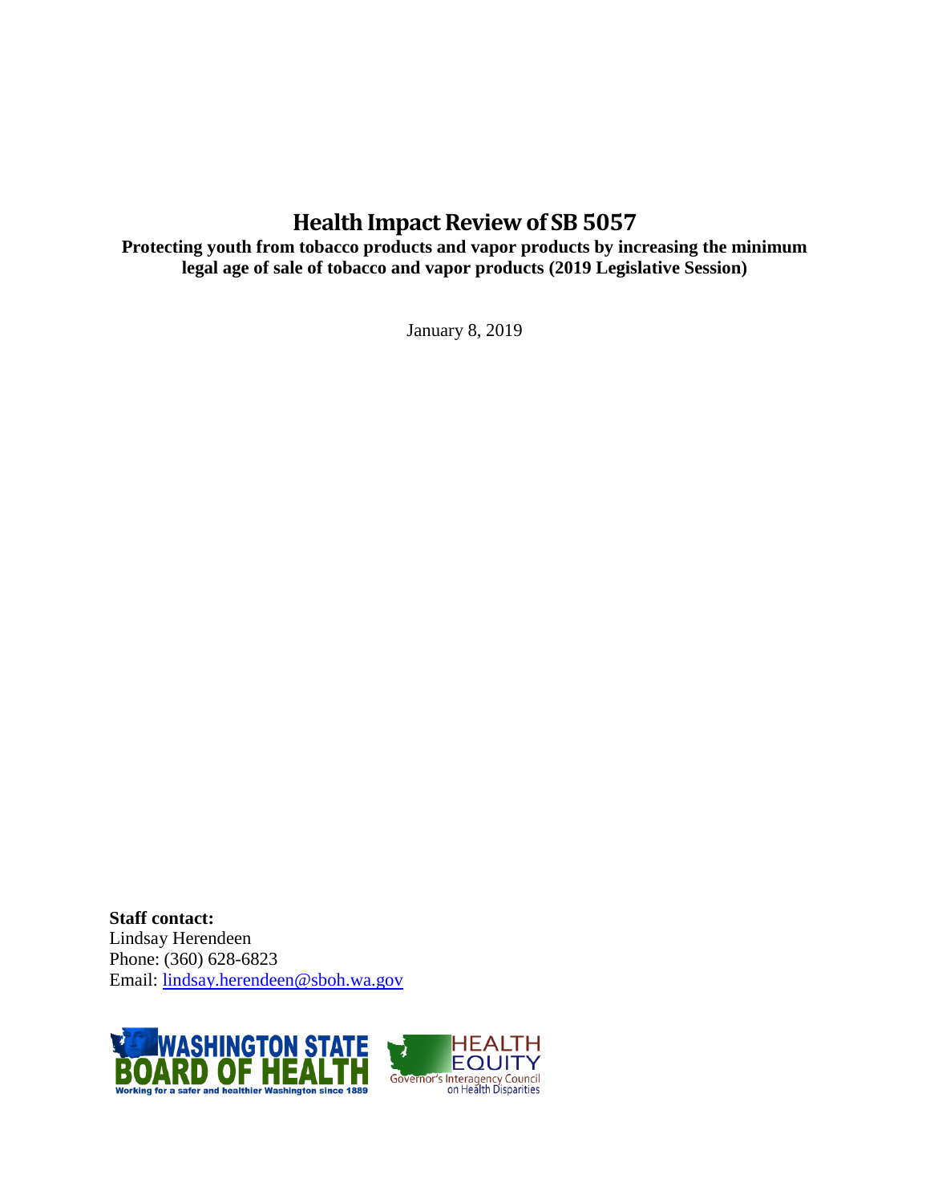# Health Impact Review of SB 5057

**Protecting youth from tobacco products and vapor products by increasing the minimum legal age of sale of tobacco and vapor products (2019 Legislative Session)**

January 8, 2019

**Staff contact:**
Lindsay Herendeen
Phone: (360) 628-6823
Email: lindsay.herendeen@sboh.wa.gov

WASHINGTON STATE BOARD OF HEALTH
Working for a safer and healthier Washington since 1889

HEALTH EQUITY
Governor's Interagency Council on Health Disparities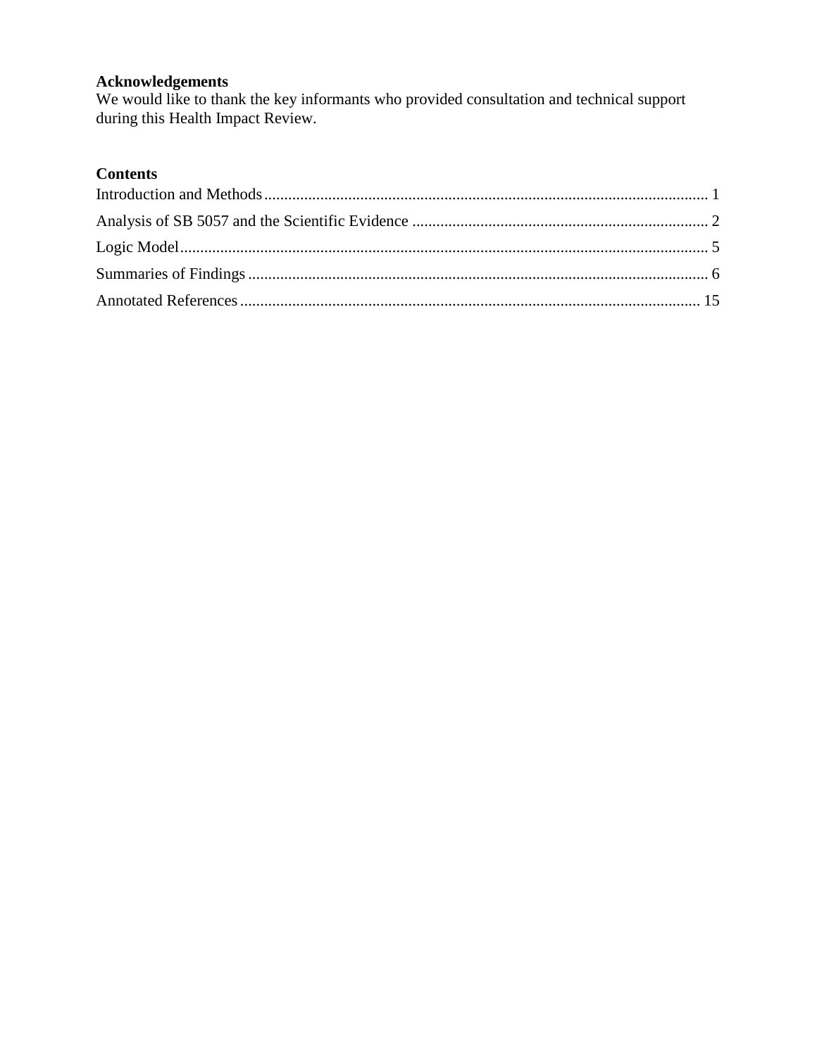**Acknowledgements**

We would like to thank the key informants who provided consultation and technical support during this Health Impact Review.

**Contents**

Introduction and Methods ........................................................................................................... 1

Analysis of SB 5057 and the Scientific Evidence ........................................................................ 2

Logic Model................................................................................................................................. 5

Summaries of Findings ................................................................................................................ 6

Annotated References ................................................................................................................ 15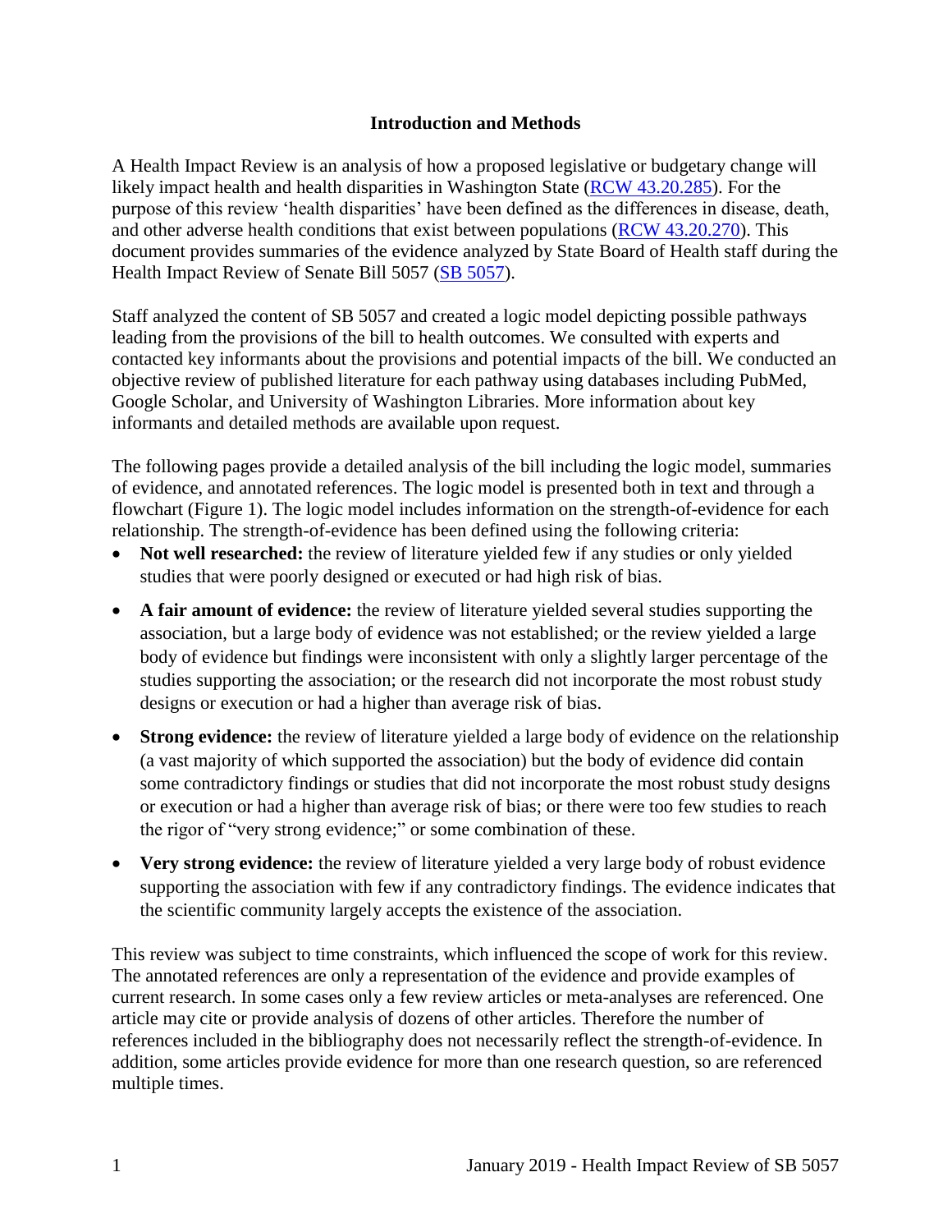## Introduction and Methods

A Health Impact Review is an analysis of how a proposed legislative or budgetary change will likely impact health and health disparities in Washington State (RCW 43.20.285). For the purpose of this review 'health disparities' have been defined as the differences in disease, death, and other adverse health conditions that exist between populations (RCW 43.20.270). This document provides summaries of the evidence analyzed by State Board of Health staff during the Health Impact Review of Senate Bill 5057 (SB 5057).

Staff analyzed the content of SB 5057 and created a logic model depicting possible pathways leading from the provisions of the bill to health outcomes. We consulted with experts and contacted key informants about the provisions and potential impacts of the bill. We conducted an objective review of published literature for each pathway using databases including PubMed, Google Scholar, and University of Washington Libraries. More information about key informants and detailed methods are available upon request.

The following pages provide a detailed analysis of the bill including the logic model, summaries of evidence, and annotated references. The logic model is presented both in text and through a flowchart (Figure 1). The logic model includes information on the strength-of-evidence for each relationship. The strength-of-evidence has been defined using the following criteria:

- **Not well researched:** the review of literature yielded few if any studies or only yielded studies that were poorly designed or executed or had high risk of bias.
- **A fair amount of evidence:** the review of literature yielded several studies supporting the association, but a large body of evidence was not established; or the review yielded a large body of evidence but findings were inconsistent with only a slightly larger percentage of the studies supporting the association; or the research did not incorporate the most robust study designs or execution or had a higher than average risk of bias.
- **Strong evidence:** the review of literature yielded a large body of evidence on the relationship (a vast majority of which supported the association) but the body of evidence did contain some contradictory findings or studies that did not incorporate the most robust study designs or execution or had a higher than average risk of bias; or there were too few studies to reach the rigor of "very strong evidence;" or some combination of these.
- **Very strong evidence:** the review of literature yielded a very large body of robust evidence supporting the association with few if any contradictory findings. The evidence indicates that the scientific community largely accepts the existence of the association.

This review was subject to time constraints, which influenced the scope of work for this review. The annotated references are only a representation of the evidence and provide examples of current research. In some cases only a few review articles or meta-analyses are referenced. One article may cite or provide analysis of dozens of other articles. Therefore the number of references included in the bibliography does not necessarily reflect the strength-of-evidence. In addition, some articles provide evidence for more than one research question, so are referenced multiple times.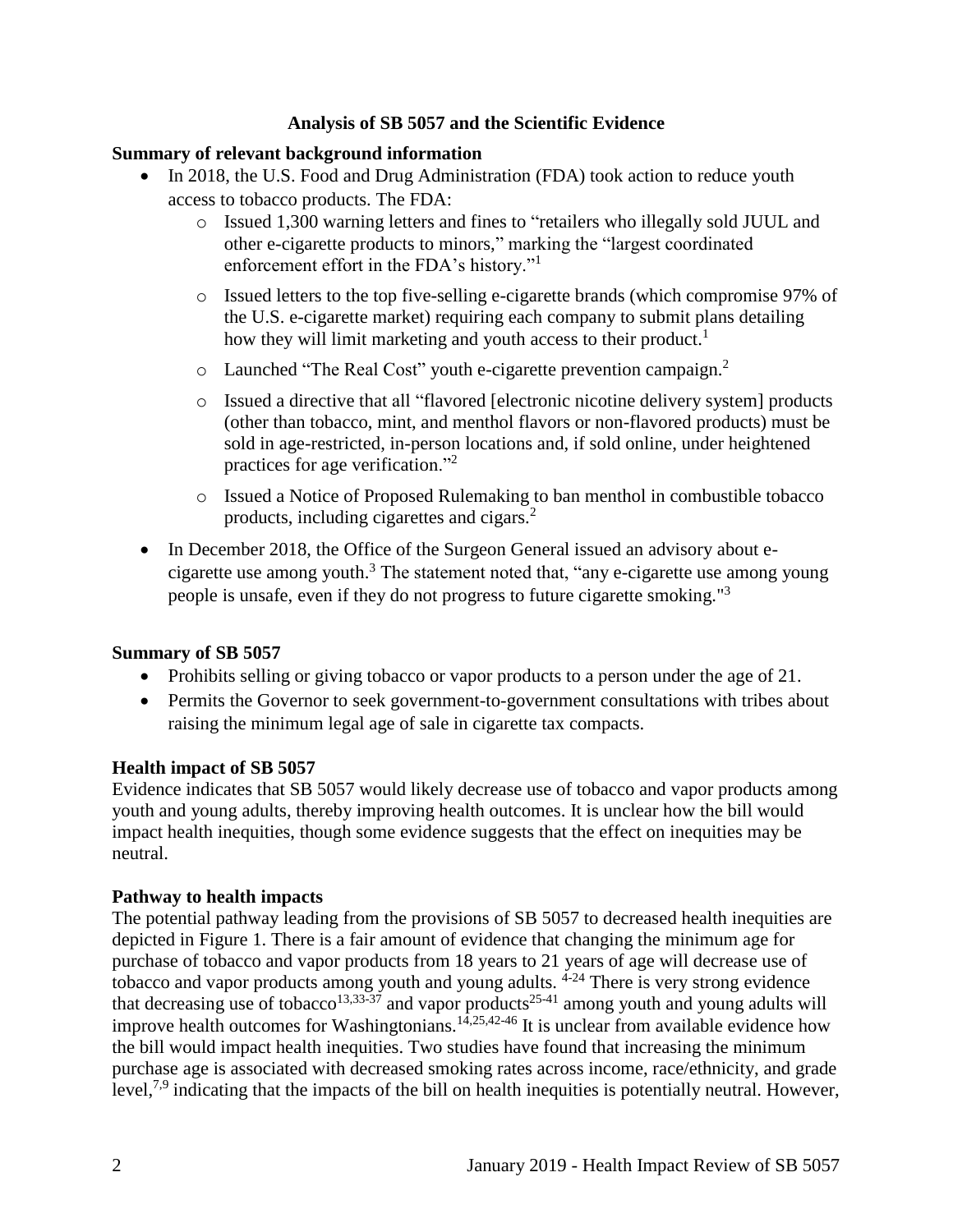## Analysis of SB 5057 and the Scientific Evidence

### Summary of relevant background information

- In 2018, the U.S. Food and Drug Administration (FDA) took action to reduce youth access to tobacco products. The FDA:
    - Issued 1,300 warning letters and fines to "retailers who illegally sold JUUL and other e-cigarette products to minors," marking the "largest coordinated enforcement effort in the FDA's history."[1]
    - Issued letters to the top five-selling e-cigarette brands (which compromise 97% of the U.S. e-cigarette market) requiring each company to submit plans detailing how they will limit marketing and youth access to their product.[1]
    - Launched "The Real Cost" youth e-cigarette prevention campaign.[2]
    - Issued a directive that all "flavored [electronic nicotine delivery system] products (other than tobacco, mint, and menthol flavors or non-flavored products) must be sold in age-restricted, in-person locations and, if sold online, under heightened practices for age verification."[2]
    - Issued a Notice of Proposed Rulemaking to ban menthol in combustible tobacco products, including cigarettes and cigars.[2]
- In December 2018, the Office of the Surgeon General issued an advisory about e-cigarette use among youth.[3] The statement noted that, "any e-cigarette use among young people is unsafe, even if they do not progress to future cigarette smoking."[3]

### Summary of SB 5057

- Prohibits selling or giving tobacco or vapor products to a person under the age of 21.
- Permits the Governor to seek government-to-government consultations with tribes about raising the minimum legal age of sale in cigarette tax compacts.

### Health impact of SB 5057

Evidence indicates that SB 5057 would likely decrease use of tobacco and vapor products among youth and young adults, thereby improving health outcomes. It is unclear how the bill would impact health inequities, though some evidence suggests that the effect on inequities may be neutral.

### Pathway to health impacts

The potential pathway leading from the provisions of SB 5057 to decreased health inequities are depicted in Figure 1. There is a fair amount of evidence that changing the minimum age for purchase of tobacco and vapor products from 18 years to 21 years of age will decrease use of tobacco and vapor products among youth and young adults. [4-24] There is very strong evidence that decreasing use of tobacco[13,33-37] and vapor products[25-41] among youth and young adults will improve health outcomes for Washingtonians.[14,25,42-46] It is unclear from available evidence how the bill would impact health inequities. Two studies have found that increasing the minimum purchase age is associated with decreased smoking rates across income, race/ethnicity, and grade level,[7,9] indicating that the impacts of the bill on health inequities is potentially neutral. However,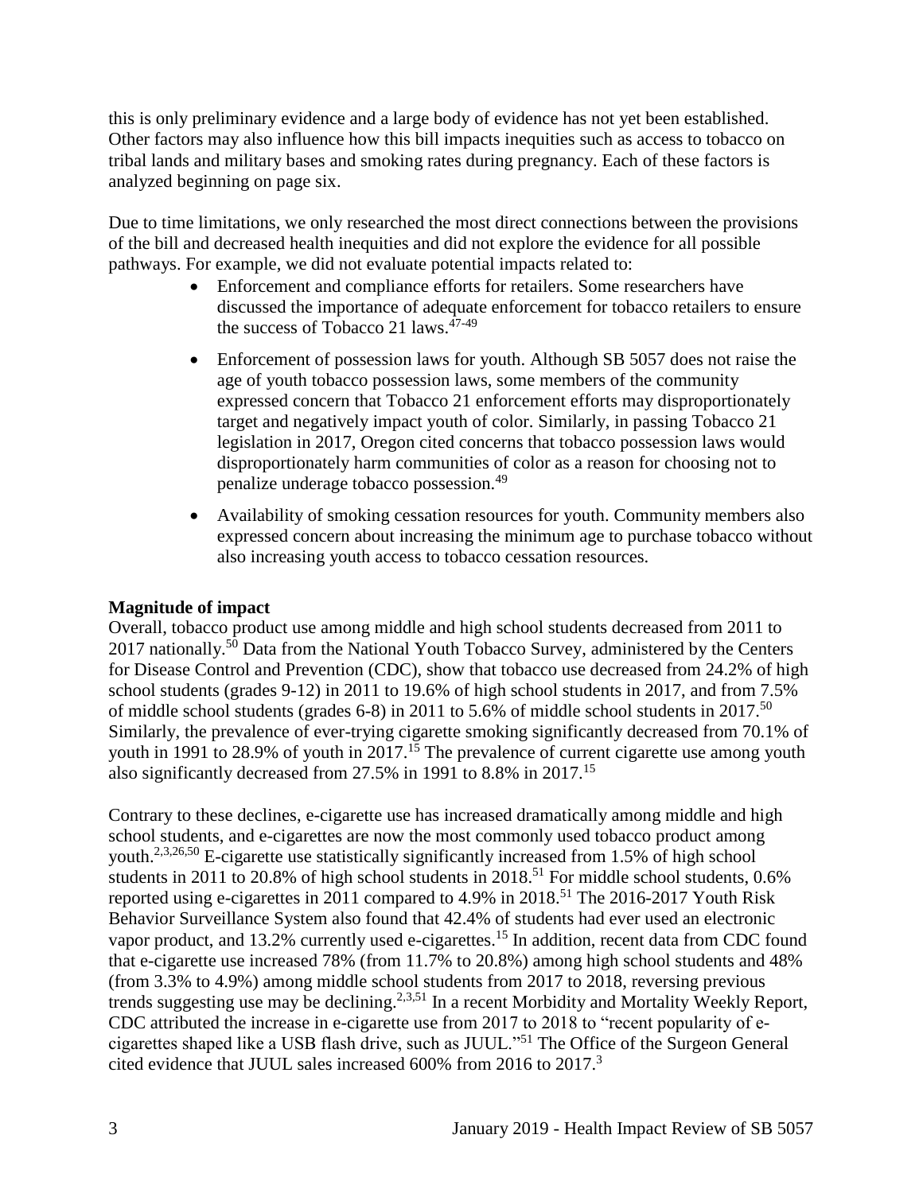this is only preliminary evidence and a large body of evidence has not yet been established. Other factors may also influence how this bill impacts inequities such as access to tobacco on tribal lands and military bases and smoking rates during pregnancy. Each of these factors is analyzed beginning on page six.

Due to time limitations, we only researched the most direct connections between the provisions of the bill and decreased health inequities and did not explore the evidence for all possible pathways. For example, we did not evaluate potential impacts related to:

- Enforcement and compliance efforts for retailers. Some researchers have discussed the importance of adequate enforcement for tobacco retailers to ensure the success of Tobacco 21 laws.[47-49]
- Enforcement of possession laws for youth. Although SB 5057 does not raise the age of youth tobacco possession laws, some members of the community expressed concern that Tobacco 21 enforcement efforts may disproportionately target and negatively impact youth of color. Similarly, in passing Tobacco 21 legislation in 2017, Oregon cited concerns that tobacco possession laws would disproportionately harm communities of color as a reason for choosing not to penalize underage tobacco possession.[49]
- Availability of smoking cessation resources for youth. Community members also expressed concern about increasing the minimum age to purchase tobacco without also increasing youth access to tobacco cessation resources.

**Magnitude of impact**

Overall, tobacco product use among middle and high school students decreased from 2011 to 2017 nationally.[50] Data from the National Youth Tobacco Survey, administered by the Centers for Disease Control and Prevention (CDC), show that tobacco use decreased from 24.2% of high school students (grades 9-12) in 2011 to 19.6% of high school students in 2017, and from 7.5% of middle school students (grades 6-8) in 2011 to 5.6% of middle school students in 2017.[50] Similarly, the prevalence of ever-trying cigarette smoking significantly decreased from 70.1% of youth in 1991 to 28.9% of youth in 2017.[15] The prevalence of current cigarette use among youth also significantly decreased from 27.5% in 1991 to 8.8% in 2017.[15]

Contrary to these declines, e-cigarette use has increased dramatically among middle and high school students, and e-cigarettes are now the most commonly used tobacco product among youth.[2,3,26,50] E-cigarette use statistically significantly increased from 1.5% of high school students in 2011 to 20.8% of high school students in 2018.[51] For middle school students, 0.6% reported using e-cigarettes in 2011 compared to 4.9% in 2018.[51] The 2016-2017 Youth Risk Behavior Surveillance System also found that 42.4% of students had ever used an electronic vapor product, and 13.2% currently used e-cigarettes.[15] In addition, recent data from CDC found that e-cigarette use increased 78% (from 11.7% to 20.8%) among high school students and 48% (from 3.3% to 4.9%) among middle school students from 2017 to 2018, reversing previous trends suggesting use may be declining.[2,3,51] In a recent Morbidity and Mortality Weekly Report, CDC attributed the increase in e-cigarette use from 2017 to 2018 to "recent popularity of e-cigarettes shaped like a USB flash drive, such as JUUL."[51] The Office of the Surgeon General cited evidence that JUUL sales increased 600% from 2016 to 2017.[3]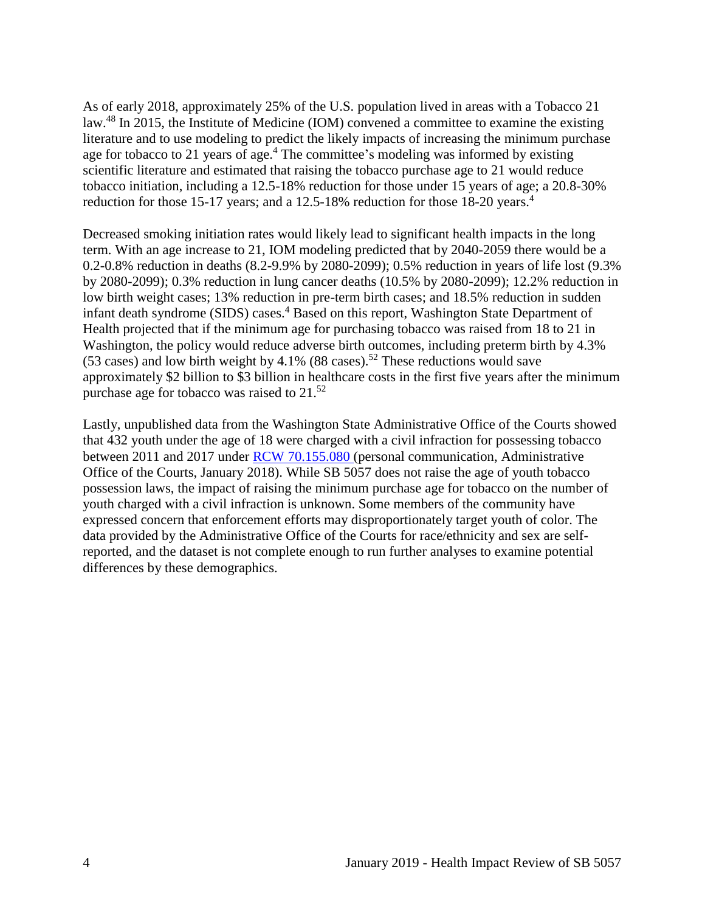As of early 2018, approximately 25% of the U.S. population lived in areas with a Tobacco 21 law.[48] In 2015, the Institute of Medicine (IOM) convened a committee to examine the existing literature and to use modeling to predict the likely impacts of increasing the minimum purchase age for tobacco to 21 years of age.[4] The committee's modeling was informed by existing scientific literature and estimated that raising the tobacco purchase age to 21 would reduce tobacco initiation, including a 12.5-18% reduction for those under 15 years of age; a 20.8-30% reduction for those 15-17 years; and a 12.5-18% reduction for those 18-20 years.[4]

Decreased smoking initiation rates would likely lead to significant health impacts in the long term. With an age increase to 21, IOM modeling predicted that by 2040-2059 there would be a 0.2-0.8% reduction in deaths (8.2-9.9% by 2080-2099); 0.5% reduction in years of life lost (9.3% by 2080-2099); 0.3% reduction in lung cancer deaths (10.5% by 2080-2099); 12.2% reduction in low birth weight cases; 13% reduction in pre-term birth cases; and 18.5% reduction in sudden infant death syndrome (SIDS) cases.[4] Based on this report, Washington State Department of Health projected that if the minimum age for purchasing tobacco was raised from 18 to 21 in Washington, the policy would reduce adverse birth outcomes, including preterm birth by 4.3% (53 cases) and low birth weight by 4.1% (88 cases).[52] These reductions would save approximately $2 billion to $3 billion in healthcare costs in the first five years after the minimum purchase age for tobacco was raised to 21.[52]

Lastly, unpublished data from the Washington State Administrative Office of the Courts showed that 432 youth under the age of 18 were charged with a civil infraction for possessing tobacco between 2011 and 2017 under RCW 70.155.080 (personal communication, Administrative Office of the Courts, January 2018). While SB 5057 does not raise the age of youth tobacco possession laws, the impact of raising the minimum purchase age for tobacco on the number of youth charged with a civil infraction is unknown. Some members of the community have expressed concern that enforcement efforts may disproportionately target youth of color. The data provided by the Administrative Office of the Courts for race/ethnicity and sex are self-reported, and the dataset is not complete enough to run further analyses to examine potential differences by these demographics.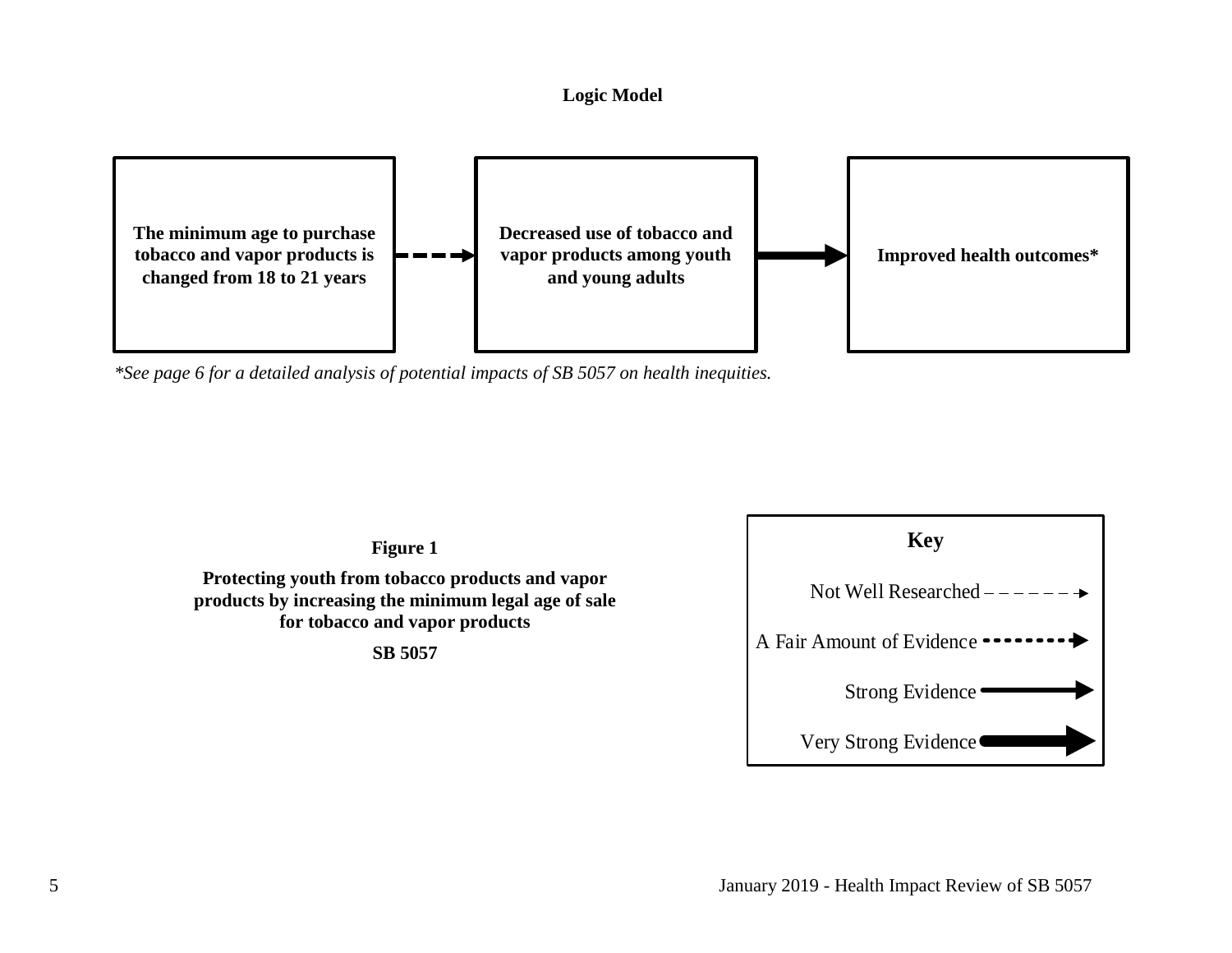**Logic Model**

**The minimum age to purchase tobacco and vapor products is changed from 18 to 21 years** → (A Fair Amount of Evidence) → **Decreased use of tobacco and vapor products among youth and young adults** → (Very Strong Evidence) → **Improved health outcomes***

*\*See page 6 for a detailed analysis of potential impacts of SB 5057 on health inequities.*

**Figure 1**

**Protecting youth from tobacco products and vapor products by increasing the minimum legal age of sale for tobacco and vapor products**

**SB 5057**

**Key**

- Not Well Researched
- A Fair Amount of Evidence
- Strong Evidence
- Very Strong Evidence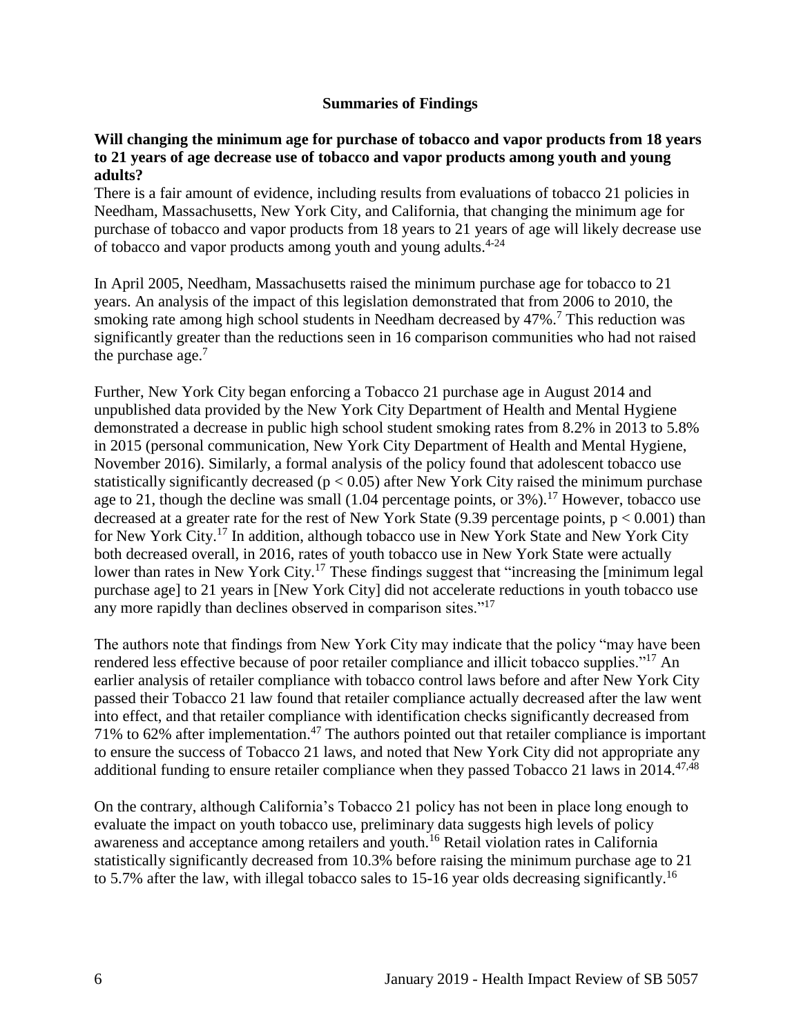## Summaries of Findings

**Will changing the minimum age for purchase of tobacco and vapor products from 18 years to 21 years of age decrease use of tobacco and vapor products among youth and young adults?**

There is a fair amount of evidence, including results from evaluations of tobacco 21 policies in Needham, Massachusetts, New York City, and California, that changing the minimum age for purchase of tobacco and vapor products from 18 years to 21 years of age will likely decrease use of tobacco and vapor products among youth and young adults.[4-24]

In April 2005, Needham, Massachusetts raised the minimum purchase age for tobacco to 21 years. An analysis of the impact of this legislation demonstrated that from 2006 to 2010, the smoking rate among high school students in Needham decreased by 47%.[7] This reduction was significantly greater than the reductions seen in 16 comparison communities who had not raised the purchase age.[7]

Further, New York City began enforcing a Tobacco 21 purchase age in August 2014 and unpublished data provided by the New York City Department of Health and Mental Hygiene demonstrated a decrease in public high school student smoking rates from 8.2% in 2013 to 5.8% in 2015 (personal communication, New York City Department of Health and Mental Hygiene, November 2016). Similarly, a formal analysis of the policy found that adolescent tobacco use statistically significantly decreased ($p < 0.05$) after New York City raised the minimum purchase age to 21, though the decline was small (1.04 percentage points, or 3%).[17] However, tobacco use decreased at a greater rate for the rest of New York State (9.39 percentage points, $p < 0.001$) than for New York City.[17] In addition, although tobacco use in New York State and New York City both decreased overall, in 2016, rates of youth tobacco use in New York State were actually lower than rates in New York City.[17] These findings suggest that "increasing the [minimum legal purchase age] to 21 years in [New York City] did not accelerate reductions in youth tobacco use any more rapidly than declines observed in comparison sites."[17]

The authors note that findings from New York City may indicate that the policy "may have been rendered less effective because of poor retailer compliance and illicit tobacco supplies."[17] An earlier analysis of retailer compliance with tobacco control laws before and after New York City passed their Tobacco 21 law found that retailer compliance actually decreased after the law went into effect, and that retailer compliance with identification checks significantly decreased from 71% to 62% after implementation.[47] The authors pointed out that retailer compliance is important to ensure the success of Tobacco 21 laws, and noted that New York City did not appropriate any additional funding to ensure retailer compliance when they passed Tobacco 21 laws in 2014.[47,48]

On the contrary, although California's Tobacco 21 policy has not been in place long enough to evaluate the impact on youth tobacco use, preliminary data suggests high levels of policy awareness and acceptance among retailers and youth.[16] Retail violation rates in California statistically significantly decreased from 10.3% before raising the minimum purchase age to 21 to 5.7% after the law, with illegal tobacco sales to 15-16 year olds decreasing significantly.[16]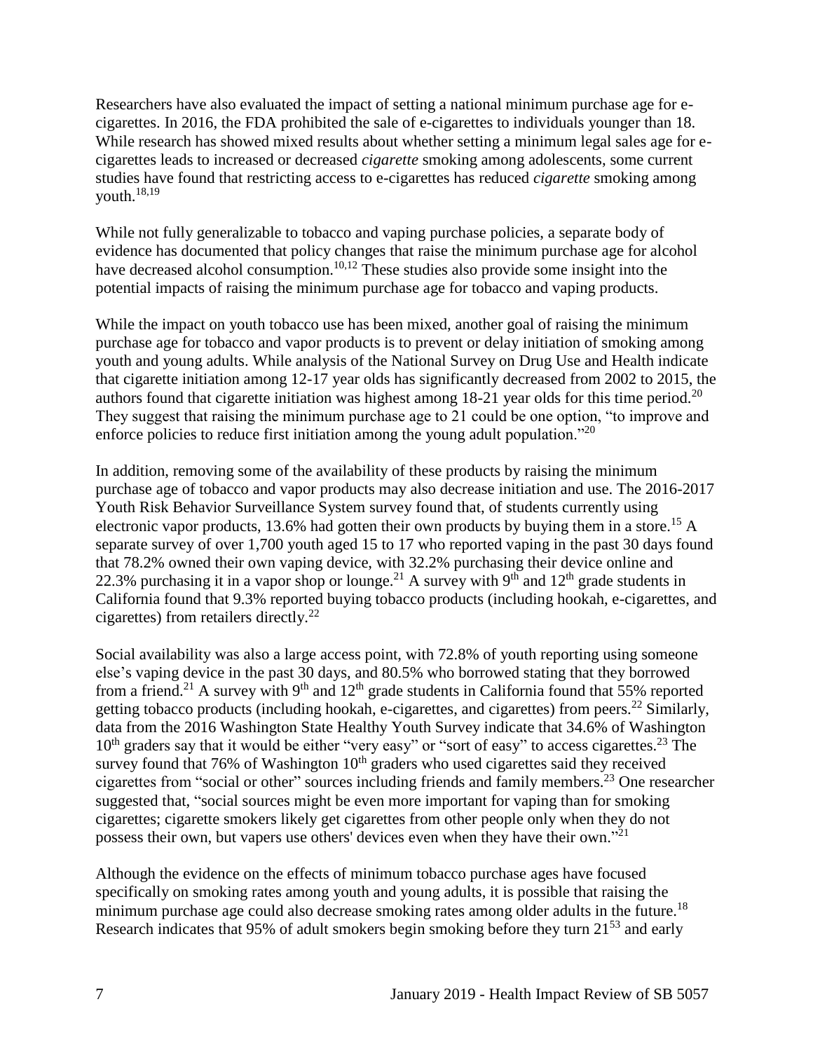Researchers have also evaluated the impact of setting a national minimum purchase age for e-cigarettes. In 2016, the FDA prohibited the sale of e-cigarettes to individuals younger than 18. While research has showed mixed results about whether setting a minimum legal sales age for e-cigarettes leads to increased or decreased *cigarette* smoking among adolescents, some current studies have found that restricting access to e-cigarettes has reduced *cigarette* smoking among youth.[18,19]

While not fully generalizable to tobacco and vaping purchase policies, a separate body of evidence has documented that policy changes that raise the minimum purchase age for alcohol have decreased alcohol consumption.[10,12] These studies also provide some insight into the potential impacts of raising the minimum purchase age for tobacco and vaping products.

While the impact on youth tobacco use has been mixed, another goal of raising the minimum purchase age for tobacco and vapor products is to prevent or delay initiation of smoking among youth and young adults. While analysis of the National Survey on Drug Use and Health indicate that cigarette initiation among 12-17 year olds has significantly decreased from 2002 to 2015, the authors found that cigarette initiation was highest among 18-21 year olds for this time period.[20] They suggest that raising the minimum purchase age to 21 could be one option, "to improve and enforce policies to reduce first initiation among the young adult population."[20]

In addition, removing some of the availability of these products by raising the minimum purchase age of tobacco and vapor products may also decrease initiation and use. The 2016-2017 Youth Risk Behavior Surveillance System survey found that, of students currently using electronic vapor products, 13.6% had gotten their own products by buying them in a store.[15] A separate survey of over 1,700 youth aged 15 to 17 who reported vaping in the past 30 days found that 78.2% owned their own vaping device, with 32.2% purchasing their device online and 22.3% purchasing it in a vapor shop or lounge.[21] A survey with 9th and 12th grade students in California found that 9.3% reported buying tobacco products (including hookah, e-cigarettes, and cigarettes) from retailers directly.[22]

Social availability was also a large access point, with 72.8% of youth reporting using someone else's vaping device in the past 30 days, and 80.5% who borrowed stating that they borrowed from a friend.[21] A survey with 9th and 12th grade students in California found that 55% reported getting tobacco products (including hookah, e-cigarettes, and cigarettes) from peers.[22] Similarly, data from the 2016 Washington State Healthy Youth Survey indicate that 34.6% of Washington 10th graders say that it would be either "very easy" or "sort of easy" to access cigarettes.[23] The survey found that 76% of Washington 10th graders who used cigarettes said they received cigarettes from "social or other" sources including friends and family members.[23] One researcher suggested that, "social sources might be even more important for vaping than for smoking cigarettes; cigarette smokers likely get cigarettes from other people only when they do not possess their own, but vapers use others' devices even when they have their own."[21]

Although the evidence on the effects of minimum tobacco purchase ages have focused specifically on smoking rates among youth and young adults, it is possible that raising the minimum purchase age could also decrease smoking rates among older adults in the future.[18] Research indicates that 95% of adult smokers begin smoking before they turn 21[53] and early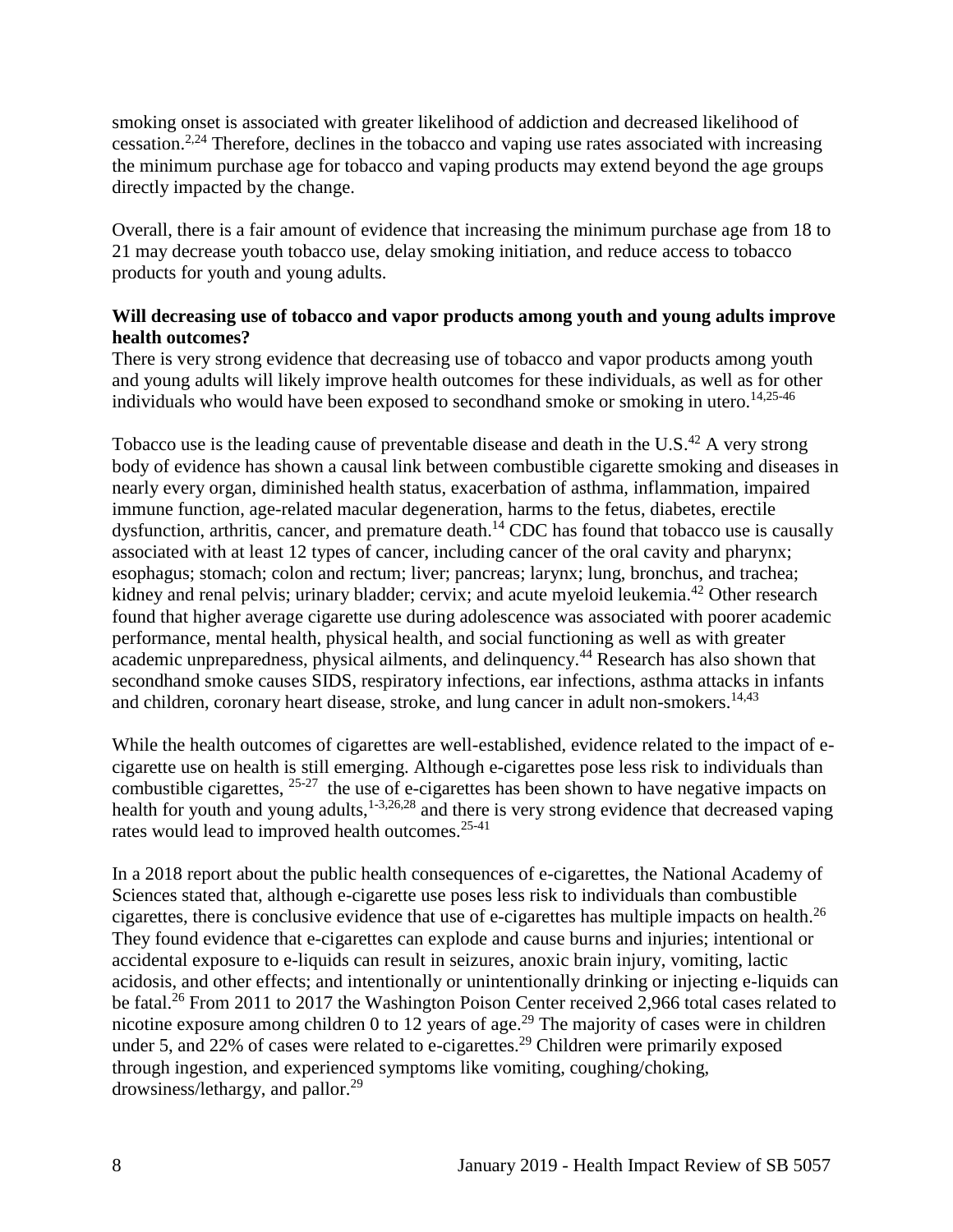smoking onset is associated with greater likelihood of addiction and decreased likelihood of cessation.[2,24] Therefore, declines in the tobacco and vaping use rates associated with increasing the minimum purchase age for tobacco and vaping products may extend beyond the age groups directly impacted by the change.

Overall, there is a fair amount of evidence that increasing the minimum purchase age from 18 to 21 may decrease youth tobacco use, delay smoking initiation, and reduce access to tobacco products for youth and young adults.

**Will decreasing use of tobacco and vapor products among youth and young adults improve health outcomes?**

There is very strong evidence that decreasing use of tobacco and vapor products among youth and young adults will likely improve health outcomes for these individuals, as well as for other individuals who would have been exposed to secondhand smoke or smoking in utero.[14,25-46]

Tobacco use is the leading cause of preventable disease and death in the U.S.[42] A very strong body of evidence has shown a causal link between combustible cigarette smoking and diseases in nearly every organ, diminished health status, exacerbation of asthma, inflammation, impaired immune function, age-related macular degeneration, harms to the fetus, diabetes, erectile dysfunction, arthritis, cancer, and premature death.[14] CDC has found that tobacco use is causally associated with at least 12 types of cancer, including cancer of the oral cavity and pharynx; esophagus; stomach; colon and rectum; liver; pancreas; larynx; lung, bronchus, and trachea; kidney and renal pelvis; urinary bladder; cervix; and acute myeloid leukemia.[42] Other research found that higher average cigarette use during adolescence was associated with poorer academic performance, mental health, physical health, and social functioning as well as with greater academic unpreparedness, physical ailments, and delinquency.[44] Research has also shown that secondhand smoke causes SIDS, respiratory infections, ear infections, asthma attacks in infants and children, coronary heart disease, stroke, and lung cancer in adult non-smokers.[14,43]

While the health outcomes of cigarettes are well-established, evidence related to the impact of e-cigarette use on health is still emerging. Although e-cigarettes pose less risk to individuals than combustible cigarettes,[25-27] the use of e-cigarettes has been shown to have negative impacts on health for youth and young adults,[1-3,26,28] and there is very strong evidence that decreased vaping rates would lead to improved health outcomes.[25-41]

In a 2018 report about the public health consequences of e-cigarettes, the National Academy of Sciences stated that, although e-cigarette use poses less risk to individuals than combustible cigarettes, there is conclusive evidence that use of e-cigarettes has multiple impacts on health.[26] They found evidence that e-cigarettes can explode and cause burns and injuries; intentional or accidental exposure to e-liquids can result in seizures, anoxic brain injury, vomiting, lactic acidosis, and other effects; and intentionally or unintentionally drinking or injecting e-liquids can be fatal.[26] From 2011 to 2017 the Washington Poison Center received 2,966 total cases related to nicotine exposure among children 0 to 12 years of age.[29] The majority of cases were in children under 5, and 22% of cases were related to e-cigarettes.[29] Children were primarily exposed through ingestion, and experienced symptoms like vomiting, coughing/choking, drowsiness/lethargy, and pallor.[29]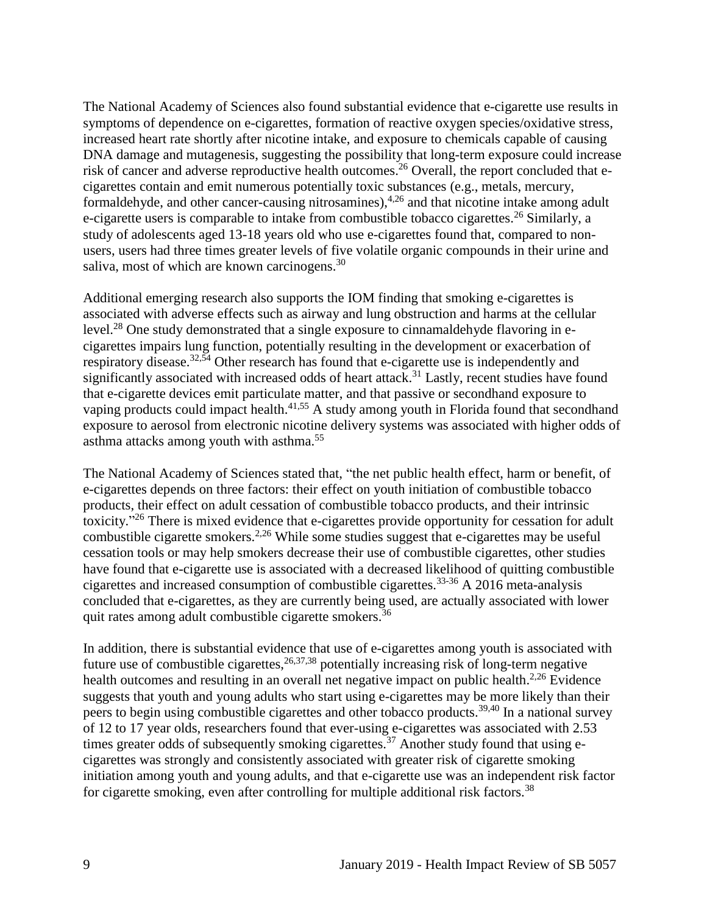The National Academy of Sciences also found substantial evidence that e-cigarette use results in symptoms of dependence on e-cigarettes, formation of reactive oxygen species/oxidative stress, increased heart rate shortly after nicotine intake, and exposure to chemicals capable of causing DNA damage and mutagenesis, suggesting the possibility that long-term exposure could increase risk of cancer and adverse reproductive health outcomes.[26] Overall, the report concluded that e-cigarettes contain and emit numerous potentially toxic substances (e.g., metals, mercury, formaldehyde, and other cancer-causing nitrosamines),[4,26] and that nicotine intake among adult e-cigarette users is comparable to intake from combustible tobacco cigarettes.[26] Similarly, a study of adolescents aged 13-18 years old who use e-cigarettes found that, compared to non-users, users had three times greater levels of five volatile organic compounds in their urine and saliva, most of which are known carcinogens.[30]

Additional emerging research also supports the IOM finding that smoking e-cigarettes is associated with adverse effects such as airway and lung obstruction and harms at the cellular level.[28] One study demonstrated that a single exposure to cinnamaldehyde flavoring in e-cigarettes impairs lung function, potentially resulting in the development or exacerbation of respiratory disease.[32,54] Other research has found that e-cigarette use is independently and significantly associated with increased odds of heart attack.[31] Lastly, recent studies have found that e-cigarette devices emit particulate matter, and that passive or secondhand exposure to vaping products could impact health.[41,55] A study among youth in Florida found that secondhand exposure to aerosol from electronic nicotine delivery systems was associated with higher odds of asthma attacks among youth with asthma.[55]

The National Academy of Sciences stated that, "the net public health effect, harm or benefit, of e-cigarettes depends on three factors: their effect on youth initiation of combustible tobacco products, their effect on adult cessation of combustible tobacco products, and their intrinsic toxicity."[26] There is mixed evidence that e-cigarettes provide opportunity for cessation for adult combustible cigarette smokers.[2,26] While some studies suggest that e-cigarettes may be useful cessation tools or may help smokers decrease their use of combustible cigarettes, other studies have found that e-cigarette use is associated with a decreased likelihood of quitting combustible cigarettes and increased consumption of combustible cigarettes.[33-36] A 2016 meta-analysis concluded that e-cigarettes, as they are currently being used, are actually associated with lower quit rates among adult combustible cigarette smokers.[36]

In addition, there is substantial evidence that use of e-cigarettes among youth is associated with future use of combustible cigarettes,[26,37,38] potentially increasing risk of long-term negative health outcomes and resulting in an overall net negative impact on public health.[2,26] Evidence suggests that youth and young adults who start using e-cigarettes may be more likely than their peers to begin using combustible cigarettes and other tobacco products.[39,40] In a national survey of 12 to 17 year olds, researchers found that ever-using e-cigarettes was associated with 2.53 times greater odds of subsequently smoking cigarettes.[37] Another study found that using e-cigarettes was strongly and consistently associated with greater risk of cigarette smoking initiation among youth and young adults, and that e-cigarette use was an independent risk factor for cigarette smoking, even after controlling for multiple additional risk factors.[38]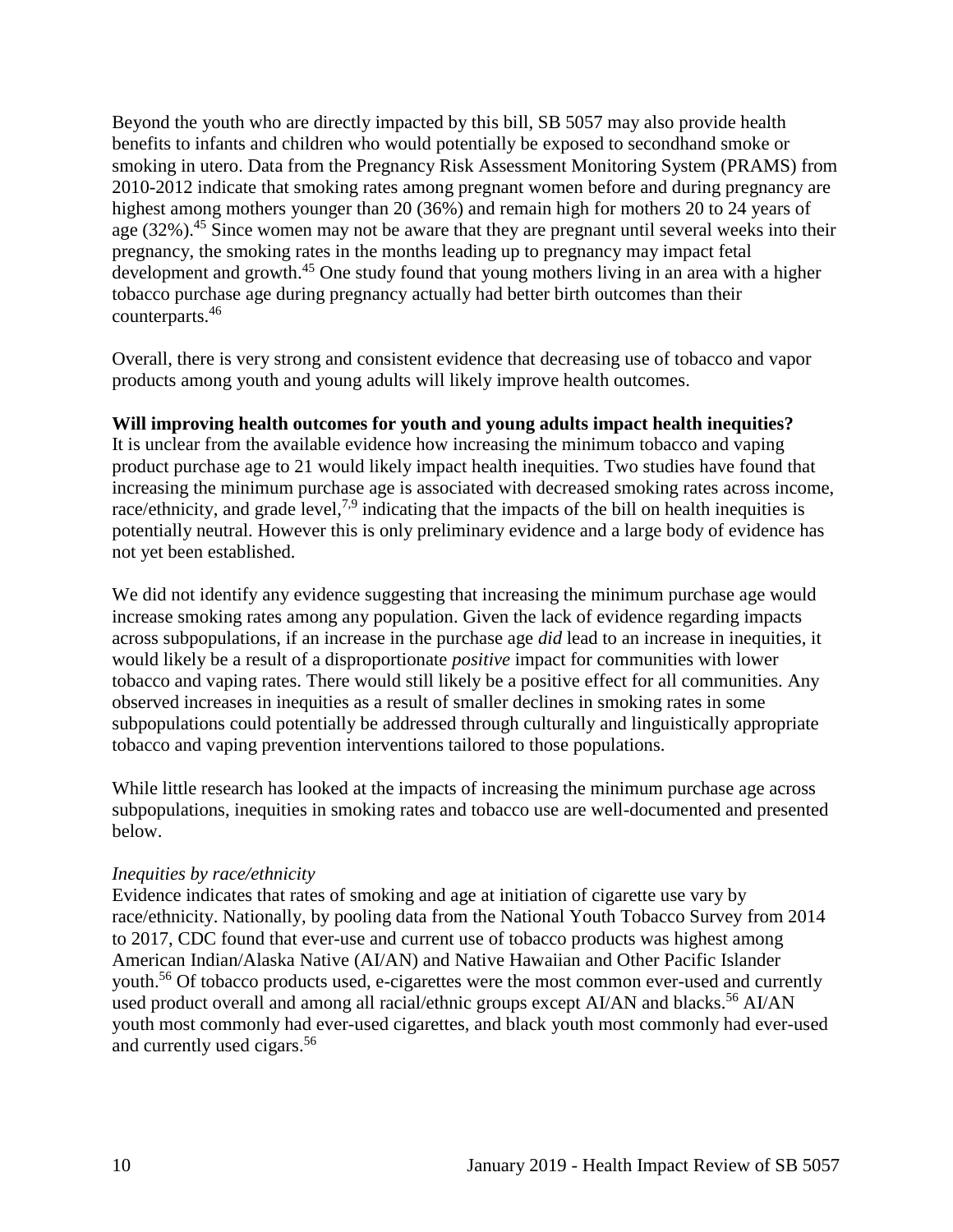Beyond the youth who are directly impacted by this bill, SB 5057 may also provide health benefits to infants and children who would potentially be exposed to secondhand smoke or smoking in utero. Data from the Pregnancy Risk Assessment Monitoring System (PRAMS) from 2010-2012 indicate that smoking rates among pregnant women before and during pregnancy are highest among mothers younger than 20 (36%) and remain high for mothers 20 to 24 years of age (32%).[45] Since women may not be aware that they are pregnant until several weeks into their pregnancy, the smoking rates in the months leading up to pregnancy may impact fetal development and growth.[45] One study found that young mothers living in an area with a higher tobacco purchase age during pregnancy actually had better birth outcomes than their counterparts.[46]

Overall, there is very strong and consistent evidence that decreasing use of tobacco and vapor products among youth and young adults will likely improve health outcomes.

**Will improving health outcomes for youth and young adults impact health inequities?**

It is unclear from the available evidence how increasing the minimum tobacco and vaping product purchase age to 21 would likely impact health inequities. Two studies have found that increasing the minimum purchase age is associated with decreased smoking rates across income, race/ethnicity, and grade level,[7,9] indicating that the impacts of the bill on health inequities is potentially neutral. However this is only preliminary evidence and a large body of evidence has not yet been established.

We did not identify any evidence suggesting that increasing the minimum purchase age would increase smoking rates among any population. Given the lack of evidence regarding impacts across subpopulations, if an increase in the purchase age *did* lead to an increase in inequities, it would likely be a result of a disproportionate *positive* impact for communities with lower tobacco and vaping rates. There would still likely be a positive effect for all communities. Any observed increases in inequities as a result of smaller declines in smoking rates in some subpopulations could potentially be addressed through culturally and linguistically appropriate tobacco and vaping prevention interventions tailored to those populations.

While little research has looked at the impacts of increasing the minimum purchase age across subpopulations, inequities in smoking rates and tobacco use are well-documented and presented below.

*Inequities by race/ethnicity*

Evidence indicates that rates of smoking and age at initiation of cigarette use vary by race/ethnicity. Nationally, by pooling data from the National Youth Tobacco Survey from 2014 to 2017, CDC found that ever-use and current use of tobacco products was highest among American Indian/Alaska Native (AI/AN) and Native Hawaiian and Other Pacific Islander youth.[56] Of tobacco products used, e-cigarettes were the most common ever-used and currently used product overall and among all racial/ethnic groups except AI/AN and blacks.[56] AI/AN youth most commonly had ever-used cigarettes, and black youth most commonly had ever-used and currently used cigars.[56]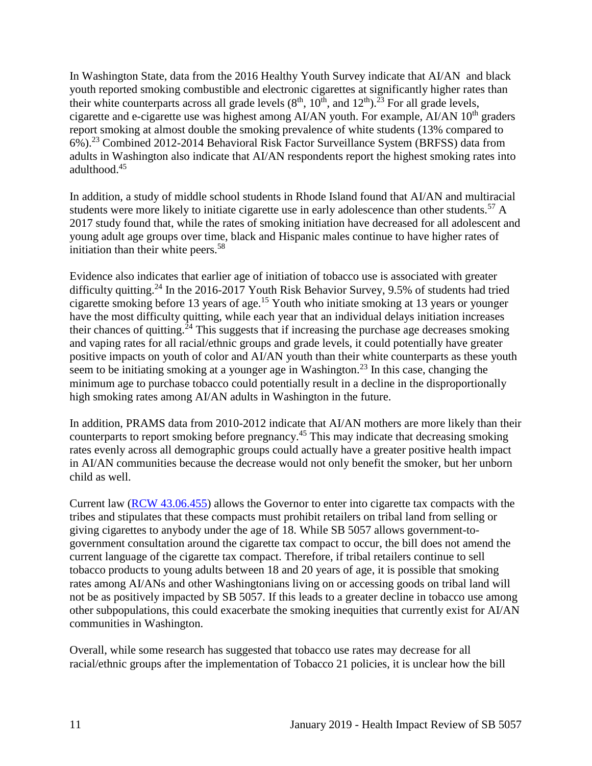In Washington State, data from the 2016 Healthy Youth Survey indicate that AI/AN and black youth reported smoking combustible and electronic cigarettes at significantly higher rates than their white counterparts across all grade levels ($8^{th}$, $10^{th}$, and $12^{th}$).[23] For all grade levels, cigarette and e-cigarette use was highest among AI/AN youth. For example, AI/AN $10^{th}$ graders report smoking at almost double the smoking prevalence of white students (13% compared to 6%).[23] Combined 2012-2014 Behavioral Risk Factor Surveillance System (BRFSS) data from adults in Washington also indicate that AI/AN respondents report the highest smoking rates into adulthood.[45]

In addition, a study of middle school students in Rhode Island found that AI/AN and multiracial students were more likely to initiate cigarette use in early adolescence than other students.[57] A 2017 study found that, while the rates of smoking initiation have decreased for all adolescent and young adult age groups over time, black and Hispanic males continue to have higher rates of initiation than their white peers.[58]

Evidence also indicates that earlier age of initiation of tobacco use is associated with greater difficulty quitting.[24] In the 2016-2017 Youth Risk Behavior Survey, 9.5% of students had tried cigarette smoking before 13 years of age.[15] Youth who initiate smoking at 13 years or younger have the most difficulty quitting, while each year that an individual delays initiation increases their chances of quitting.[24] This suggests that if increasing the purchase age decreases smoking and vaping rates for all racial/ethnic groups and grade levels, it could potentially have greater positive impacts on youth of color and AI/AN youth than their white counterparts as these youth seem to be initiating smoking at a younger age in Washington.[23] In this case, changing the minimum age to purchase tobacco could potentially result in a decline in the disproportionally high smoking rates among AI/AN adults in Washington in the future.

In addition, PRAMS data from 2010-2012 indicate that AI/AN mothers are more likely than their counterparts to report smoking before pregnancy.[45] This may indicate that decreasing smoking rates evenly across all demographic groups could actually have a greater positive health impact in AI/AN communities because the decrease would not only benefit the smoker, but her unborn child as well.

Current law (RCW 43.06.455) allows the Governor to enter into cigarette tax compacts with the tribes and stipulates that these compacts must prohibit retailers on tribal land from selling or giving cigarettes to anybody under the age of 18. While SB 5057 allows government-to-government consultation around the cigarette tax compact to occur, the bill does not amend the current language of the cigarette tax compact. Therefore, if tribal retailers continue to sell tobacco products to young adults between 18 and 20 years of age, it is possible that smoking rates among AI/ANs and other Washingtonians living on or accessing goods on tribal land will not be as positively impacted by SB 5057. If this leads to a greater decline in tobacco use among other subpopulations, this could exacerbate the smoking inequities that currently exist for AI/AN communities in Washington.

Overall, while some research has suggested that tobacco use rates may decrease for all racial/ethnic groups after the implementation of Tobacco 21 policies, it is unclear how the bill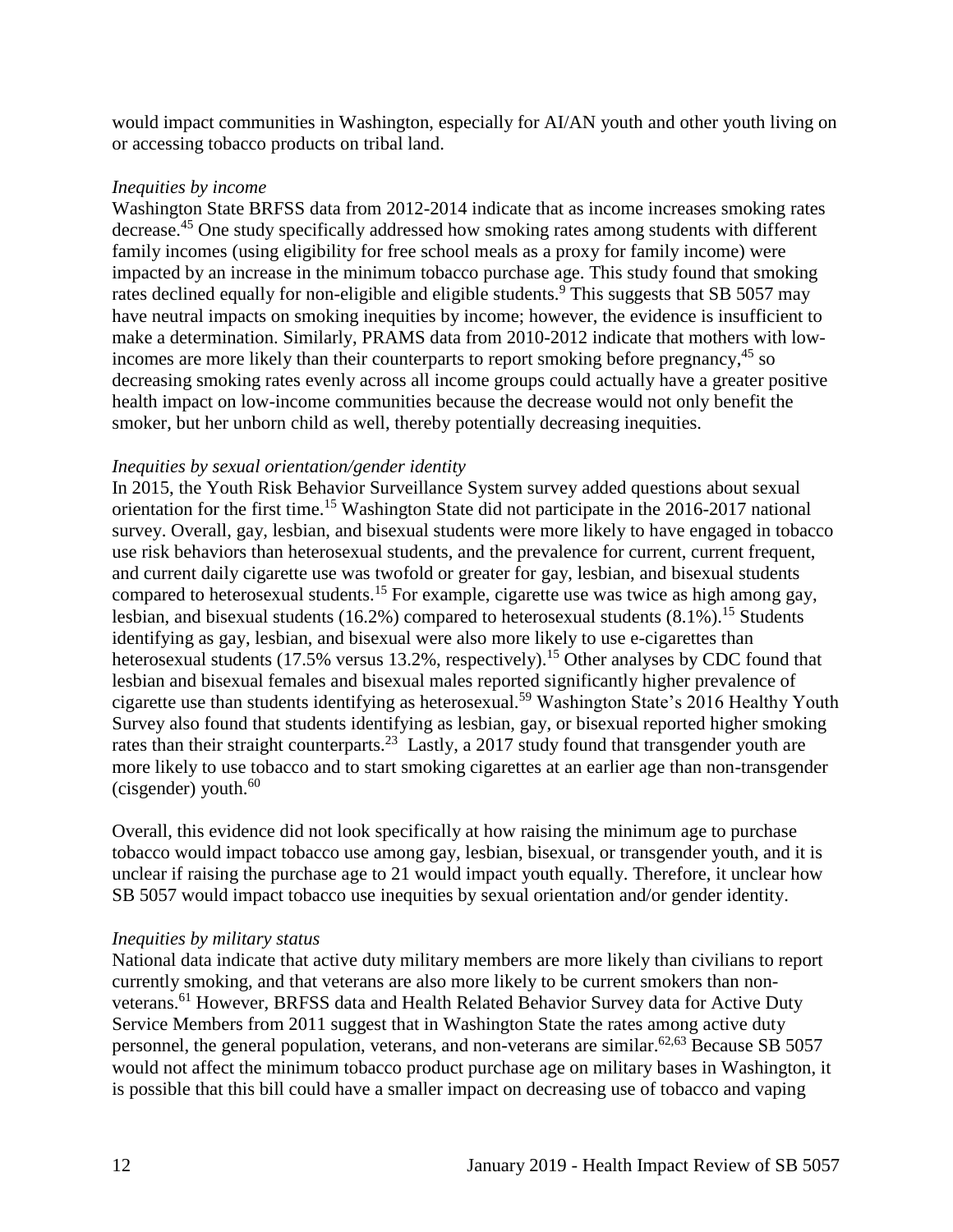would impact communities in Washington, especially for AI/AN youth and other youth living on or accessing tobacco products on tribal land.

*Inequities by income*

Washington State BRFSS data from 2012-2014 indicate that as income increases smoking rates decrease.[45] One study specifically addressed how smoking rates among students with different family incomes (using eligibility for free school meals as a proxy for family income) were impacted by an increase in the minimum tobacco purchase age. This study found that smoking rates declined equally for non-eligible and eligible students.[9] This suggests that SB 5057 may have neutral impacts on smoking inequities by income; however, the evidence is insufficient to make a determination. Similarly, PRAMS data from 2010-2012 indicate that mothers with low-incomes are more likely than their counterparts to report smoking before pregnancy,[45] so decreasing smoking rates evenly across all income groups could actually have a greater positive health impact on low-income communities because the decrease would not only benefit the smoker, but her unborn child as well, thereby potentially decreasing inequities.

*Inequities by sexual orientation/gender identity*

In 2015, the Youth Risk Behavior Surveillance System survey added questions about sexual orientation for the first time.[15] Washington State did not participate in the 2016-2017 national survey. Overall, gay, lesbian, and bisexual students were more likely to have engaged in tobacco use risk behaviors than heterosexual students, and the prevalence for current, current frequent, and current daily cigarette use was twofold or greater for gay, lesbian, and bisexual students compared to heterosexual students.[15] For example, cigarette use was twice as high among gay, lesbian, and bisexual students (16.2%) compared to heterosexual students (8.1%).[15] Students identifying as gay, lesbian, and bisexual were also more likely to use e-cigarettes than heterosexual students (17.5% versus 13.2%, respectively).[15] Other analyses by CDC found that lesbian and bisexual females and bisexual males reported significantly higher prevalence of cigarette use than students identifying as heterosexual.[59] Washington State's 2016 Healthy Youth Survey also found that students identifying as lesbian, gay, or bisexual reported higher smoking rates than their straight counterparts.[23] Lastly, a 2017 study found that transgender youth are more likely to use tobacco and to start smoking cigarettes at an earlier age than non-transgender (cisgender) youth.[60]

Overall, this evidence did not look specifically at how raising the minimum age to purchase tobacco would impact tobacco use among gay, lesbian, bisexual, or transgender youth, and it is unclear if raising the purchase age to 21 would impact youth equally. Therefore, it unclear how SB 5057 would impact tobacco use inequities by sexual orientation and/or gender identity.

*Inequities by military status*

National data indicate that active duty military members are more likely than civilians to report currently smoking, and that veterans are also more likely to be current smokers than non-veterans.[61] However, BRFSS data and Health Related Behavior Survey data for Active Duty Service Members from 2011 suggest that in Washington State the rates among active duty personnel, the general population, veterans, and non-veterans are similar.[62,63] Because SB 5057 would not affect the minimum tobacco product purchase age on military bases in Washington, it is possible that this bill could have a smaller impact on decreasing use of tobacco and vaping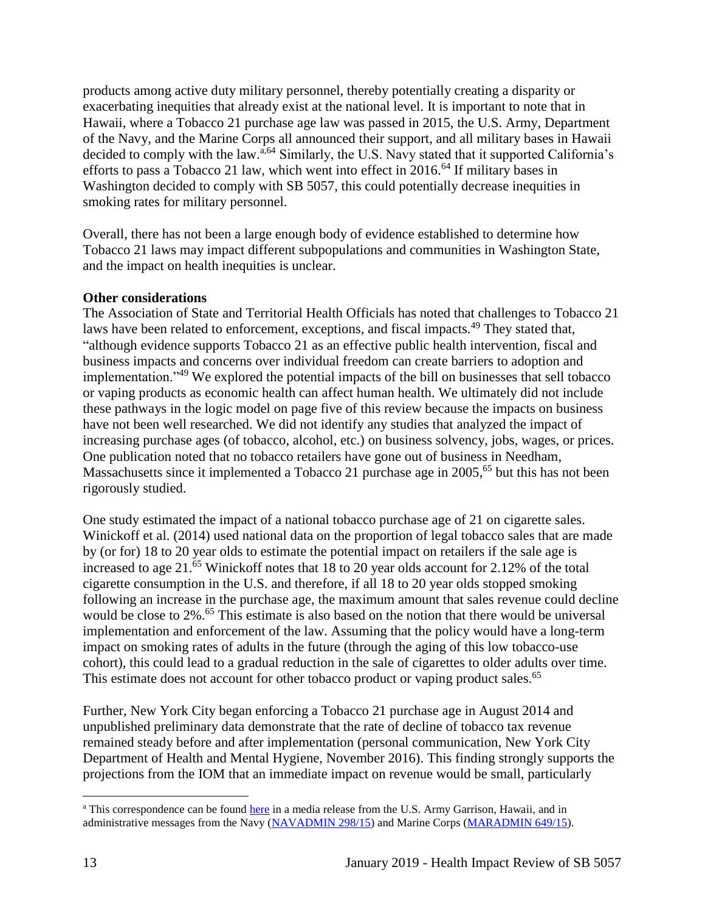products among active duty military personnel, thereby potentially creating a disparity or exacerbating inequities that already exist at the national level. It is important to note that in Hawaii, where a Tobacco 21 purchase age law was passed in 2015, the U.S. Army, Department of the Navy, and the Marine Corps all announced their support, and all military bases in Hawaii decided to comply with the law.[a,64] Similarly, the U.S. Navy stated that it supported California's efforts to pass a Tobacco 21 law, which went into effect in 2016.[64] If military bases in Washington decided to comply with SB 5057, this could potentially decrease inequities in smoking rates for military personnel.

Overall, there has not been a large enough body of evidence established to determine how Tobacco 21 laws may impact different subpopulations and communities in Washington State, and the impact on health inequities is unclear.

**Other considerations**

The Association of State and Territorial Health Officials has noted that challenges to Tobacco 21 laws have been related to enforcement, exceptions, and fiscal impacts.[49] They stated that, "although evidence supports Tobacco 21 as an effective public health intervention, fiscal and business impacts and concerns over individual freedom can create barriers to adoption and implementation."[49] We explored the potential impacts of the bill on businesses that sell tobacco or vaping products as economic health can affect human health. We ultimately did not include these pathways in the logic model on page five of this review because the impacts on business have not been well researched. We did not identify any studies that analyzed the impact of increasing purchase ages (of tobacco, alcohol, etc.) on business solvency, jobs, wages, or prices. One publication noted that no tobacco retailers have gone out of business in Needham, Massachusetts since it implemented a Tobacco 21 purchase age in 2005,[65] but this has not been rigorously studied.

One study estimated the impact of a national tobacco purchase age of 21 on cigarette sales. Winickoff et al. (2014) used national data on the proportion of legal tobacco sales that are made by (or for) 18 to 20 year olds to estimate the potential impact on retailers if the sale age is increased to age 21.[65] Winickoff notes that 18 to 20 year olds account for 2.12% of the total cigarette consumption in the U.S. and therefore, if all 18 to 20 year olds stopped smoking following an increase in the purchase age, the maximum amount that sales revenue could decline would be close to 2%.[65] This estimate is also based on the notion that there would be universal implementation and enforcement of the law. Assuming that the policy would have a long-term impact on smoking rates of adults in the future (through the aging of this low tobacco-use cohort), this could lead to a gradual reduction in the sale of cigarettes to older adults over time. This estimate does not account for other tobacco product or vaping product sales.[65]

Further, New York City began enforcing a Tobacco 21 purchase age in August 2014 and unpublished preliminary data demonstrate that the rate of decline of tobacco tax revenue remained steady before and after implementation (personal communication, New York City Department of Health and Mental Hygiene, November 2016). This finding strongly supports the projections from the IOM that an immediate impact on revenue would be small, particularly

---

[a] This correspondence can be found here in a media release from the U.S. Army Garrison, Hawaii, and in administrative messages from the Navy (NAVADMIN 298/15) and Marine Corps (MARADMIN 649/15).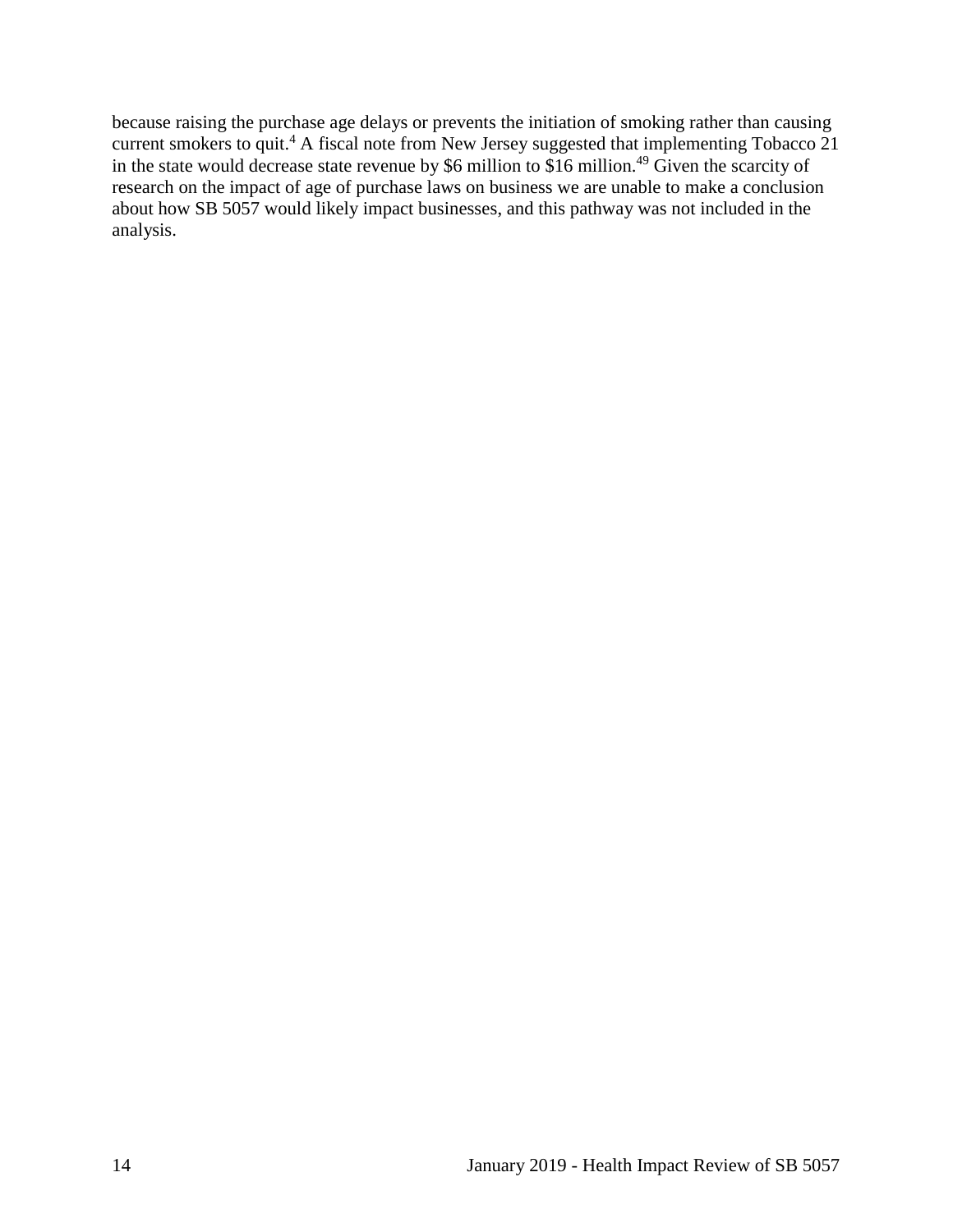because raising the purchase age delays or prevents the initiation of smoking rather than causing current smokers to quit.[4] A fiscal note from New Jersey suggested that implementing Tobacco 21 in the state would decrease state revenue by $6 million to $16 million.[49] Given the scarcity of research on the impact of age of purchase laws on business we are unable to make a conclusion about how SB 5057 would likely impact businesses, and this pathway was not included in the analysis.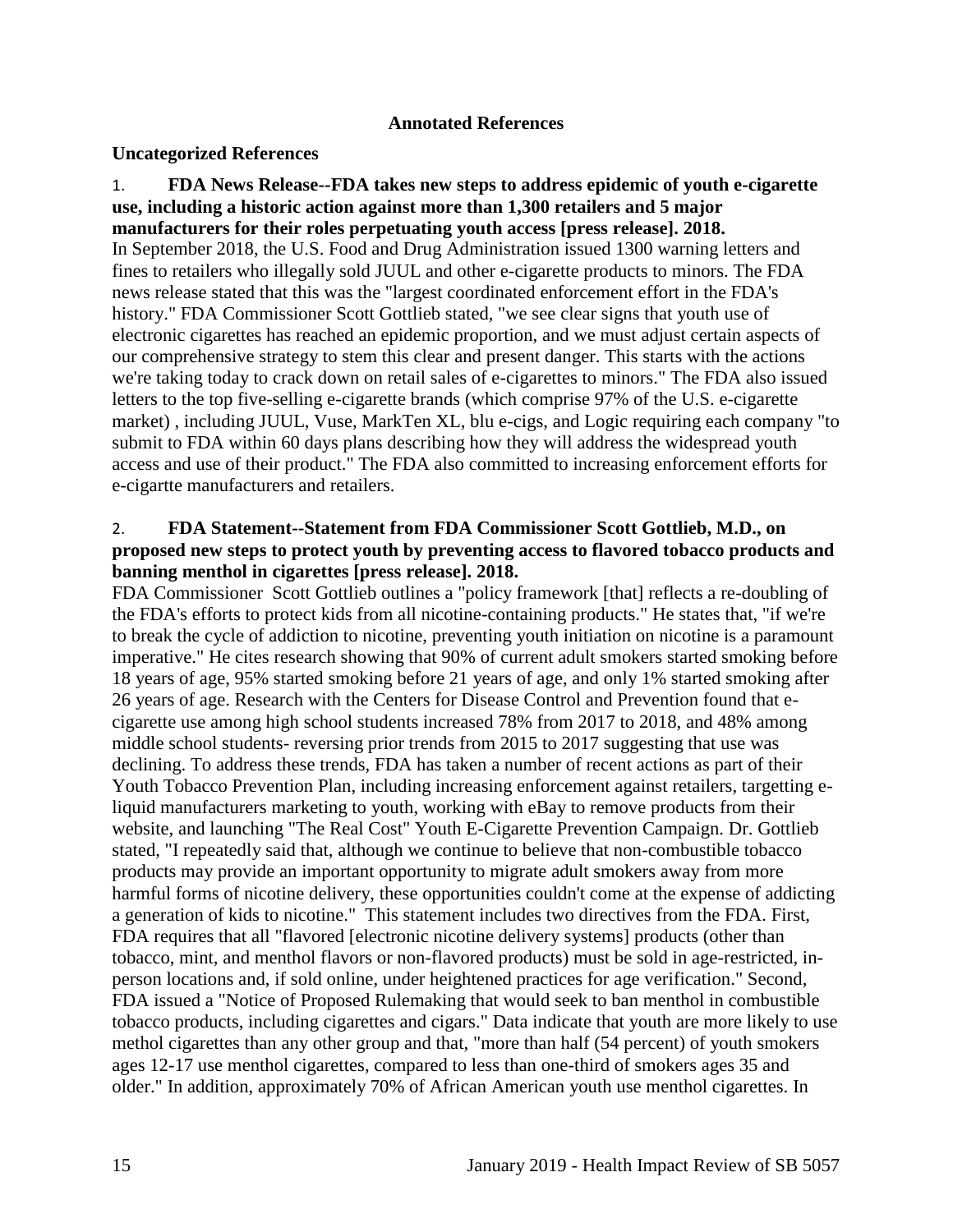# Annotated References

## Uncategorized References

1. **FDA News Release--FDA takes new steps to address epidemic of youth e-cigarette use, including a historic action against more than 1,300 retailers and 5 major manufacturers for their roles perpetuating youth access [press release]. 2018.**

In September 2018, the U.S. Food and Drug Administration issued 1300 warning letters and fines to retailers who illegally sold JUUL and other e-cigarette products to minors. The FDA news release stated that this was the "largest coordinated enforcement effort in the FDA's history." FDA Commissioner Scott Gottlieb stated, "we see clear signs that youth use of electronic cigarettes has reached an epidemic proportion, and we must adjust certain aspects of our comprehensive strategy to stem this clear and present danger. This starts with the actions we're taking today to crack down on retail sales of e-cigarettes to minors." The FDA also issued letters to the top five-selling e-cigarette brands (which comprise 97% of the U.S. e-cigarette market) , including JUUL, Vuse, MarkTen XL, blu e-cigs, and Logic requiring each company "to submit to FDA within 60 days plans describing how they will address the widespread youth access and use of their product." The FDA also committed to increasing enforcement efforts for e-cigartte manufacturers and retailers.

2. **FDA Statement--Statement from FDA Commissioner Scott Gottlieb, M.D., on proposed new steps to protect youth by preventing access to flavored tobacco products and banning menthol in cigarettes [press release]. 2018.**

FDA Commissioner Scott Gottlieb outlines a "policy framework [that] reflects a re-doubling of the FDA's efforts to protect kids from all nicotine-containing products." He states that, "if we're to break the cycle of addiction to nicotine, preventing youth initiation on nicotine is a paramount imperative." He cites research showing that 90% of current adult smokers started smoking before 18 years of age, 95% started smoking before 21 years of age, and only 1% started smoking after 26 years of age. Research with the Centers for Disease Control and Prevention found that e-cigarette use among high school students increased 78% from 2017 to 2018, and 48% among middle school students- reversing prior trends from 2015 to 2017 suggesting that use was declining. To address these trends, FDA has taken a number of recent actions as part of their Youth Tobacco Prevention Plan, including increasing enforcement against retailers, targetting e-liquid manufacturers marketing to youth, working with eBay to remove products from their website, and launching "The Real Cost" Youth E-Cigarette Prevention Campaign. Dr. Gottlieb stated, "I repeatedly said that, although we continue to believe that non-combustible tobacco products may provide an important opportunity to migrate adult smokers away from more harmful forms of nicotine delivery, these opportunities couldn't come at the expense of addicting a generation of kids to nicotine." This statement includes two directives from the FDA. First, FDA requires that all "flavored [electronic nicotine delivery systems] products (other than tobacco, mint, and menthol flavors or non-flavored products) must be sold in age-restricted, in-person locations and, if sold online, under heightened practices for age verification." Second, FDA issued a "Notice of Proposed Rulemaking that would seek to ban menthol in combustible tobacco products, including cigarettes and cigars." Data indicate that youth are more likely to use methol cigarettes than any other group and that, "more than half (54 percent) of youth smokers ages 12-17 use menthol cigarettes, compared to less than one-third of smokers ages 35 and older." In addition, approximately 70% of African American youth use menthol cigarettes. In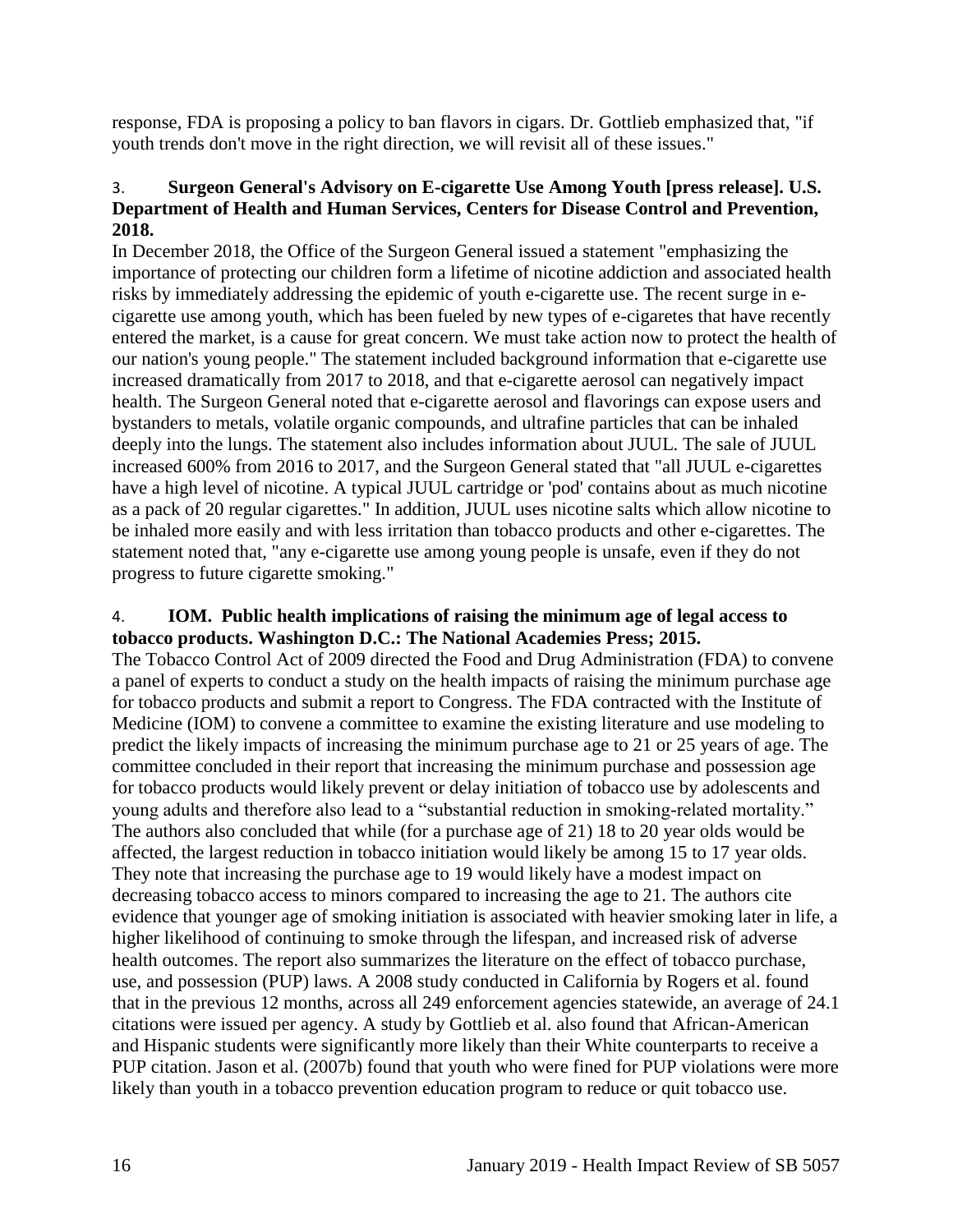response, FDA is proposing a policy to ban flavors in cigars. Dr. Gottlieb emphasized that, "if youth trends don't move in the right direction, we will revisit all of these issues."

3. **Surgeon General's Advisory on E-cigarette Use Among Youth [press release]. U.S. Department of Health and Human Services, Centers for Disease Control and Prevention, 2018.**

In December 2018, the Office of the Surgeon General issued a statement "emphasizing the importance of protecting our children form a lifetime of nicotine addiction and associated health risks by immediately addressing the epidemic of youth e-cigarette use. The recent surge in e-cigarette use among youth, which has been fueled by new types of e-cigaretes that have recently entered the market, is a cause for great concern. We must take action now to protect the health of our nation's young people." The statement included background information that e-cigarette use increased dramatically from 2017 to 2018, and that e-cigarette aerosol can negatively impact health. The Surgeon General noted that e-cigarette aerosol and flavorings can expose users and bystanders to metals, volatile organic compounds, and ultrafine particles that can be inhaled deeply into the lungs. The statement also includes information about JUUL. The sale of JUUL increased 600% from 2016 to 2017, and the Surgeon General stated that "all JUUL e-cigarettes have a high level of nicotine. A typical JUUL cartridge or 'pod' contains about as much nicotine as a pack of 20 regular cigarettes." In addition, JUUL uses nicotine salts which allow nicotine to be inhaled more easily and with less irritation than tobacco products and other e-cigarettes. The statement noted that, "any e-cigarette use among young people is unsafe, even if they do not progress to future cigarette smoking."

4. **IOM. Public health implications of raising the minimum age of legal access to tobacco products. Washington D.C.: The National Academies Press; 2015.**

The Tobacco Control Act of 2009 directed the Food and Drug Administration (FDA) to convene a panel of experts to conduct a study on the health impacts of raising the minimum purchase age for tobacco products and submit a report to Congress. The FDA contracted with the Institute of Medicine (IOM) to convene a committee to examine the existing literature and use modeling to predict the likely impacts of increasing the minimum purchase age to 21 or 25 years of age. The committee concluded in their report that increasing the minimum purchase and possession age for tobacco products would likely prevent or delay initiation of tobacco use by adolescents and young adults and therefore also lead to a "substantial reduction in smoking-related mortality." The authors also concluded that while (for a purchase age of 21) 18 to 20 year olds would be affected, the largest reduction in tobacco initiation would likely be among 15 to 17 year olds. They note that increasing the purchase age to 19 would likely have a modest impact on decreasing tobacco access to minors compared to increasing the age to 21. The authors cite evidence that younger age of smoking initiation is associated with heavier smoking later in life, a higher likelihood of continuing to smoke through the lifespan, and increased risk of adverse health outcomes. The report also summarizes the literature on the effect of tobacco purchase, use, and possession (PUP) laws. A 2008 study conducted in California by Rogers et al. found that in the previous 12 months, across all 249 enforcement agencies statewide, an average of 24.1 citations were issued per agency. A study by Gottlieb et al. also found that African-American and Hispanic students were significantly more likely than their White counterparts to receive a PUP citation. Jason et al. (2007b) found that youth who were fined for PUP violations were more likely than youth in a tobacco prevention education program to reduce or quit tobacco use.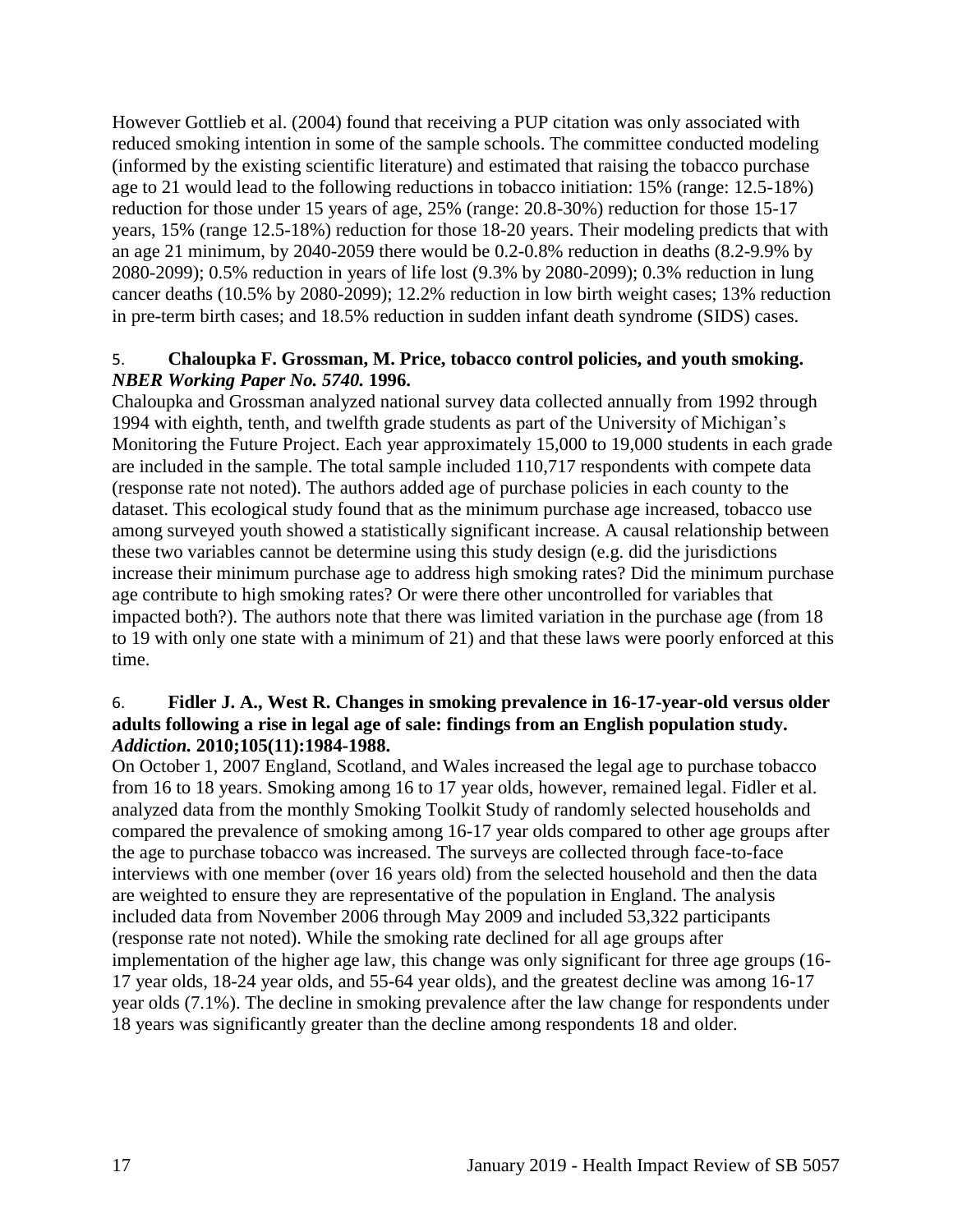However Gottlieb et al. (2004) found that receiving a PUP citation was only associated with reduced smoking intention in some of the sample schools. The committee conducted modeling (informed by the existing scientific literature) and estimated that raising the tobacco purchase age to 21 would lead to the following reductions in tobacco initiation: 15% (range: 12.5-18%) reduction for those under 15 years of age, 25% (range: 20.8-30%) reduction for those 15-17 years, 15% (range 12.5-18%) reduction for those 18-20 years. Their modeling predicts that with an age 21 minimum, by 2040-2059 there would be 0.2-0.8% reduction in deaths (8.2-9.9% by 2080-2099); 0.5% reduction in years of life lost (9.3% by 2080-2099); 0.3% reduction in lung cancer deaths (10.5% by 2080-2099); 12.2% reduction in low birth weight cases; 13% reduction in pre-term birth cases; and 18.5% reduction in sudden infant death syndrome (SIDS) cases.

5. **Chaloupka F. Grossman, M. Price, tobacco control policies, and youth smoking. *NBER Working Paper No. 5740.* 1996.**

Chaloupka and Grossman analyzed national survey data collected annually from 1992 through 1994 with eighth, tenth, and twelfth grade students as part of the University of Michigan's Monitoring the Future Project. Each year approximately 15,000 to 19,000 students in each grade are included in the sample. The total sample included 110,717 respondents with compete data (response rate not noted). The authors added age of purchase policies in each county to the dataset. This ecological study found that as the minimum purchase age increased, tobacco use among surveyed youth showed a statistically significant increase. A causal relationship between these two variables cannot be determine using this study design (e.g. did the jurisdictions increase their minimum purchase age to address high smoking rates? Did the minimum purchase age contribute to high smoking rates? Or were there other uncontrolled for variables that impacted both?). The authors note that there was limited variation in the purchase age (from 18 to 19 with only one state with a minimum of 21) and that these laws were poorly enforced at this time.

6. **Fidler J. A., West R. Changes in smoking prevalence in 16-17-year-old versus older adults following a rise in legal age of sale: findings from an English population study. *Addiction.* 2010;105(11):1984-1988.**

On October 1, 2007 England, Scotland, and Wales increased the legal age to purchase tobacco from 16 to 18 years. Smoking among 16 to 17 year olds, however, remained legal. Fidler et al. analyzed data from the monthly Smoking Toolkit Study of randomly selected households and compared the prevalence of smoking among 16-17 year olds compared to other age groups after the age to purchase tobacco was increased. The surveys are collected through face-to-face interviews with one member (over 16 years old) from the selected household and then the data are weighted to ensure they are representative of the population in England. The analysis included data from November 2006 through May 2009 and included 53,322 participants (response rate not noted). While the smoking rate declined for all age groups after implementation of the higher age law, this change was only significant for three age groups (16-17 year olds, 18-24 year olds, and 55-64 year olds), and the greatest decline was among 16-17 year olds (7.1%). The decline in smoking prevalence after the law change for respondents under 18 years was significantly greater than the decline among respondents 18 and older.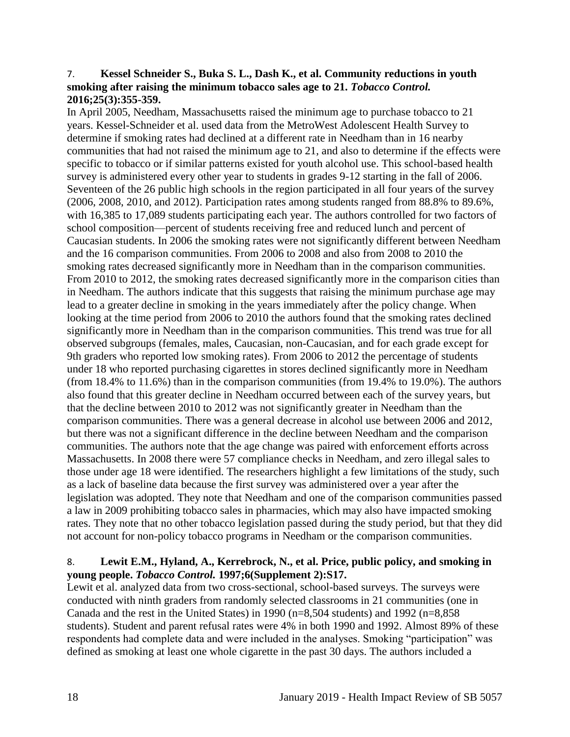7. **Kessel Schneider S., Buka S. L., Dash K., et al. Community reductions in youth smoking after raising the minimum tobacco sales age to 21. *Tobacco Control.* 2016;25(3):355-359.**

In April 2005, Needham, Massachusetts raised the minimum age to purchase tobacco to 21 years. Kessel-Schneider et al. used data from the MetroWest Adolescent Health Survey to determine if smoking rates had declined at a different rate in Needham than in 16 nearby communities that had not raised the minimum age to 21, and also to determine if the effects were specific to tobacco or if similar patterns existed for youth alcohol use. This school-based health survey is administered every other year to students in grades 9-12 starting in the fall of 2006. Seventeen of the 26 public high schools in the region participated in all four years of the survey (2006, 2008, 2010, and 2012). Participation rates among students ranged from 88.8% to 89.6%, with 16,385 to 17,089 students participating each year. The authors controlled for two factors of school composition—percent of students receiving free and reduced lunch and percent of Caucasian students. In 2006 the smoking rates were not significantly different between Needham and the 16 comparison communities. From 2006 to 2008 and also from 2008 to 2010 the smoking rates decreased significantly more in Needham than in the comparison communities. From 2010 to 2012, the smoking rates decreased significantly more in the comparison cities than in Needham. The authors indicate that this suggests that raising the minimum purchase age may lead to a greater decline in smoking in the years immediately after the policy change. When looking at the time period from 2006 to 2010 the authors found that the smoking rates declined significantly more in Needham than in the comparison communities. This trend was true for all observed subgroups (females, males, Caucasian, non-Caucasian, and for each grade except for 9th graders who reported low smoking rates). From 2006 to 2012 the percentage of students under 18 who reported purchasing cigarettes in stores declined significantly more in Needham (from 18.4% to 11.6%) than in the comparison communities (from 19.4% to 19.0%). The authors also found that this greater decline in Needham occurred between each of the survey years, but that the decline between 2010 to 2012 was not significantly greater in Needham than the comparison communities. There was a general decrease in alcohol use between 2006 and 2012, but there was not a significant difference in the decline between Needham and the comparison communities. The authors note that the age change was paired with enforcement efforts across Massachusetts. In 2008 there were 57 compliance checks in Needham, and zero illegal sales to those under age 18 were identified. The researchers highlight a few limitations of the study, such as a lack of baseline data because the first survey was administered over a year after the legislation was adopted. They note that Needham and one of the comparison communities passed a law in 2009 prohibiting tobacco sales in pharmacies, which may also have impacted smoking rates. They note that no other tobacco legislation passed during the study period, but that they did not account for non-policy tobacco programs in Needham or the comparison communities.

8. **Lewit E.M., Hyland, A., Kerrebrock, N., et al. Price, public policy, and smoking in young people. *Tobacco Control.* 1997;6(Supplement 2):S17.**

Lewit et al. analyzed data from two cross-sectional, school-based surveys. The surveys were conducted with ninth graders from randomly selected classrooms in 21 communities (one in Canada and the rest in the United States) in 1990 (n=8,504 students) and 1992 (n=8,858 students). Student and parent refusal rates were 4% in both 1990 and 1992. Almost 89% of these respondents had complete data and were included in the analyses. Smoking "participation" was defined as smoking at least one whole cigarette in the past 30 days. The authors included a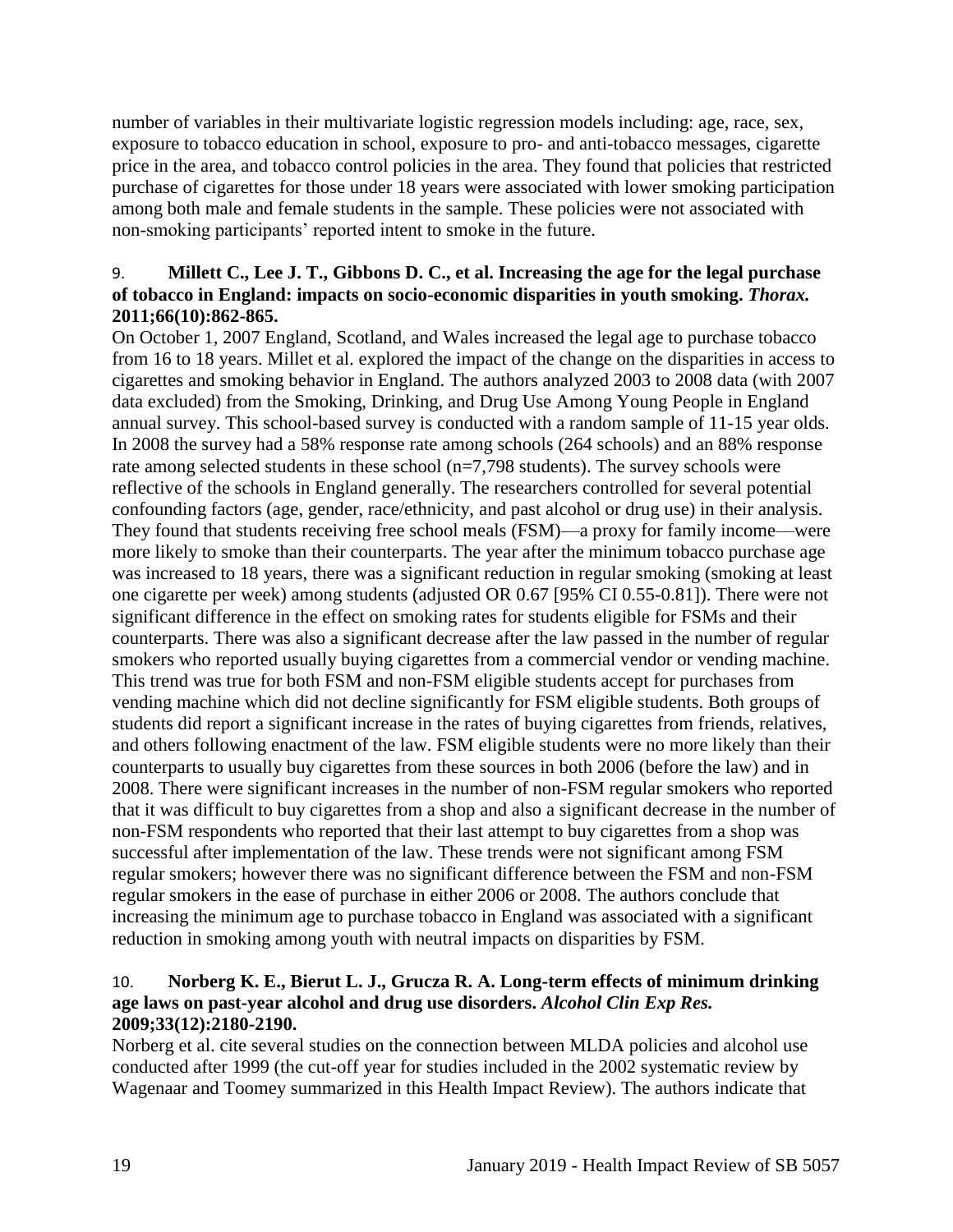number of variables in their multivariate logistic regression models including: age, race, sex, exposure to tobacco education in school, exposure to pro- and anti-tobacco messages, cigarette price in the area, and tobacco control policies in the area. They found that policies that restricted purchase of cigarettes for those under 18 years were associated with lower smoking participation among both male and female students in the sample. These policies were not associated with non-smoking participants' reported intent to smoke in the future.

9. **Millett C., Lee J. T., Gibbons D. C., et al. Increasing the age for the legal purchase of tobacco in England: impacts on socio-economic disparities in youth smoking.** ***Thorax.*** **2011;66(10):862-865.**

On October 1, 2007 England, Scotland, and Wales increased the legal age to purchase tobacco from 16 to 18 years. Millet et al. explored the impact of the change on the disparities in access to cigarettes and smoking behavior in England. The authors analyzed 2003 to 2008 data (with 2007 data excluded) from the Smoking, Drinking, and Drug Use Among Young People in England annual survey. This school-based survey is conducted with a random sample of 11-15 year olds. In 2008 the survey had a 58% response rate among schools (264 schools) and an 88% response rate among selected students in these school (n=7,798 students). The survey schools were reflective of the schools in England generally. The researchers controlled for several potential confounding factors (age, gender, race/ethnicity, and past alcohol or drug use) in their analysis. They found that students receiving free school meals (FSM)—a proxy for family income—were more likely to smoke than their counterparts. The year after the minimum tobacco purchase age was increased to 18 years, there was a significant reduction in regular smoking (smoking at least one cigarette per week) among students (adjusted OR 0.67 [95% CI 0.55-0.81]). There were not significant difference in the effect on smoking rates for students eligible for FSMs and their counterparts. There was also a significant decrease after the law passed in the number of regular smokers who reported usually buying cigarettes from a commercial vendor or vending machine. This trend was true for both FSM and non-FSM eligible students accept for purchases from vending machine which did not decline significantly for FSM eligible students. Both groups of students did report a significant increase in the rates of buying cigarettes from friends, relatives, and others following enactment of the law. FSM eligible students were no more likely than their counterparts to usually buy cigarettes from these sources in both 2006 (before the law) and in 2008. There were significant increases in the number of non-FSM regular smokers who reported that it was difficult to buy cigarettes from a shop and also a significant decrease in the number of non-FSM respondents who reported that their last attempt to buy cigarettes from a shop was successful after implementation of the law. These trends were not significant among FSM regular smokers; however there was no significant difference between the FSM and non-FSM regular smokers in the ease of purchase in either 2006 or 2008. The authors conclude that increasing the minimum age to purchase tobacco in England was associated with a significant reduction in smoking among youth with neutral impacts on disparities by FSM.

10. **Norberg K. E., Bierut L. J., Grucza R. A. Long-term effects of minimum drinking age laws on past-year alcohol and drug use disorders.** ***Alcohol Clin Exp Res.*** **2009;33(12):2180-2190.**

Norberg et al. cite several studies on the connection between MLDA policies and alcohol use conducted after 1999 (the cut-off year for studies included in the 2002 systematic review by Wagenaar and Toomey summarized in this Health Impact Review). The authors indicate that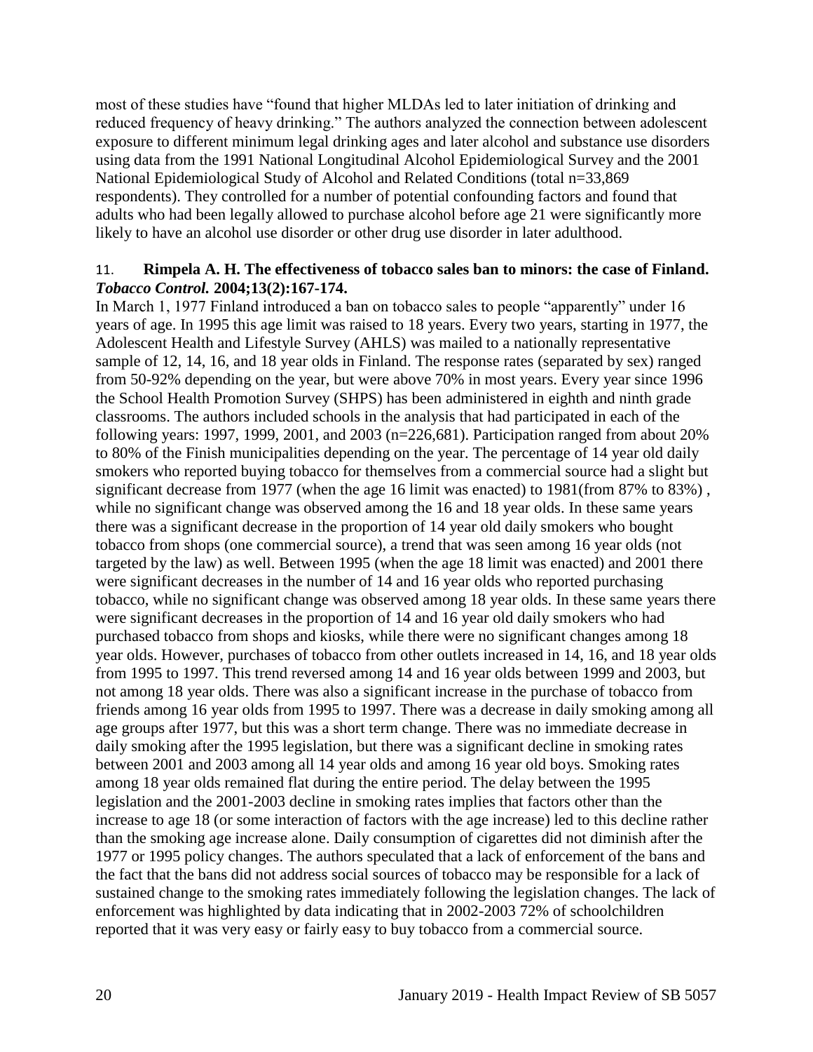most of these studies have "found that higher MLDAs led to later initiation of drinking and reduced frequency of heavy drinking." The authors analyzed the connection between adolescent exposure to different minimum legal drinking ages and later alcohol and substance use disorders using data from the 1991 National Longitudinal Alcohol Epidemiological Survey and the 2001 National Epidemiological Study of Alcohol and Related Conditions (total n=33,869 respondents). They controlled for a number of potential confounding factors and found that adults who had been legally allowed to purchase alcohol before age 21 were significantly more likely to have an alcohol use disorder or other drug use disorder in later adulthood.

11. **Rimpela A. H. The effectiveness of tobacco sales ban to minors: the case of Finland. *Tobacco Control.* 2004;13(2):167-174.**

In March 1, 1977 Finland introduced a ban on tobacco sales to people "apparently" under 16 years of age. In 1995 this age limit was raised to 18 years. Every two years, starting in 1977, the Adolescent Health and Lifestyle Survey (AHLS) was mailed to a nationally representative sample of 12, 14, 16, and 18 year olds in Finland. The response rates (separated by sex) ranged from 50-92% depending on the year, but were above 70% in most years. Every year since 1996 the School Health Promotion Survey (SHPS) has been administered in eighth and ninth grade classrooms. The authors included schools in the analysis that had participated in each of the following years: 1997, 1999, 2001, and 2003 (n=226,681). Participation ranged from about 20% to 80% of the Finish municipalities depending on the year. The percentage of 14 year old daily smokers who reported buying tobacco for themselves from a commercial source had a slight but significant decrease from 1977 (when the age 16 limit was enacted) to 1981(from 87% to 83%) , while no significant change was observed among the 16 and 18 year olds. In these same years there was a significant decrease in the proportion of 14 year old daily smokers who bought tobacco from shops (one commercial source), a trend that was seen among 16 year olds (not targeted by the law) as well. Between 1995 (when the age 18 limit was enacted) and 2001 there were significant decreases in the number of 14 and 16 year olds who reported purchasing tobacco, while no significant change was observed among 18 year olds. In these same years there were significant decreases in the proportion of 14 and 16 year old daily smokers who had purchased tobacco from shops and kiosks, while there were no significant changes among 18 year olds. However, purchases of tobacco from other outlets increased in 14, 16, and 18 year olds from 1995 to 1997. This trend reversed among 14 and 16 year olds between 1999 and 2003, but not among 18 year olds. There was also a significant increase in the purchase of tobacco from friends among 16 year olds from 1995 to 1997. There was a decrease in daily smoking among all age groups after 1977, but this was a short term change. There was no immediate decrease in daily smoking after the 1995 legislation, but there was a significant decline in smoking rates between 2001 and 2003 among all 14 year olds and among 16 year old boys. Smoking rates among 18 year olds remained flat during the entire period. The delay between the 1995 legislation and the 2001-2003 decline in smoking rates implies that factors other than the increase to age 18 (or some interaction of factors with the age increase) led to this decline rather than the smoking age increase alone. Daily consumption of cigarettes did not diminish after the 1977 or 1995 policy changes. The authors speculated that a lack of enforcement of the bans and the fact that the bans did not address social sources of tobacco may be responsible for a lack of sustained change to the smoking rates immediately following the legislation changes. The lack of enforcement was highlighted by data indicating that in 2002-2003 72% of schoolchildren reported that it was very easy or fairly easy to buy tobacco from a commercial source.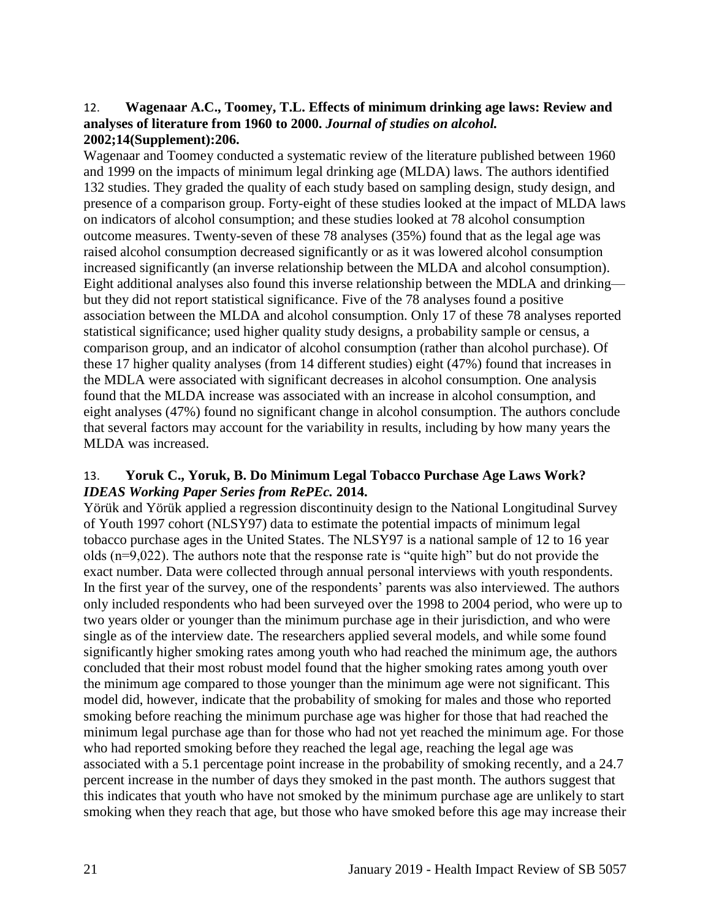12. **Wagenaar A.C., Toomey, T.L. Effects of minimum drinking age laws: Review and analyses of literature from 1960 to 2000. *Journal of studies on alcohol.* 2002;14(Supplement):206.**

Wagenaar and Toomey conducted a systematic review of the literature published between 1960 and 1999 on the impacts of minimum legal drinking age (MLDA) laws. The authors identified 132 studies. They graded the quality of each study based on sampling design, study design, and presence of a comparison group. Forty-eight of these studies looked at the impact of MLDA laws on indicators of alcohol consumption; and these studies looked at 78 alcohol consumption outcome measures. Twenty-seven of these 78 analyses (35%) found that as the legal age was raised alcohol consumption decreased significantly or as it was lowered alcohol consumption increased significantly (an inverse relationship between the MLDA and alcohol consumption). Eight additional analyses also found this inverse relationship between the MDLA and drinking—but they did not report statistical significance. Five of the 78 analyses found a positive association between the MLDA and alcohol consumption. Only 17 of these 78 analyses reported statistical significance; used higher quality study designs, a probability sample or census, a comparison group, and an indicator of alcohol consumption (rather than alcohol purchase). Of these 17 higher quality analyses (from 14 different studies) eight (47%) found that increases in the MDLA were associated with significant decreases in alcohol consumption. One analysis found that the MLDA increase was associated with an increase in alcohol consumption, and eight analyses (47%) found no significant change in alcohol consumption. The authors conclude that several factors may account for the variability in results, including by how many years the MLDA was increased.

13. **Yoruk C., Yoruk, B. Do Minimum Legal Tobacco Purchase Age Laws Work? *IDEAS Working Paper Series from RePEc.* 2014.**

Yörük and Yörük applied a regression discontinuity design to the National Longitudinal Survey of Youth 1997 cohort (NLSY97) data to estimate the potential impacts of minimum legal tobacco purchase ages in the United States. The NLSY97 is a national sample of 12 to 16 year olds (n=9,022). The authors note that the response rate is "quite high" but do not provide the exact number. Data were collected through annual personal interviews with youth respondents. In the first year of the survey, one of the respondents' parents was also interviewed. The authors only included respondents who had been surveyed over the 1998 to 2004 period, who were up to two years older or younger than the minimum purchase age in their jurisdiction, and who were single as of the interview date. The researchers applied several models, and while some found significantly higher smoking rates among youth who had reached the minimum age, the authors concluded that their most robust model found that the higher smoking rates among youth over the minimum age compared to those younger than the minimum age were not significant. This model did, however, indicate that the probability of smoking for males and those who reported smoking before reaching the minimum purchase age was higher for those that had reached the minimum legal purchase age than for those who had not yet reached the minimum age. For those who had reported smoking before they reached the legal age, reaching the legal age was associated with a 5.1 percentage point increase in the probability of smoking recently, and a 24.7 percent increase in the number of days they smoked in the past month. The authors suggest that this indicates that youth who have not smoked by the minimum purchase age are unlikely to start smoking when they reach that age, but those who have smoked before this age may increase their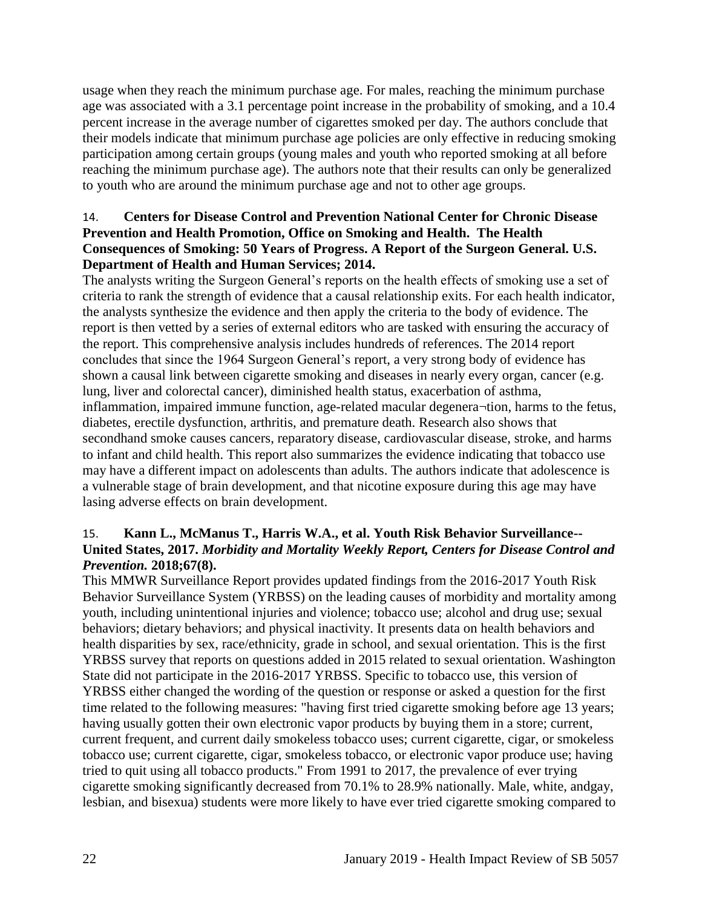usage when they reach the minimum purchase age. For males, reaching the minimum purchase age was associated with a 3.1 percentage point increase in the probability of smoking, and a 10.4 percent increase in the average number of cigarettes smoked per day. The authors conclude that their models indicate that minimum purchase age policies are only effective in reducing smoking participation among certain groups (young males and youth who reported smoking at all before reaching the minimum purchase age). The authors note that their results can only be generalized to youth who are around the minimum purchase age and not to other age groups.

14. **Centers for Disease Control and Prevention National Center for Chronic Disease Prevention and Health Promotion, Office on Smoking and Health. The Health Consequences of Smoking: 50 Years of Progress. A Report of the Surgeon General. U.S. Department of Health and Human Services; 2014.**

The analysts writing the Surgeon General's reports on the health effects of smoking use a set of criteria to rank the strength of evidence that a causal relationship exits. For each health indicator, the analysts synthesize the evidence and then apply the criteria to the body of evidence. The report is then vetted by a series of external editors who are tasked with ensuring the accuracy of the report. This comprehensive analysis includes hundreds of references. The 2014 report concludes that since the 1964 Surgeon General's report, a very strong body of evidence has shown a causal link between cigarette smoking and diseases in nearly every organ, cancer (e.g. lung, liver and colorectal cancer), diminished health status, exacerbation of asthma, inflammation, impaired immune function, age-related macular degenera¬tion, harms to the fetus, diabetes, erectile dysfunction, arthritis, and premature death. Research also shows that secondhand smoke causes cancers, reparatory disease, cardiovascular disease, stroke, and harms to infant and child health. This report also summarizes the evidence indicating that tobacco use may have a different impact on adolescents than adults. The authors indicate that adolescence is a vulnerable stage of brain development, and that nicotine exposure during this age may have lasing adverse effects on brain development.

15. **Kann L., McManus T., Harris W.A., et al. Youth Risk Behavior Surveillance--United States, 2017.** ***Morbidity and Mortality Weekly Report, Centers for Disease Control and Prevention.*** **2018;67(8).**

This MMWR Surveillance Report provides updated findings from the 2016-2017 Youth Risk Behavior Surveillance System (YRBSS) on the leading causes of morbidity and mortality among youth, including unintentional injuries and violence; tobacco use; alcohol and drug use; sexual behaviors; dietary behaviors; and physical inactivity. It presents data on health behaviors and health disparities by sex, race/ethnicity, grade in school, and sexual orientation. This is the first YRBSS survey that reports on questions added in 2015 related to sexual orientation. Washington State did not participate in the 2016-2017 YRBSS. Specific to tobacco use, this version of YRBSS either changed the wording of the question or response or asked a question for the first time related to the following measures: "having first tried cigarette smoking before age 13 years; having usually gotten their own electronic vapor products by buying them in a store; current, current frequent, and current daily smokeless tobacco uses; current cigarette, cigar, or smokeless tobacco use; current cigarette, cigar, smokeless tobacco, or electronic vapor produce use; having tried to quit using all tobacco products." From 1991 to 2017, the prevalence of ever trying cigarette smoking significantly decreased from 70.1% to 28.9% nationally. Male, white, andgay, lesbian, and bisexua) students were more likely to have ever tried cigarette smoking compared to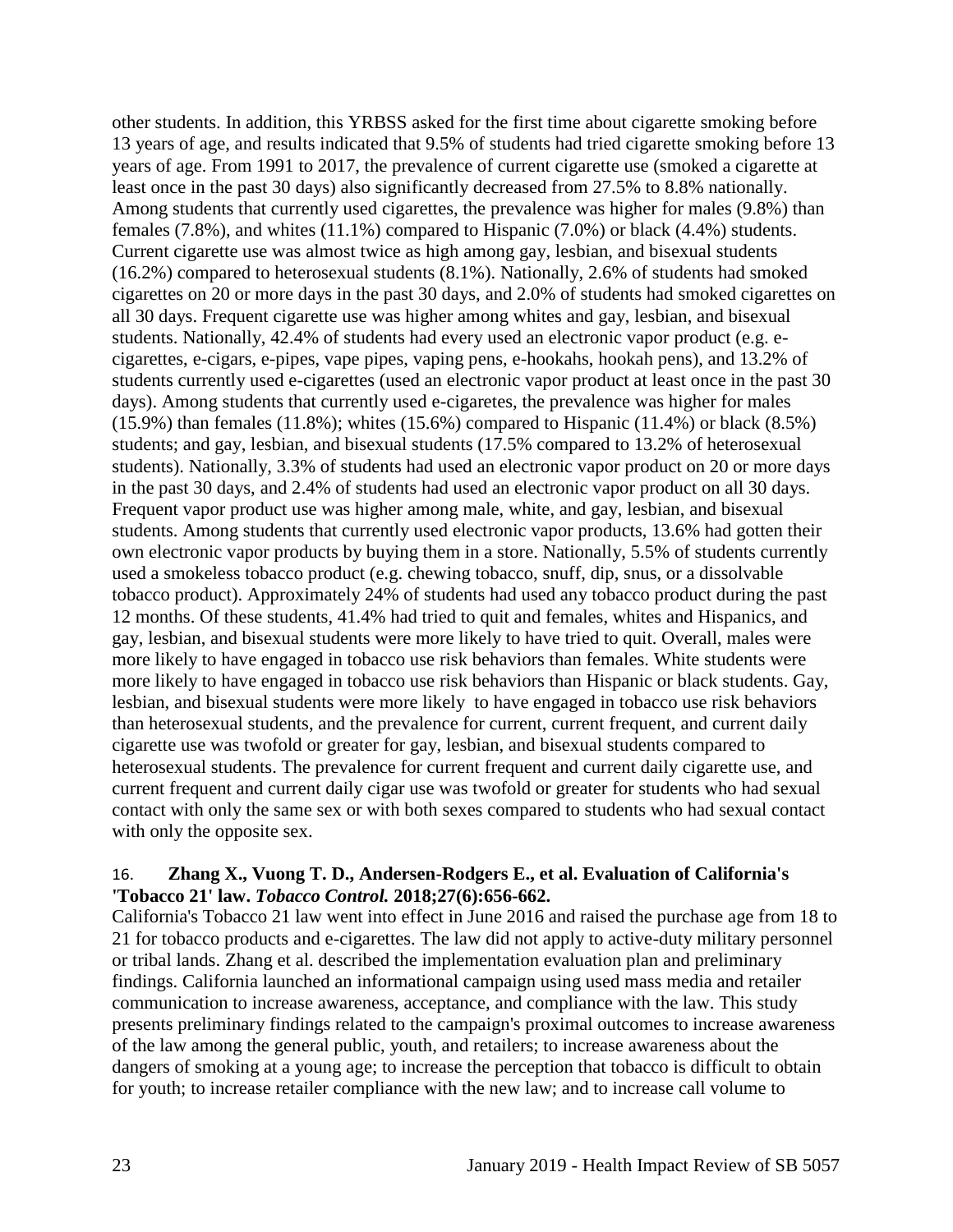other students. In addition, this YRBSS asked for the first time about cigarette smoking before 13 years of age, and results indicated that 9.5% of students had tried cigarette smoking before 13 years of age. From 1991 to 2017, the prevalence of current cigarette use (smoked a cigarette at least once in the past 30 days) also significantly decreased from 27.5% to 8.8% nationally. Among students that currently used cigarettes, the prevalence was higher for males (9.8%) than females (7.8%), and whites (11.1%) compared to Hispanic (7.0%) or black (4.4%) students. Current cigarette use was almost twice as high among gay, lesbian, and bisexual students (16.2%) compared to heterosexual students (8.1%). Nationally, 2.6% of students had smoked cigarettes on 20 or more days in the past 30 days, and 2.0% of students had smoked cigarettes on all 30 days. Frequent cigarette use was higher among whites and gay, lesbian, and bisexual students. Nationally, 42.4% of students had every used an electronic vapor product (e.g. e-cigarettes, e-cigars, e-pipes, vape pipes, vaping pens, e-hookahs, hookah pens), and 13.2% of students currently used e-cigarettes (used an electronic vapor product at least once in the past 30 days). Among students that currently used e-cigaretes, the prevalence was higher for males (15.9%) than females (11.8%); whites (15.6%) compared to Hispanic (11.4%) or black (8.5%) students; and gay, lesbian, and bisexual students (17.5% compared to 13.2% of heterosexual students). Nationally, 3.3% of students had used an electronic vapor product on 20 or more days in the past 30 days, and 2.4% of students had used an electronic vapor product on all 30 days. Frequent vapor product use was higher among male, white, and gay, lesbian, and bisexual students. Among students that currently used electronic vapor products, 13.6% had gotten their own electronic vapor products by buying them in a store. Nationally, 5.5% of students currently used a smokeless tobacco product (e.g. chewing tobacco, snuff, dip, snus, or a dissolvable tobacco product). Approximately 24% of students had used any tobacco product during the past 12 months. Of these students, 41.4% had tried to quit and females, whites and Hispanics, and gay, lesbian, and bisexual students were more likely to have tried to quit. Overall, males were more likely to have engaged in tobacco use risk behaviors than females. White students were more likely to have engaged in tobacco use risk behaviors than Hispanic or black students. Gay, lesbian, and bisexual students were more likely to have engaged in tobacco use risk behaviors than heterosexual students, and the prevalence for current, current frequent, and current daily cigarette use was twofold or greater for gay, lesbian, and bisexual students compared to heterosexual students. The prevalence for current frequent and current daily cigarette use, and current frequent and current daily cigar use was twofold or greater for students who had sexual contact with only the same sex or with both sexes compared to students who had sexual contact with only the opposite sex.

16. **Zhang X., Vuong T. D., Andersen-Rodgers E., et al. Evaluation of California's 'Tobacco 21' law. *Tobacco Control.* 2018;27(6):656-662.**
California's Tobacco 21 law went into effect in June 2016 and raised the purchase age from 18 to 21 for tobacco products and e-cigarettes. The law did not apply to active-duty military personnel or tribal lands. Zhang et al. described the implementation evaluation plan and preliminary findings. California launched an informational campaign using used mass media and retailer communication to increase awareness, acceptance, and compliance with the law. This study presents preliminary findings related to the campaign's proximal outcomes to increase awareness of the law among the general public, youth, and retailers; to increase awareness about the dangers of smoking at a young age; to increase the perception that tobacco is difficult to obtain for youth; to increase retailer compliance with the new law; and to increase call volume to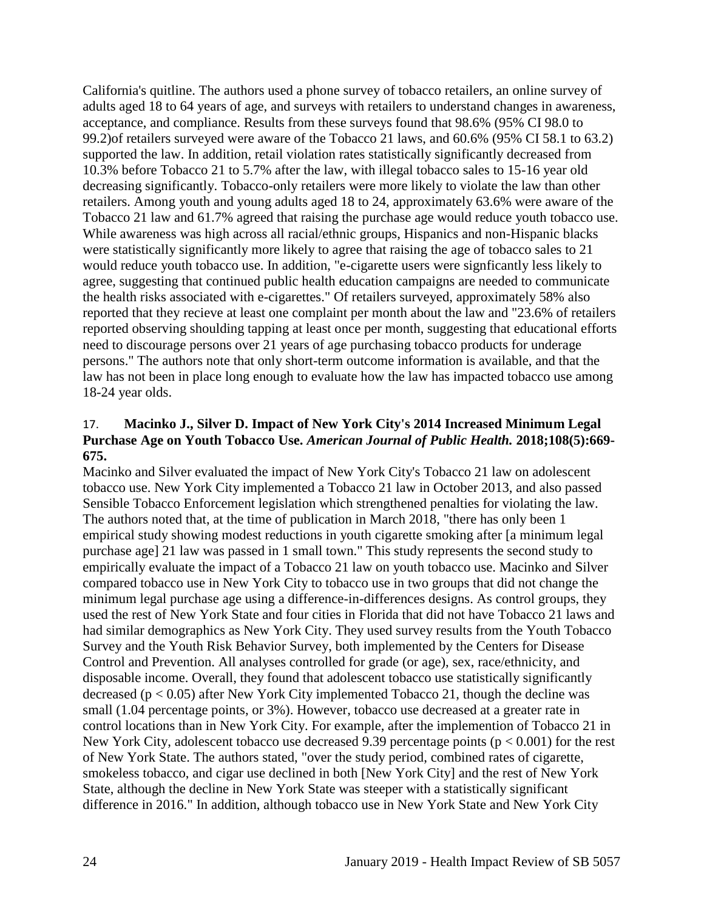California's quitline. The authors used a phone survey of tobacco retailers, an online survey of adults aged 18 to 64 years of age, and surveys with retailers to understand changes in awareness, acceptance, and compliance. Results from these surveys found that 98.6% (95% CI 98.0 to 99.2)of retailers surveyed were aware of the Tobacco 21 laws, and 60.6% (95% CI 58.1 to 63.2) supported the law. In addition, retail violation rates statistically significantly decreased from 10.3% before Tobacco 21 to 5.7% after the law, with illegal tobacco sales to 15-16 year old decreasing significantly. Tobacco-only retailers were more likely to violate the law than other retailers. Among youth and young adults aged 18 to 24, approximately 63.6% were aware of the Tobacco 21 law and 61.7% agreed that raising the purchase age would reduce youth tobacco use. While awareness was high across all racial/ethnic groups, Hispanics and non-Hispanic blacks were statistically significantly more likely to agree that raising the age of tobacco sales to 21 would reduce youth tobacco use. In addition, "e-cigarette users were signficantly less likely to agree, suggesting that continued public health education campaigns are needed to communicate the health risks associated with e-cigarettes." Of retailers surveyed, approximately 58% also reported that they recieve at least one complaint per month about the law and "23.6% of retailers reported observing shoulding tapping at least once per month, suggesting that educational efforts need to discourage persons over 21 years of age purchasing tobacco products for underage persons." The authors note that only short-term outcome information is available, and that the law has not been in place long enough to evaluate how the law has impacted tobacco use among 18-24 year olds.

17. **Macinko J., Silver D. Impact of New York City's 2014 Increased Minimum Legal Purchase Age on Youth Tobacco Use. *American Journal of Public Health.* 2018;108(5):669-675.**

Macinko and Silver evaluated the impact of New York City's Tobacco 21 law on adolescent tobacco use. New York City implemented a Tobacco 21 law in October 2013, and also passed Sensible Tobacco Enforcement legislation which strengthened penalties for violating the law. The authors noted that, at the time of publication in March 2018, "there has only been 1 empirical study showing modest reductions in youth cigarette smoking after [a minimum legal purchase age] 21 law was passed in 1 small town." This study represents the second study to empirically evaluate the impact of a Tobacco 21 law on youth tobacco use. Macinko and Silver compared tobacco use in New York City to tobacco use in two groups that did not change the minimum legal purchase age using a difference-in-differences designs. As control groups, they used the rest of New York State and four cities in Florida that did not have Tobacco 21 laws and had similar demographics as New York City. They used survey results from the Youth Tobacco Survey and the Youth Risk Behavior Survey, both implemented by the Centers for Disease Control and Prevention. All analyses controlled for grade (or age), sex, race/ethnicity, and disposable income. Overall, they found that adolescent tobacco use statistically significantly decreased ($p < 0.05$) after New York City implemented Tobacco 21, though the decline was small (1.04 percentage points, or 3%). However, tobacco use decreased at a greater rate in control locations than in New York City. For example, after the implemention of Tobacco 21 in New York City, adolescent tobacco use decreased 9.39 percentage points ($p < 0.001$) for the rest of New York State. The authors stated, "over the study period, combined rates of cigarette, smokeless tobacco, and cigar use declined in both [New York City] and the rest of New York State, although the decline in New York State was steeper with a statistically significant difference in 2016." In addition, although tobacco use in New York State and New York City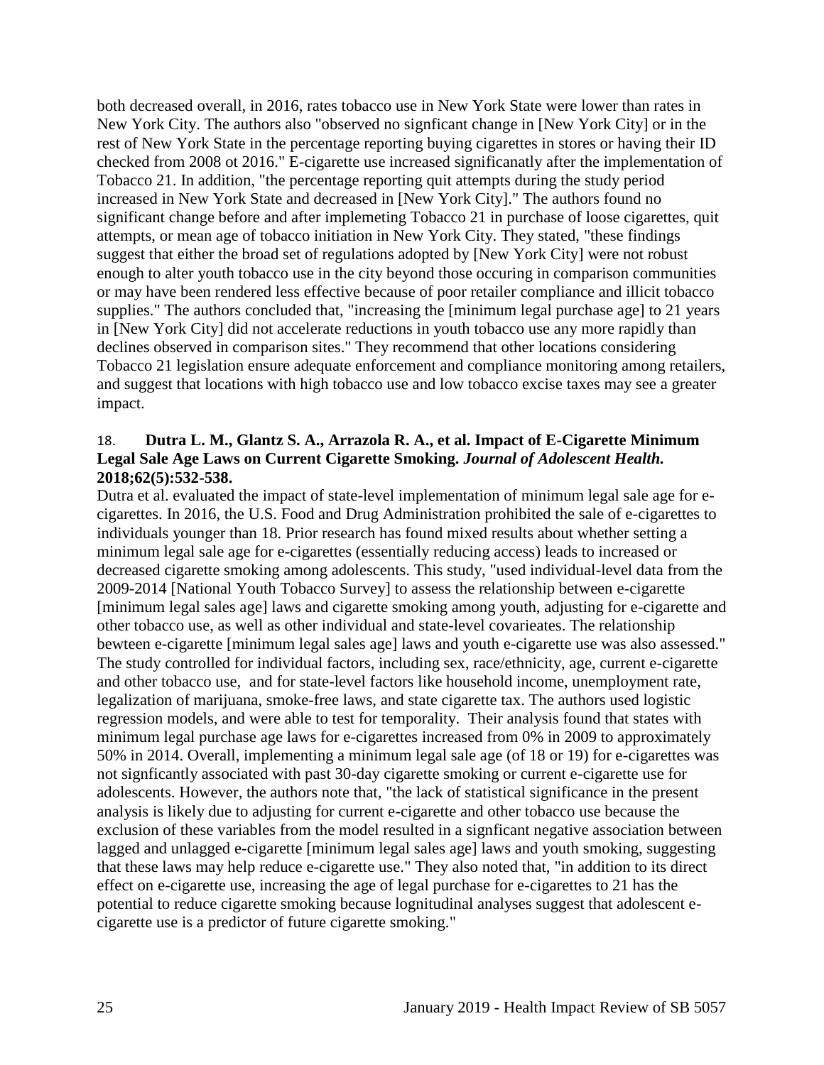both decreased overall, in 2016, rates tobacco use in New York State were lower than rates in New York City. The authors also "observed no signficant change in [New York City] or in the rest of New York State in the percentage reporting buying cigarettes in stores or having their ID checked from 2008 ot 2016." E-cigarette use increased significanatly after the implementation of Tobacco 21. In addition, "the percentage reporting quit attempts during the study period increased in New York State and decreased in [New York City]." The authors found no significant change before and after implemeting Tobacco 21 in purchase of loose cigarettes, quit attempts, or mean age of tobacco initiation in New York City. They stated, "these findings suggest that either the broad set of regulations adopted by [New York City] were not robust enough to alter youth tobacco use in the city beyond those occuring in comparison communities or may have been rendered less effective because of poor retailer compliance and illicit tobacco supplies." The authors concluded that, "increasing the [minimum legal purchase age] to 21 years in [New York City] did not accelerate reductions in youth tobacco use any more rapidly than declines observed in comparison sites." They recommend that other locations considering Tobacco 21 legislation ensure adequate enforcement and compliance monitoring among retailers, and suggest that locations with high tobacco use and low tobacco excise taxes may see a greater impact.

18. **Dutra L. M., Glantz S. A., Arrazola R. A., et al. Impact of E-Cigarette Minimum Legal Sale Age Laws on Current Cigarette Smoking. *Journal of Adolescent Health.* 2018;62(5):532-538.**

Dutra et al. evaluated the impact of state-level implementation of minimum legal sale age for e-cigarettes. In 2016, the U.S. Food and Drug Administration prohibited the sale of e-cigarettes to individuals younger than 18. Prior research has found mixed results about whether setting a minimum legal sale age for e-cigarettes (essentially reducing access) leads to increased or decreased cigarette smoking among adolescents. This study, "used individual-level data from the 2009-2014 [National Youth Tobacco Survey] to assess the relationship between e-cigarette [minimum legal sales age] laws and cigarette smoking among youth, adjusting for e-cigarette and other tobacco use, as well as other individual and state-level covarieates. The relationship bewteen e-cigarette [minimum legal sales age] laws and youth e-cigarette use was also assessed." The study controlled for individual factors, including sex, race/ethnicity, age, current e-cigarette and other tobacco use, and for state-level factors like household income, unemployment rate, legalization of marijuana, smoke-free laws, and state cigarette tax. The authors used logistic regression models, and were able to test for temporality. Their analysis found that states with minimum legal purchase age laws for e-cigarettes increased from 0% in 2009 to approximately 50% in 2014. Overall, implementing a minimum legal sale age (of 18 or 19) for e-cigarettes was not signficantly associated with past 30-day cigarette smoking or current e-cigarette use for adolescents. However, the authors note that, "the lack of statistical significance in the present analysis is likely due to adjusting for current e-cigarette and other tobacco use because the exclusion of these variables from the model resulted in a signficant negative association between lagged and unlagged e-cigarette [minimum legal sales age] laws and youth smoking, suggesting that these laws may help reduce e-cigarette use." They also noted that, "in addition to its direct effect on e-cigarette use, increasing the age of legal purchase for e-cigarettes to 21 has the potential to reduce cigarette smoking because lognitudinal analyses suggest that adolescent e-cigarette use is a predictor of future cigarette smoking."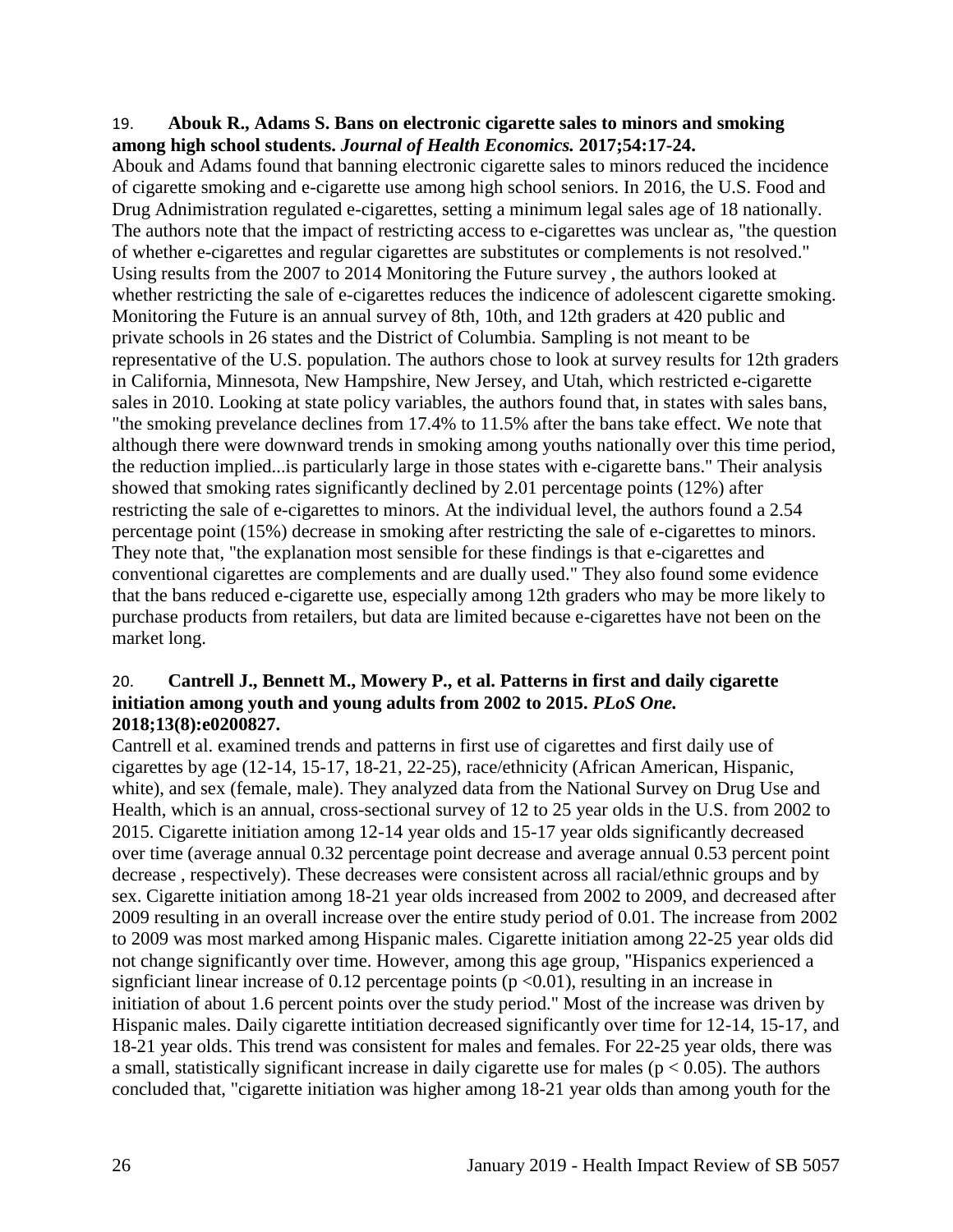19. **Abouk R., Adams S. Bans on electronic cigarette sales to minors and smoking among high school students. *Journal of Health Economics.* 2017;54:17-24.**

Abouk and Adams found that banning electronic cigarette sales to minors reduced the incidence of cigarette smoking and e-cigarette use among high school seniors. In 2016, the U.S. Food and Drug Adnimistration regulated e-cigarettes, setting a minimum legal sales age of 18 nationally. The authors note that the impact of restricting access to e-cigarettes was unclear as, "the question of whether e-cigarettes and regular cigarettes are substitutes or complements is not resolved." Using results from the 2007 to 2014 Monitoring the Future survey , the authors looked at whether restricting the sale of e-cigarettes reduces the incidence of adolescent cigarette smoking. Monitoring the Future is an annual survey of 8th, 10th, and 12th graders at 420 public and private schools in 26 states and the District of Columbia. Sampling is not meant to be representative of the U.S. population. The authors chose to look at survey results for 12th graders in California, Minnesota, New Hampshire, New Jersey, and Utah, which restricted e-cigarette sales in 2010. Looking at state policy variables, the authors found that, in states with sales bans, "the smoking prevelance declines from 17.4% to 11.5% after the bans take effect. We note that although there were downward trends in smoking among youths nationally over this time period, the reduction implied...is particularly large in those states with e-cigarette bans." Their analysis showed that smoking rates significantly declined by 2.01 percentage points (12%) after restricting the sale of e-cigarettes to minors. At the individual level, the authors found a 2.54 percentage point (15%) decrease in smoking after restricting the sale of e-cigarettes to minors. They note that, "the explanation most sensible for these findings is that e-cigarettes and conventional cigarettes are complements and are dually used." They also found some evidence that the bans reduced e-cigarette use, especially among 12th graders who may be more likely to purchase products from retailers, but data are limited because e-cigarettes have not been on the market long.

20. **Cantrell J., Bennett M., Mowery P., et al. Patterns in first and daily cigarette initiation among youth and young adults from 2002 to 2015. *PLoS One.* 2018;13(8):e0200827.**

Cantrell et al. examined trends and patterns in first use of cigarettes and first daily use of cigarettes by age (12-14, 15-17, 18-21, 22-25), race/ethnicity (African American, Hispanic, white), and sex (female, male). They analyzed data from the National Survey on Drug Use and Health, which is an annual, cross-sectional survey of 12 to 25 year olds in the U.S. from 2002 to 2015. Cigarette initiation among 12-14 year olds and 15-17 year olds significantly decreased over time (average annual 0.32 percentage point decrease and average annual 0.53 percent point decrease , respectively). These decreases were consistent across all racial/ethnic groups and by sex. Cigarette initiation among 18-21 year olds increased from 2002 to 2009, and decreased after 2009 resulting in an overall increase over the entire study period of 0.01. The increase from 2002 to 2009 was most marked among Hispanic males. Cigarette initiation among 22-25 year olds did not change significantly over time. However, among this age group, "Hispanics experienced a signficiant linear increase of 0.12 percentage points ($p < 0.01$), resulting in an increase in initiation of about 1.6 percent points over the study period." Most of the increase was driven by Hispanic males. Daily cigarette intitiation decreased significantly over time for 12-14, 15-17, and 18-21 year olds. This trend was consistent for males and females. For 22-25 year olds, there was a small, statistically significant increase in daily cigarette use for males ($p < 0.05$). The authors concluded that, "cigarette initiation was higher among 18-21 year olds than among youth for the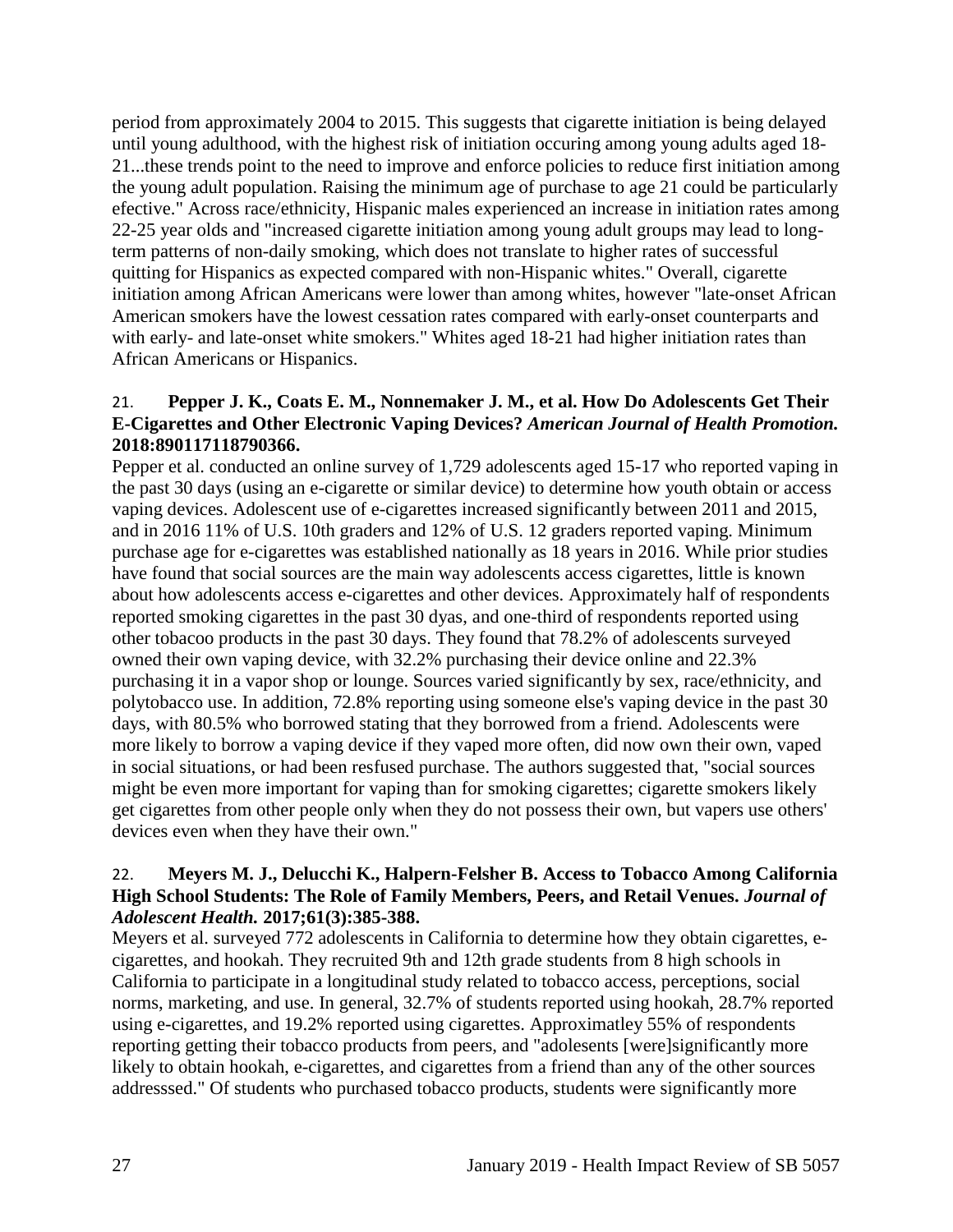period from approximately 2004 to 2015. This suggests that cigarette initiation is being delayed until young adulthood, with the highest risk of initiation occuring among young adults aged 18-21...these trends point to the need to improve and enforce policies to reduce first initiation among the young adult population. Raising the minimum age of purchase to age 21 could be particularly efective." Across race/ethnicity, Hispanic males experienced an increase in initiation rates among 22-25 year olds and "increased cigarette initiation among young adult groups may lead to long-term patterns of non-daily smoking, which does not translate to higher rates of successful quitting for Hispanics as expected compared with non-Hispanic whites." Overall, cigarette initiation among African Americans were lower than among whites, however "late-onset African American smokers have the lowest cessation rates compared with early-onset counterparts and with early- and late-onset white smokers." Whites aged 18-21 had higher initiation rates than African Americans or Hispanics.

21. **Pepper J. K., Coats E. M., Nonnemaker J. M., et al. How Do Adolescents Get Their E-Cigarettes and Other Electronic Vaping Devices?** ***American Journal of Health Promotion.*** **2018:890117118790366.**

Pepper et al. conducted an online survey of 1,729 adolescents aged 15-17 who reported vaping in the past 30 days (using an e-cigarette or similar device) to determine how youth obtain or access vaping devices. Adolescent use of e-cigarettes increased significantly between 2011 and 2015, and in 2016 11% of U.S. 10th graders and 12% of U.S. 12 graders reported vaping. Minimum purchase age for e-cigarettes was established nationally as 18 years in 2016. While prior studies have found that social sources are the main way adolescents access cigarettes, little is known about how adolescents access e-cigarettes and other devices. Approximately half of respondents reported smoking cigarettes in the past 30 dyas, and one-third of respondents reported using other tobacoo products in the past 30 days. They found that 78.2% of adolescents surveyed owned their own vaping device, with 32.2% purchasing their device online and 22.3% purchasing it in a vapor shop or lounge. Sources varied significantly by sex, race/ethnicity, and polytobacco use. In addition, 72.8% reporting using someone else's vaping device in the past 30 days, with 80.5% who borrowed stating that they borrowed from a friend. Adolescents were more likely to borrow a vaping device if they vaped more often, did now own their own, vaped in social situations, or had been resfused purchase. The authors suggested that, "social sources might be even more important for vaping than for smoking cigarettes; cigarette smokers likely get cigarettes from other people only when they do not possess their own, but vapers use others' devices even when they have their own."

22. **Meyers M. J., Delucchi K., Halpern-Felsher B. Access to Tobacco Among California High School Students: The Role of Family Members, Peers, and Retail Venues.** ***Journal of Adolescent Health.*** **2017;61(3):385-388.**

Meyers et al. surveyed 772 adolescents in California to determine how they obtain cigarettes, e-cigarettes, and hookah. They recruited 9th and 12th grade students from 8 high schools in California to participate in a longitudinal study related to tobacco access, perceptions, social norms, marketing, and use. In general, 32.7% of students reported using hookah, 28.7% reported using e-cigarettes, and 19.2% reported using cigarettes. Approximatley 55% of respondents reporting getting their tobacco products from peers, and "adolesents [were]significantly more likely to obtain hookah, e-cigarettes, and cigarettes from a friend than any of the other sources addresssed." Of students who purchased tobacco products, students were significantly more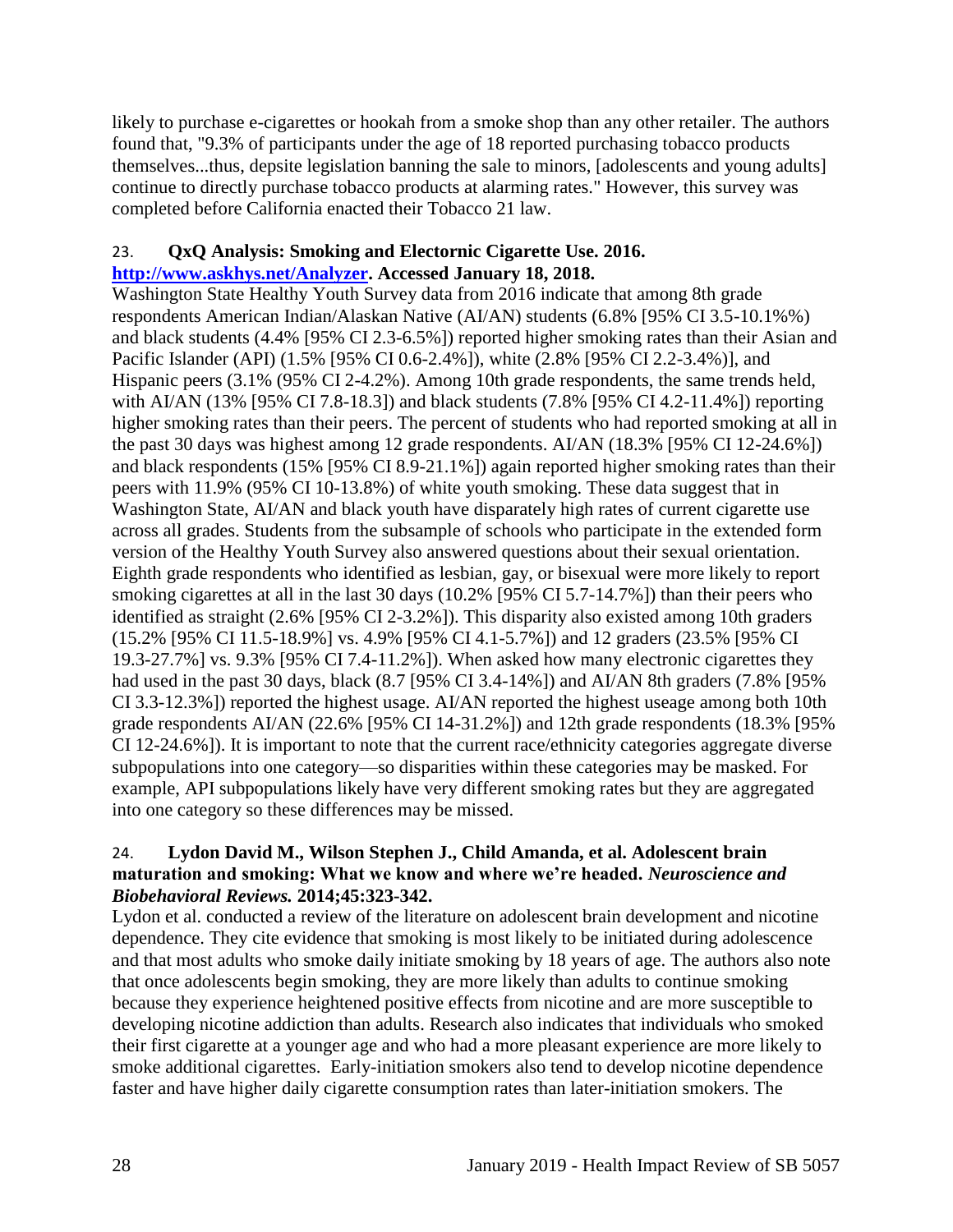likely to purchase e-cigarettes or hookah from a smoke shop than any other retailer. The authors found that, "9.3% of participants under the age of 18 reported purchasing tobacco products themselves...thus, depsite legislation banning the sale to minors, [adolescents and young adults] continue to directly purchase tobacco products at alarming rates." However, this survey was completed before California enacted their Tobacco 21 law.

23. **QxQ Analysis: Smoking and Electornic Cigarette Use. 2016. [http://www.askhys.net/Analyzer](http://www.askhys.net/Analyzer). Accessed January 18, 2018.**

Washington State Healthy Youth Survey data from 2016 indicate that among 8th grade respondents American Indian/Alaskan Native (AI/AN) students (6.8% [95% CI 3.5-10.1%%) and black students (4.4% [95% CI 2.3-6.5%]) reported higher smoking rates than their Asian and Pacific Islander (API) (1.5% [95% CI 0.6-2.4%]), white (2.8% [95% CI 2.2-3.4%)], and Hispanic peers (3.1% (95% CI 2-4.2%). Among 10th grade respondents, the same trends held, with AI/AN (13% [95% CI 7.8-18.3]) and black students (7.8% [95% CI 4.2-11.4%]) reporting higher smoking rates than their peers. The percent of students who had reported smoking at all in the past 30 days was highest among 12 grade respondents. AI/AN (18.3% [95% CI 12-24.6%]) and black respondents (15% [95% CI 8.9-21.1%]) again reported higher smoking rates than their peers with 11.9% (95% CI 10-13.8%) of white youth smoking. These data suggest that in Washington State, AI/AN and black youth have disparately high rates of current cigarette use across all grades. Students from the subsample of schools who participate in the extended form version of the Healthy Youth Survey also answered questions about their sexual orientation. Eighth grade respondents who identified as lesbian, gay, or bisexual were more likely to report smoking cigarettes at all in the last 30 days (10.2% [95% CI 5.7-14.7%]) than their peers who identified as straight (2.6% [95% CI 2-3.2%]). This disparity also existed among 10th graders (15.2% [95% CI 11.5-18.9%] vs. 4.9% [95% CI 4.1-5.7%]) and 12 graders (23.5% [95% CI 19.3-27.7%] vs. 9.3% [95% CI 7.4-11.2%]). When asked how many electronic cigarettes they had used in the past 30 days, black (8.7 [95% CI 3.4-14%]) and AI/AN 8th graders (7.8% [95% CI 3.3-12.3%]) reported the highest usage. AI/AN reported the highest useage among both 10th grade respondents AI/AN (22.6% [95% CI 14-31.2%]) and 12th grade respondents (18.3% [95% CI 12-24.6%]). It is important to note that the current race/ethnicity categories aggregate diverse subpopulations into one category—so disparities within these categories may be masked. For example, API subpopulations likely have very different smoking rates but they are aggregated into one category so these differences may be missed.

24. **Lydon David M., Wilson Stephen J., Child Amanda, et al. Adolescent brain maturation and smoking: What we know and where we're headed. *Neuroscience and Biobehavioral Reviews.* 2014;45:323-342.**

Lydon et al. conducted a review of the literature on adolescent brain development and nicotine dependence. They cite evidence that smoking is most likely to be initiated during adolescence and that most adults who smoke daily initiate smoking by 18 years of age. The authors also note that once adolescents begin smoking, they are more likely than adults to continue smoking because they experience heightened positive effects from nicotine and are more susceptible to developing nicotine addiction than adults. Research also indicates that individuals who smoked their first cigarette at a younger age and who had a more pleasant experience are more likely to smoke additional cigarettes. Early-initiation smokers also tend to develop nicotine dependence faster and have higher daily cigarette consumption rates than later-initiation smokers. The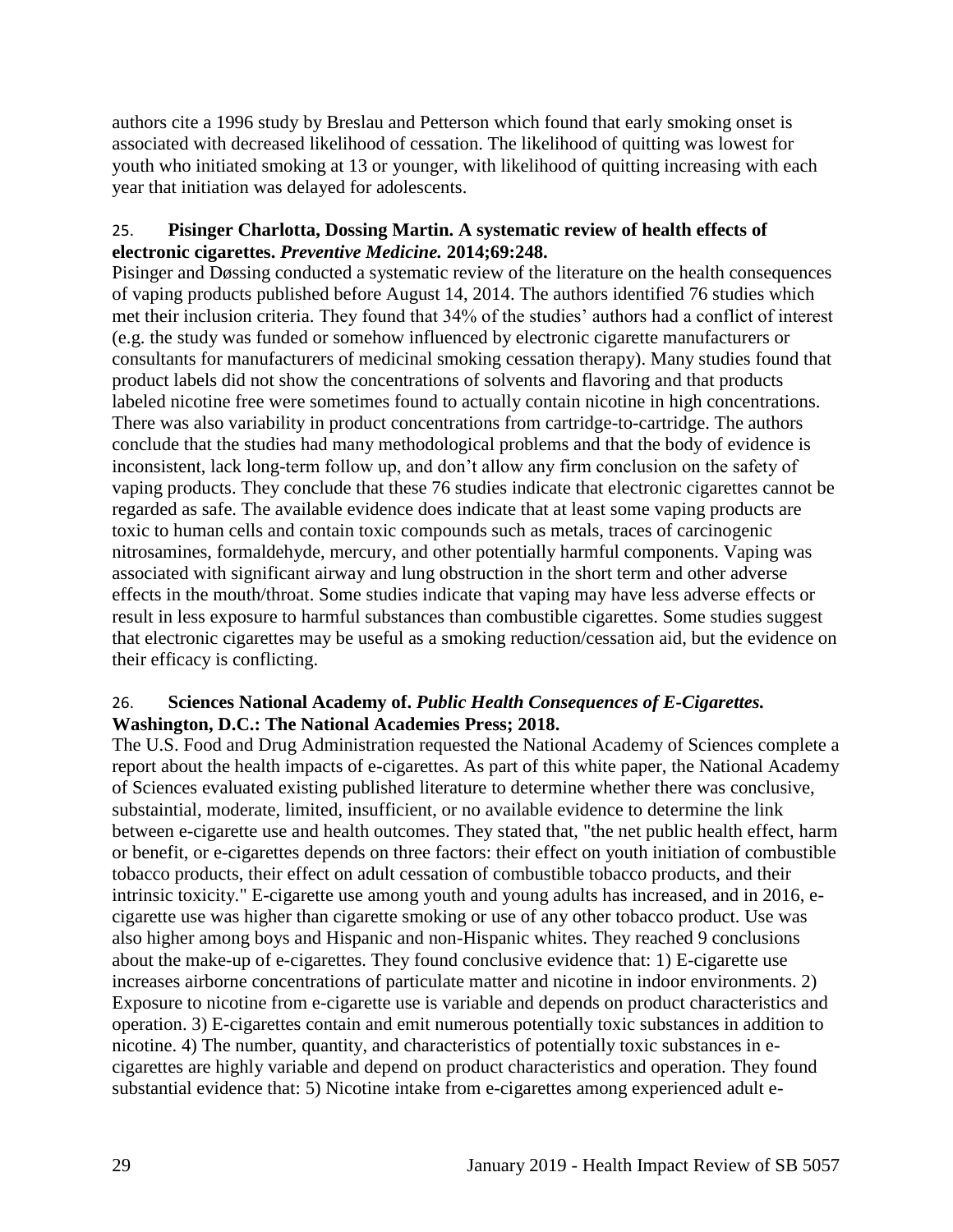authors cite a 1996 study by Breslau and Petterson which found that early smoking onset is associated with decreased likelihood of cessation. The likelihood of quitting was lowest for youth who initiated smoking at 13 or younger, with likelihood of quitting increasing with each year that initiation was delayed for adolescents.

25. **Pisinger Charlotta, Dossing Martin. A systematic review of health effects of electronic cigarettes. *Preventive Medicine.* 2014;69:248.**

Pisinger and Døssing conducted a systematic review of the literature on the health consequences of vaping products published before August 14, 2014. The authors identified 76 studies which met their inclusion criteria. They found that 34% of the studies' authors had a conflict of interest (e.g. the study was funded or somehow influenced by electronic cigarette manufacturers or consultants for manufacturers of medicinal smoking cessation therapy). Many studies found that product labels did not show the concentrations of solvents and flavoring and that products labeled nicotine free were sometimes found to actually contain nicotine in high concentrations. There was also variability in product concentrations from cartridge-to-cartridge. The authors conclude that the studies had many methodological problems and that the body of evidence is inconsistent, lack long-term follow up, and don't allow any firm conclusion on the safety of vaping products. They conclude that these 76 studies indicate that electronic cigarettes cannot be regarded as safe. The available evidence does indicate that at least some vaping products are toxic to human cells and contain toxic compounds such as metals, traces of carcinogenic nitrosamines, formaldehyde, mercury, and other potentially harmful components. Vaping was associated with significant airway and lung obstruction in the short term and other adverse effects in the mouth/throat. Some studies indicate that vaping may have less adverse effects or result in less exposure to harmful substances than combustible cigarettes. Some studies suggest that electronic cigarettes may be useful as a smoking reduction/cessation aid, but the evidence on their efficacy is conflicting.

26. **Sciences National Academy of. *Public Health Consequences of E-Cigarettes.* Washington, D.C.: The National Academies Press; 2018.**

The U.S. Food and Drug Administration requested the National Academy of Sciences complete a report about the health impacts of e-cigarettes. As part of this white paper, the National Academy of Sciences evaluated existing published literature to determine whether there was conclusive, substaintial, moderate, limited, insufficient, or no available evidence to determine the link between e-cigarette use and health outcomes. They stated that, "the net public health effect, harm or benefit, or e-cigarettes depends on three factors: their effect on youth initiation of combustible tobacco products, their effect on adult cessation of combustible tobacco products, and their intrinsic toxicity." E-cigarette use among youth and young adults has increased, and in 2016, e-cigarette use was higher than cigarette smoking or use of any other tobacco product. Use was also higher among boys and Hispanic and non-Hispanic whites. They reached 9 conclusions about the make-up of e-cigarettes. They found conclusive evidence that: 1) E-cigarette use increases airborne concentrations of particulate matter and nicotine in indoor environments. 2) Exposure to nicotine from e-cigarette use is variable and depends on product characteristics and operation. 3) E-cigarettes contain and emit numerous potentially toxic substances in addition to nicotine. 4) The number, quantity, and characteristics of potentially toxic substances in e-cigarettes are highly variable and depend on product characteristics and operation. They found substantial evidence that: 5) Nicotine intake from e-cigarettes among experienced adult e-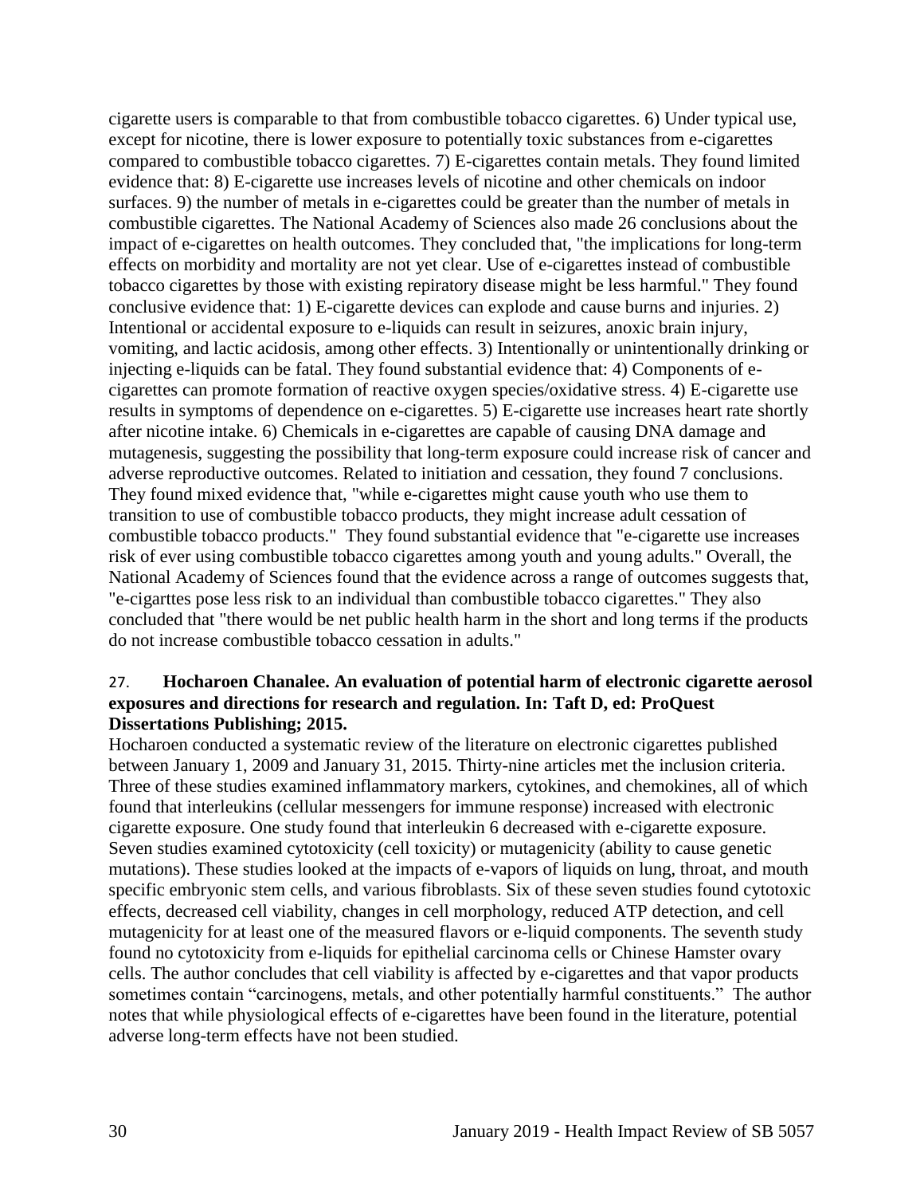cigarette users is comparable to that from combustible tobacco cigarettes. 6) Under typical use, except for nicotine, there is lower exposure to potentially toxic substances from e-cigarettes compared to combustible tobacco cigarettes. 7) E-cigarettes contain metals. They found limited evidence that: 8) E-cigarette use increases levels of nicotine and other chemicals on indoor surfaces. 9) the number of metals in e-cigarettes could be greater than the number of metals in combustible cigarettes. The National Academy of Sciences also made 26 conclusions about the impact of e-cigarettes on health outcomes. They concluded that, "the implications for long-term effects on morbidity and mortality are not yet clear. Use of e-cigarettes instead of combustible tobacco cigarettes by those with existing repiratory disease might be less harmful." They found conclusive evidence that: 1) E-cigarette devices can explode and cause burns and injuries. 2) Intentional or accidental exposure to e-liquids can result in seizures, anoxic brain injury, vomiting, and lactic acidosis, among other effects. 3) Intentionally or unintentionally drinking or injecting e-liquids can be fatal. They found substantial evidence that: 4) Components of e-cigarettes can promote formation of reactive oxygen species/oxidative stress. 4) E-cigarette use results in symptoms of dependence on e-cigarettes. 5) E-cigarette use increases heart rate shortly after nicotine intake. 6) Chemicals in e-cigarettes are capable of causing DNA damage and mutagenesis, suggesting the possibility that long-term exposure could increase risk of cancer and adverse reproductive outcomes. Related to initiation and cessation, they found 7 conclusions. They found mixed evidence that, "while e-cigarettes might cause youth who use them to transition to use of combustible tobacco products, they might increase adult cessation of combustible tobacco products." They found substantial evidence that "e-cigarette use increases risk of ever using combustible tobacco cigarettes among youth and young adults." Overall, the National Academy of Sciences found that the evidence across a range of outcomes suggests that, "e-cigarttes pose less risk to an individual than combustible tobacco cigarettes." They also concluded that "there would be net public health harm in the short and long terms if the products do not increase combustible tobacco cessation in adults."

27. **Hocharoen Chanalee. An evaluation of potential harm of electronic cigarette aerosol exposures and directions for research and regulation. In: Taft D, ed: ProQuest Dissertations Publishing; 2015.**

Hocharoen conducted a systematic review of the literature on electronic cigarettes published between January 1, 2009 and January 31, 2015. Thirty-nine articles met the inclusion criteria. Three of these studies examined inflammatory markers, cytokines, and chemokines, all of which found that interleukins (cellular messengers for immune response) increased with electronic cigarette exposure. One study found that interleukin 6 decreased with e-cigarette exposure. Seven studies examined cytotoxicity (cell toxicity) or mutagenicity (ability to cause genetic mutations). These studies looked at the impacts of e-vapors of liquids on lung, throat, and mouth specific embryonic stem cells, and various fibroblasts. Six of these seven studies found cytotoxic effects, decreased cell viability, changes in cell morphology, reduced ATP detection, and cell mutagenicity for at least one of the measured flavors or e-liquid components. The seventh study found no cytotoxicity from e-liquids for epithelial carcinoma cells or Chinese Hamster ovary cells. The author concludes that cell viability is affected by e-cigarettes and that vapor products sometimes contain "carcinogens, metals, and other potentially harmful constituents." The author notes that while physiological effects of e-cigarettes have been found in the literature, potential adverse long-term effects have not been studied.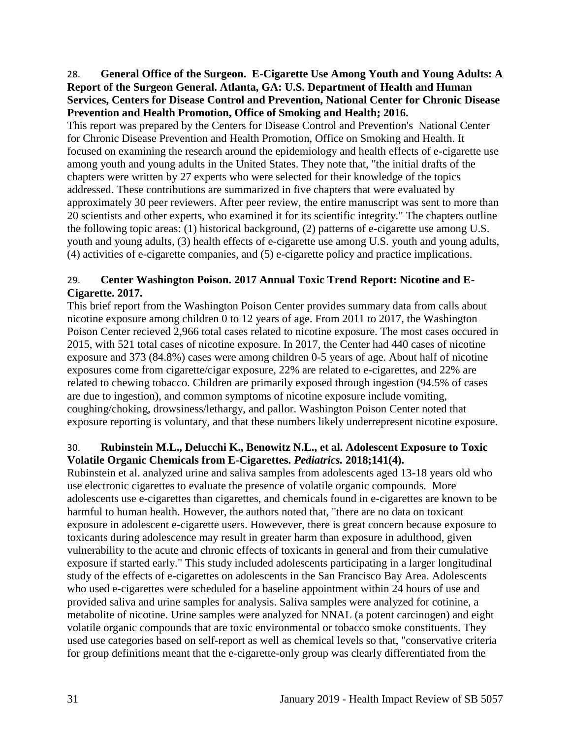28. **General Office of the Surgeon. E-Cigarette Use Among Youth and Young Adults: A Report of the Surgeon General. Atlanta, GA: U.S. Department of Health and Human Services, Centers for Disease Control and Prevention, National Center for Chronic Disease Prevention and Health Promotion, Office of Smoking and Health; 2016.**

This report was prepared by the Centers for Disease Control and Prevention's National Center for Chronic Disease Prevention and Health Promotion, Office on Smoking and Health. It focused on examining the research around the epidemiology and health effects of e-cigarette use among youth and young adults in the United States. They note that, "the initial drafts of the chapters were written by 27 experts who were selected for their knowledge of the topics addressed. These contributions are summarized in five chapters that were evaluated by approximately 30 peer reviewers. After peer review, the entire manuscript was sent to more than 20 scientists and other experts, who examined it for its scientific integrity." The chapters outline the following topic areas: (1) historical background, (2) patterns of e-cigarette use among U.S. youth and young adults, (3) health effects of e-cigarette use among U.S. youth and young adults, (4) activities of e-cigarette companies, and (5) e-cigarette policy and practice implications.

29. **Center Washington Poison. 2017 Annual Toxic Trend Report: Nicotine and E-Cigarette. 2017.**

This brief report from the Washington Poison Center provides summary data from calls about nicotine exposure among children 0 to 12 years of age. From 2011 to 2017, the Washington Poison Center recieved 2,966 total cases related to nicotine exposure. The most cases occured in 2015, with 521 total cases of nicotine exposure. In 2017, the Center had 440 cases of nicotine exposure and 373 (84.8%) cases were among children 0-5 years of age. About half of nicotine exposures come from cigarette/cigar exposure, 22% are related to e-cigarettes, and 22% are related to chewing tobacco. Children are primarily exposed through ingestion (94.5% of cases are due to ingestion), and common symptoms of nicotine exposure include vomiting, coughing/choking, drowsiness/lethargy, and pallor. Washington Poison Center noted that exposure reporting is voluntary, and that these numbers likely underrepresent nicotine exposure.

30. **Rubinstein M.L., Delucchi K., Benowitz N.L., et al. Adolescent Exposure to Toxic Volatile Organic Chemicals from E-Cigarettes. *Pediatrics.* 2018;141(4).**

Rubinstein et al. analyzed urine and saliva samples from adolescents aged 13-18 years old who use electronic cigarettes to evaluate the presence of volatile organic compounds. More adolescents use e-cigarettes than cigarettes, and chemicals found in e-cigarettes are known to be harmful to human health. However, the authors noted that, "there are no data on toxicant exposure in adolescent e-cigarette users. Howevever, there is great concern because exposure to toxicants during adolescence may result in greater harm than exposure in adulthood, given vulnerability to the acute and chronic effects of toxicants in general and from their cumulative exposure if started early." This study included adolescents participating in a larger longitudinal study of the effects of e-cigarettes on adolescents in the San Francisco Bay Area. Adolescents who used e-cigarettes were scheduled for a baseline appointment within 24 hours of use and provided saliva and urine samples for analysis. Saliva samples were analyzed for cotinine, a metabolite of nicotine. Urine samples were analyzed for NNAL (a potent carcinogen) and eight volatile organic compounds that are toxic environmental or tobacco smoke constituents. They used use categories based on self-report as well as chemical levels so that, "conservative criteria for group definitions meant that the e-cigarette-only group was clearly differentiated from the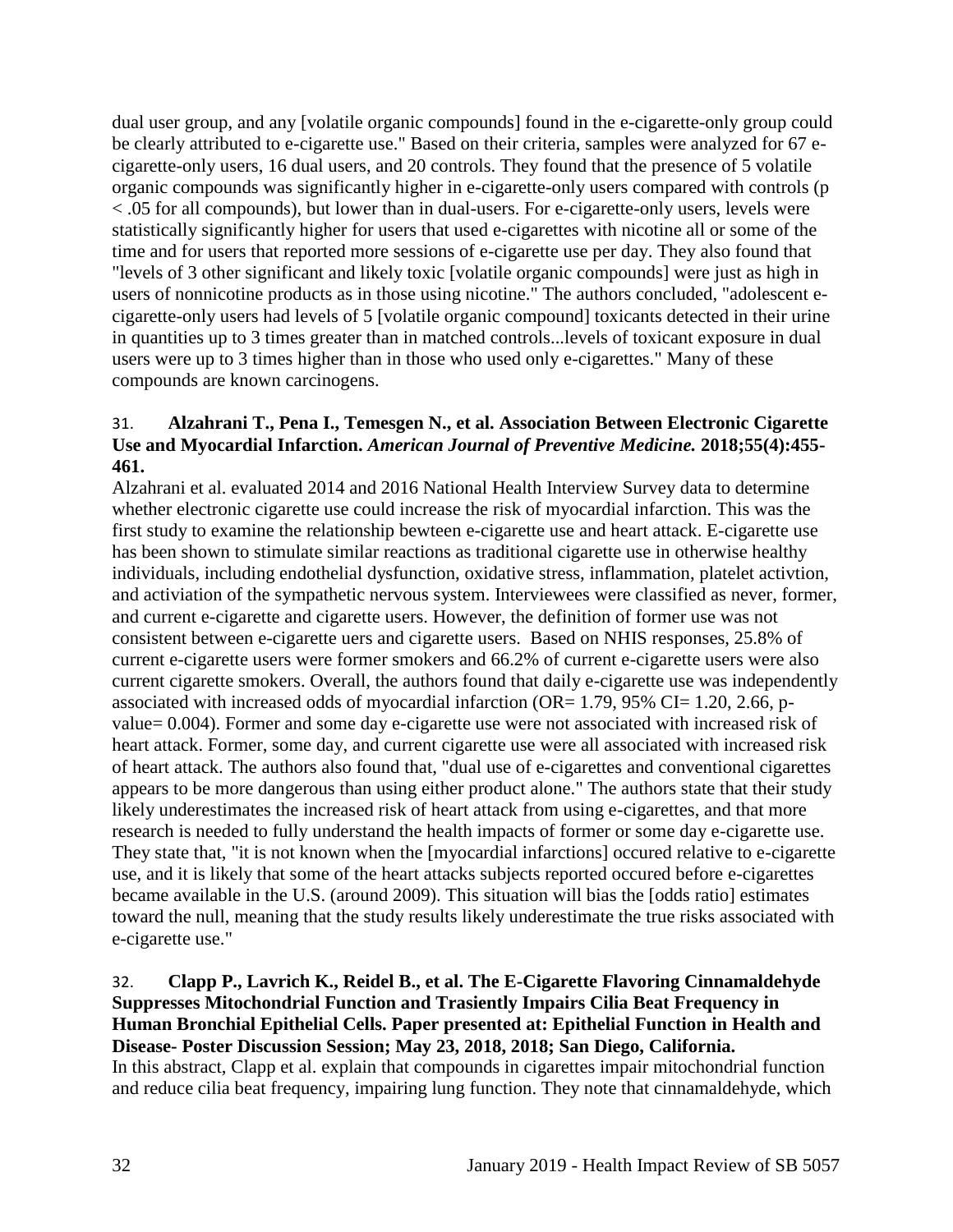dual user group, and any [volatile organic compounds] found in the e-cigarette-only group could be clearly attributed to e-cigarette use." Based on their criteria, samples were analyzed for 67 e-cigarette-only users, 16 dual users, and 20 controls. They found that the presence of 5 volatile organic compounds was significantly higher in e-cigarette-only users compared with controls ($p < .05$ for all compounds), but lower than in dual-users. For e-cigarette-only users, levels were statistically significantly higher for users that used e-cigarettes with nicotine all or some of the time and for users that reported more sessions of e-cigarette use per day. They also found that "levels of 3 other significant and likely toxic [volatile organic compounds] were just as high in users of nonnicotine products as in those using nicotine." The authors concluded, "adolescent e-cigarette-only users had levels of 5 [volatile organic compound] toxicants detected in their urine in quantities up to 3 times greater than in matched controls...levels of toxicant exposure in dual users were up to 3 times higher than in those who used only e-cigarettes." Many of these compounds are known carcinogens.

31. **Alzahrani T., Pena I., Temesgen N., et al. Association Between Electronic Cigarette Use and Myocardial Infarction.** ***American Journal of Preventive Medicine.*** **2018;55(4):455-461.**

Alzahrani et al. evaluated 2014 and 2016 National Health Interview Survey data to determine whether electronic cigarette use could increase the risk of myocardial infarction. This was the first study to examine the relationship bewteen e-cigarette use and heart attack. E-cigarette use has been shown to stimulate similar reactions as traditional cigarette use in otherwise healthy individuals, including endothelial dysfunction, oxidative stress, inflammation, platelet activtion, and activiation of the sympathetic nervous system. Interviewees were classified as never, former, and current e-cigarette and cigarette users. However, the definition of former use was not consistent between e-cigarette uers and cigarette users. Based on NHIS responses, 25.8% of current e-cigarette users were former smokers and 66.2% of current e-cigarette users were also current cigarette smokers. Overall, the authors found that daily e-cigarette use was independently associated with increased odds of myocardial infarction (OR= 1.79, 95% CI= 1.20, 2.66, p-value= 0.004). Former and some day e-cigarette use were not associated with increased risk of heart attack. Former, some day, and current cigarette use were all associated with increased risk of heart attack. The authors also found that, "dual use of e-cigarettes and conventional cigarettes appears to be more dangerous than using either product alone." The authors state that their study likely underestimates the increased risk of heart attack from using e-cigarettes, and that more research is needed to fully understand the health impacts of former or some day e-cigarette use. They state that, "it is not known when the [myocardial infarctions] occured relative to e-cigarette use, and it is likely that some of the heart attacks subjects reported occured before e-cigarettes became available in the U.S. (around 2009). This situation will bias the [odds ratio] estimates toward the null, meaning that the study results likely underestimate the true risks associated with e-cigarette use."

32. **Clapp P., Lavrich K., Reidel B., et al. The E-Cigarette Flavoring Cinnamaldehyde Suppresses Mitochondrial Function and Trasiently Impairs Cilia Beat Frequency in Human Bronchial Epithelial Cells. Paper presented at: Epithelial Function in Health and Disease- Poster Discussion Session; May 23, 2018, 2018; San Diego, California.**

In this abstract, Clapp et al. explain that compounds in cigarettes impair mitochondrial function and reduce cilia beat frequency, impairing lung function. They note that cinnamaldehyde, which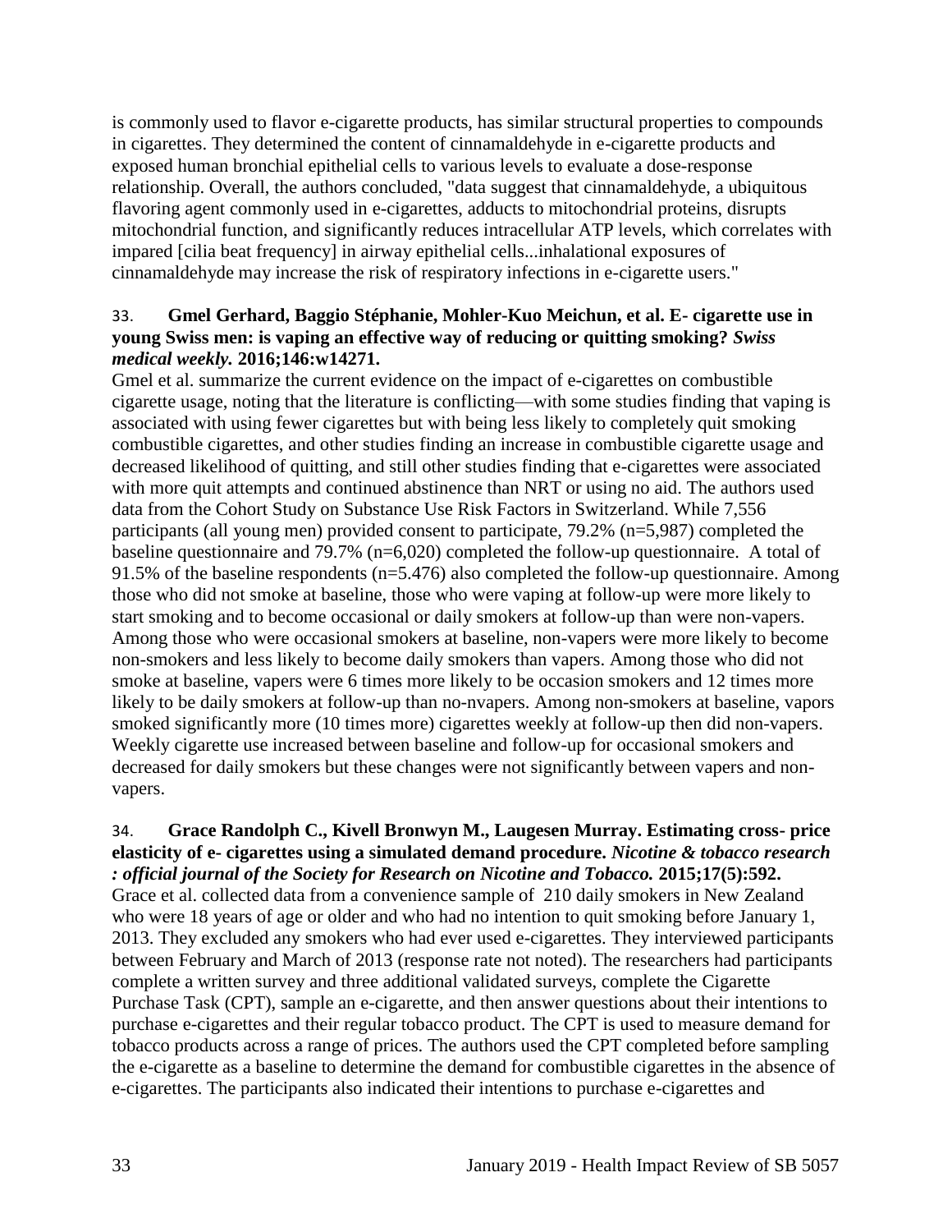is commonly used to flavor e-cigarette products, has similar structural properties to compounds in cigarettes. They determined the content of cinnamaldehyde in e-cigarette products and exposed human bronchial epithelial cells to various levels to evaluate a dose-response relationship. Overall, the authors concluded, "data suggest that cinnamaldehyde, a ubiquitous flavoring agent commonly used in e-cigarettes, adducts to mitochondrial proteins, disrupts mitochondrial function, and significantly reduces intracellular ATP levels, which correlates with impared [cilia beat frequency] in airway epithelial cells...inhalational exposures of cinnamaldehyde may increase the risk of respiratory infections in e-cigarette users."

33. **Gmel Gerhard, Baggio Stéphanie, Mohler-Kuo Meichun, et al. E- cigarette use in young Swiss men: is vaping an effective way of reducing or quitting smoking? *Swiss medical weekly.* 2016;146:w14271.**

Gmel et al. summarize the current evidence on the impact of e-cigarettes on combustible cigarette usage, noting that the literature is conflicting—with some studies finding that vaping is associated with using fewer cigarettes but with being less likely to completely quit smoking combustible cigarettes, and other studies finding an increase in combustible cigarette usage and decreased likelihood of quitting, and still other studies finding that e-cigarettes were associated with more quit attempts and continued abstinence than NRT or using no aid. The authors used data from the Cohort Study on Substance Use Risk Factors in Switzerland. While 7,556 participants (all young men) provided consent to participate, 79.2% (n=5,987) completed the baseline questionnaire and 79.7% (n=6,020) completed the follow-up questionnaire. A total of 91.5% of the baseline respondents (n=5.476) also completed the follow-up questionnaire. Among those who did not smoke at baseline, those who were vaping at follow-up were more likely to start smoking and to become occasional or daily smokers at follow-up than were non-vapers. Among those who were occasional smokers at baseline, non-vapers were more likely to become non-smokers and less likely to become daily smokers than vapers. Among those who did not smoke at baseline, vapers were 6 times more likely to be occasion smokers and 12 times more likely to be daily smokers at follow-up than no-nvapers. Among non-smokers at baseline, vapors smoked significantly more (10 times more) cigarettes weekly at follow-up then did non-vapers. Weekly cigarette use increased between baseline and follow-up for occasional smokers and decreased for daily smokers but these changes were not significantly between vapers and non-vapers.

34. **Grace Randolph C., Kivell Bronwyn M., Laugesen Murray. Estimating cross- price elasticity of e- cigarettes using a simulated demand procedure. *Nicotine & tobacco research : official journal of the Society for Research on Nicotine and Tobacco.* 2015;17(5):592.**

Grace et al. collected data from a convenience sample of 210 daily smokers in New Zealand who were 18 years of age or older and who had no intention to quit smoking before January 1, 2013. They excluded any smokers who had ever used e-cigarettes. They interviewed participants between February and March of 2013 (response rate not noted). The researchers had participants complete a written survey and three additional validated surveys, complete the Cigarette Purchase Task (CPT), sample an e-cigarette, and then answer questions about their intentions to purchase e-cigarettes and their regular tobacco product. The CPT is used to measure demand for tobacco products across a range of prices. The authors used the CPT completed before sampling the e-cigarette as a baseline to determine the demand for combustible cigarettes in the absence of e-cigarettes. The participants also indicated their intentions to purchase e-cigarettes and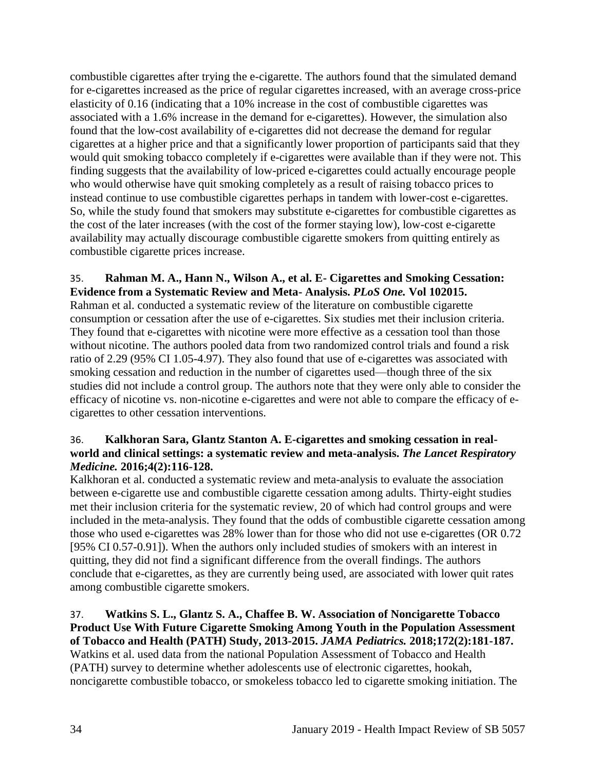combustible cigarettes after trying the e-cigarette. The authors found that the simulated demand for e-cigarettes increased as the price of regular cigarettes increased, with an average cross-price elasticity of 0.16 (indicating that a 10% increase in the cost of combustible cigarettes was associated with a 1.6% increase in the demand for e-cigarettes). However, the simulation also found that the low-cost availability of e-cigarettes did not decrease the demand for regular cigarettes at a higher price and that a significantly lower proportion of participants said that they would quit smoking tobacco completely if e-cigarettes were available than if they were not. This finding suggests that the availability of low-priced e-cigarettes could actually encourage people who would otherwise have quit smoking completely as a result of raising tobacco prices to instead continue to use combustible cigarettes perhaps in tandem with lower-cost e-cigarettes. So, while the study found that smokers may substitute e-cigarettes for combustible cigarettes as the cost of the later increases (with the cost of the former staying low), low-cost e-cigarette availability may actually discourage combustible cigarette smokers from quitting entirely as combustible cigarette prices increase.

35. **Rahman M. A., Hann N., Wilson A., et al. E- Cigarettes and Smoking Cessation: Evidence from a Systematic Review and Meta- Analysis. *PLoS One.* Vol 102015.**
Rahman et al. conducted a systematic review of the literature on combustible cigarette consumption or cessation after the use of e-cigarettes. Six studies met their inclusion criteria. They found that e-cigarettes with nicotine were more effective as a cessation tool than those without nicotine. The authors pooled data from two randomized control trials and found a risk ratio of 2.29 (95% CI 1.05-4.97). They also found that use of e-cigarettes was associated with smoking cessation and reduction in the number of cigarettes used—though three of the six studies did not include a control group. The authors note that they were only able to consider the efficacy of nicotine vs. non-nicotine e-cigarettes and were not able to compare the efficacy of e-cigarettes to other cessation interventions.

36. **Kalkhoran Sara, Glantz Stanton A. E-cigarettes and smoking cessation in real-world and clinical settings: a systematic review and meta-analysis. *The Lancet Respiratory Medicine.* 2016;4(2):116-128.**
Kalkhoran et al. conducted a systematic review and meta-analysis to evaluate the association between e-cigarette use and combustible cigarette cessation among adults. Thirty-eight studies met their inclusion criteria for the systematic review, 20 of which had control groups and were included in the meta-analysis. They found that the odds of combustible cigarette cessation among those who used e-cigarettes was 28% lower than for those who did not use e-cigarettes (OR 0.72 [95% CI 0.57-0.91]). When the authors only included studies of smokers with an interest in quitting, they did not find a significant difference from the overall findings. The authors conclude that e-cigarettes, as they are currently being used, are associated with lower quit rates among combustible cigarette smokers.

37. **Watkins S. L., Glantz S. A., Chaffee B. W. Association of Noncigarette Tobacco Product Use With Future Cigarette Smoking Among Youth in the Population Assessment of Tobacco and Health (PATH) Study, 2013-2015. *JAMA Pediatrics.* 2018;172(2):181-187.**
Watkins et al. used data from the national Population Assessment of Tobacco and Health (PATH) survey to determine whether adolescents use of electronic cigarettes, hookah, noncigarette combustible tobacco, or smokeless tobacco led to cigarette smoking initiation. The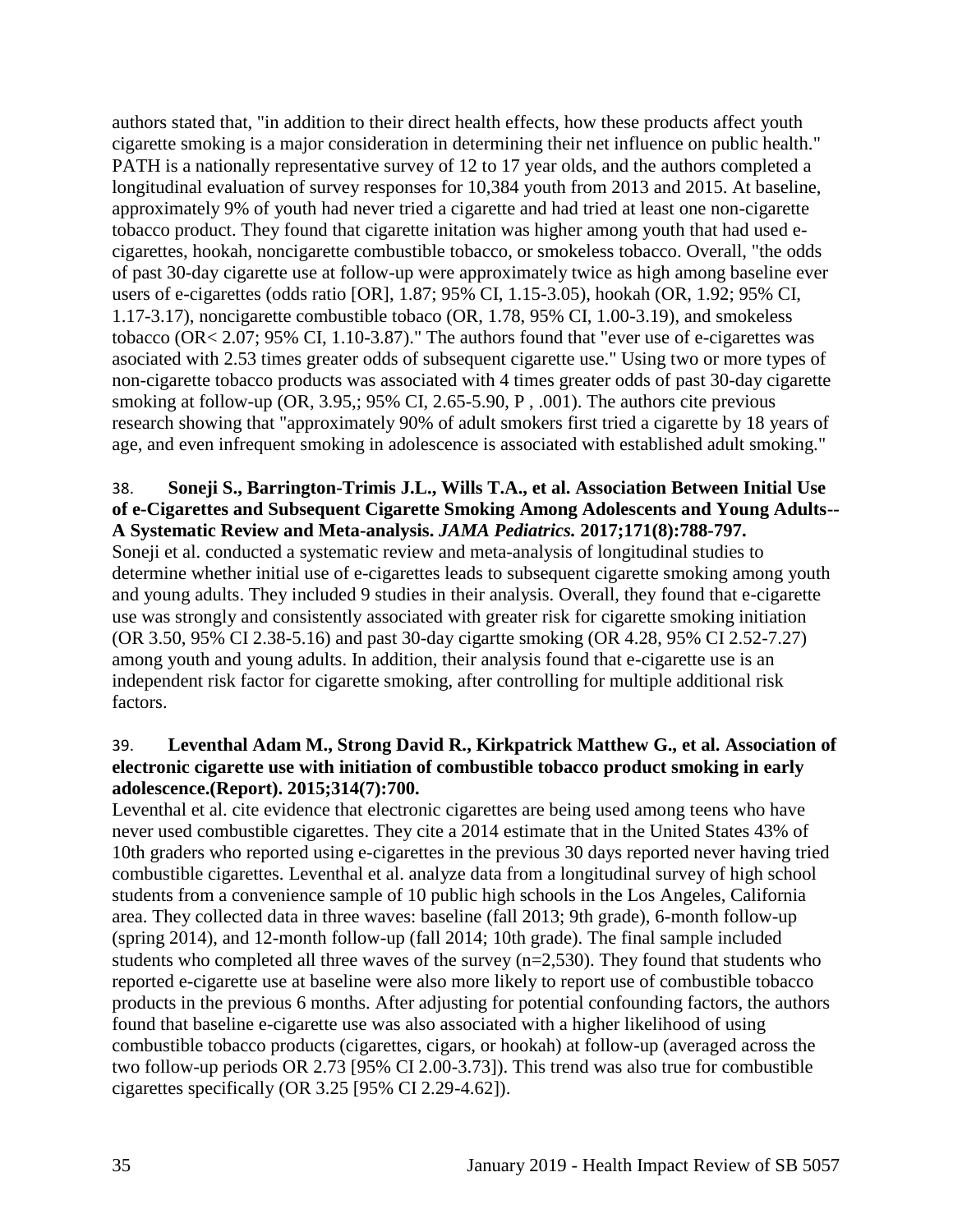authors stated that, "in addition to their direct health effects, how these products affect youth cigarette smoking is a major consideration in determining their net influence on public health." PATH is a nationally representative survey of 12 to 17 year olds, and the authors completed a longitudinal evaluation of survey responses for 10,384 youth from 2013 and 2015. At baseline, approximately 9% of youth had never tried a cigarette and had tried at least one non-cigarette tobacco product. They found that cigarette initation was higher among youth that had used e-cigarettes, hookah, noncigarette combustible tobacco, or smokeless tobacco. Overall, "the odds of past 30-day cigarette use at follow-up were approximately twice as high among baseline ever users of e-cigarettes (odds ratio [OR], 1.87; 95% CI, 1.15-3.05), hookah (OR, 1.92; 95% CI, 1.17-3.17), noncigarette combustible tobaco (OR, 1.78, 95% CI, 1.00-3.19), and smokeless tobacco (OR< 2.07; 95% CI, 1.10-3.87)." The authors found that "ever use of e-cigarettes was asociated with 2.53 times greater odds of subsequent cigarette use." Using two or more types of non-cigarette tobacco products was associated with 4 times greater odds of past 30-day cigarette smoking at follow-up (OR, 3.95,; 95% CI, 2.65-5.90, P , .001). The authors cite previous research showing that "approximately 90% of adult smokers first tried a cigarette by 18 years of age, and even infrequent smoking in adolescence is associated with established adult smoking."

38. **Soneji S., Barrington-Trimis J.L., Wills T.A., et al. Association Between Initial Use of e-Cigarettes and Subsequent Cigarette Smoking Among Adolescents and Young Adults--A Systematic Review and Meta-analysis. *JAMA Pediatrics.* 2017;171(8):788-797.**
Soneji et al. conducted a systematic review and meta-analysis of longitudinal studies to determine whether initial use of e-cigarettes leads to subsequent cigarette smoking among youth and young adults. They included 9 studies in their analysis. Overall, they found that e-cigarette use was strongly and consistently associated with greater risk for cigarette smoking initiation (OR 3.50, 95% CI 2.38-5.16) and past 30-day cigartte smoking (OR 4.28, 95% CI 2.52-7.27) among youth and young adults. In addition, their analysis found that e-cigarette use is an independent risk factor for cigarette smoking, after controlling for multiple additional risk factors.

39. **Leventhal Adam M., Strong David R., Kirkpatrick Matthew G., et al. Association of electronic cigarette use with initiation of combustible tobacco product smoking in early adolescence.(Report). 2015;314(7):700.**
Leventhal et al. cite evidence that electronic cigarettes are being used among teens who have never used combustible cigarettes. They cite a 2014 estimate that in the United States 43% of 10th graders who reported using e-cigarettes in the previous 30 days reported never having tried combustible cigarettes. Leventhal et al. analyze data from a longitudinal survey of high school students from a convenience sample of 10 public high schools in the Los Angeles, California area. They collected data in three waves: baseline (fall 2013; 9th grade), 6-month follow-up (spring 2014), and 12-month follow-up (fall 2014; 10th grade). The final sample included students who completed all three waves of the survey (n=2,530). They found that students who reported e-cigarette use at baseline were also more likely to report use of combustible tobacco products in the previous 6 months. After adjusting for potential confounding factors, the authors found that baseline e-cigarette use was also associated with a higher likelihood of using combustible tobacco products (cigarettes, cigars, or hookah) at follow-up (averaged across the two follow-up periods OR 2.73 [95% CI 2.00-3.73]). This trend was also true for combustible cigarettes specifically (OR 3.25 [95% CI 2.29-4.62]).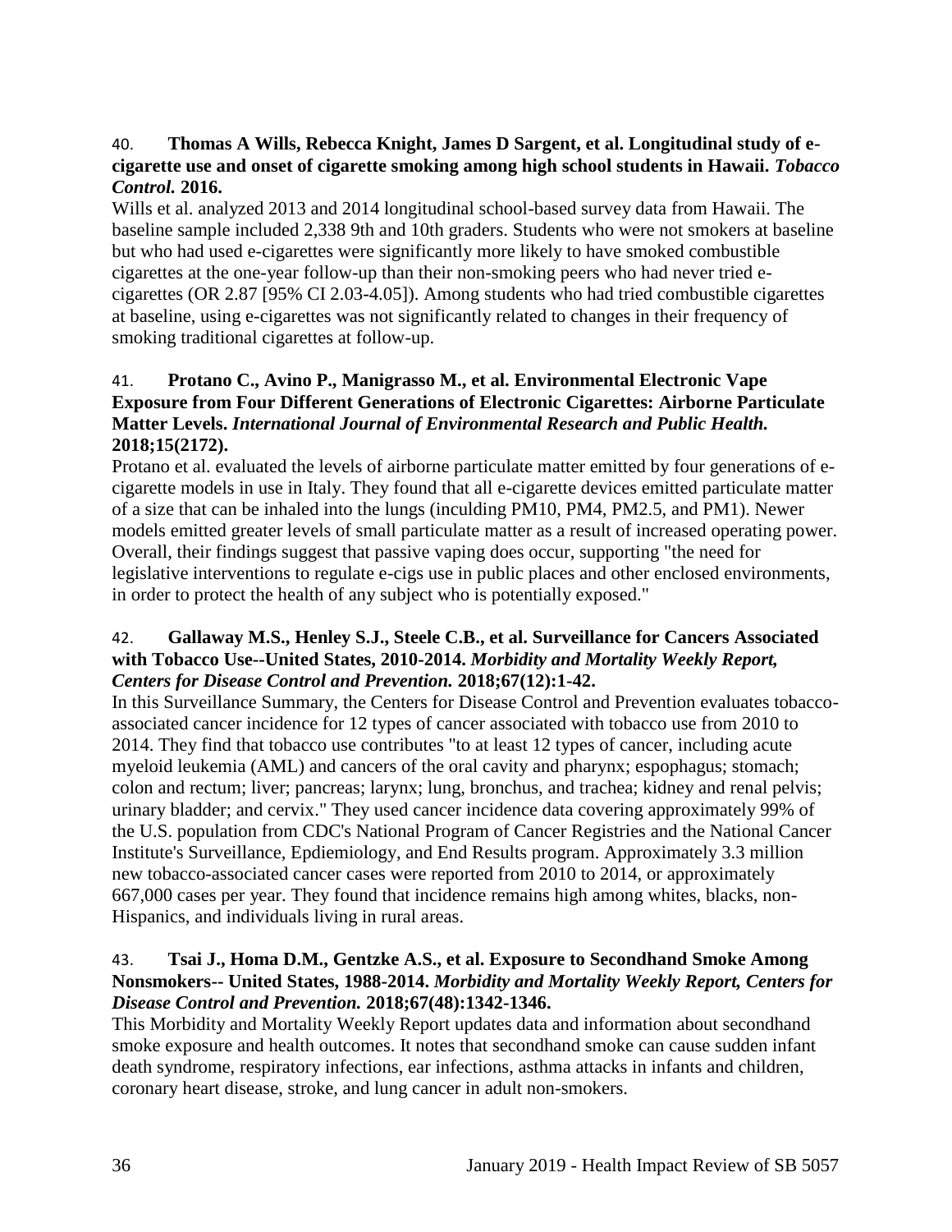40. **Thomas A Wills, Rebecca Knight, James D Sargent, et al. Longitudinal study of e-cigarette use and onset of cigarette smoking among high school students in Hawaii.** ***Tobacco Control.*** **2016.**

Wills et al. analyzed 2013 and 2014 longitudinal school-based survey data from Hawaii. The baseline sample included 2,338 9th and 10th graders. Students who were not smokers at baseline but who had used e-cigarettes were significantly more likely to have smoked combustible cigarettes at the one-year follow-up than their non-smoking peers who had never tried e-cigarettes (OR 2.87 [95% CI 2.03-4.05]). Among students who had tried combustible cigarettes at baseline, using e-cigarettes was not significantly related to changes in their frequency of smoking traditional cigarettes at follow-up.

41. **Protano C., Avino P., Manigrasso M., et al. Environmental Electronic Vape Exposure from Four Different Generations of Electronic Cigarettes: Airborne Particulate Matter Levels.** ***International Journal of Environmental Research and Public Health.*** **2018;15(2172).**

Protano et al. evaluated the levels of airborne particulate matter emitted by four generations of e-cigarette models in use in Italy. They found that all e-cigarette devices emitted particulate matter of a size that can be inhaled into the lungs (inculding PM10, PM4, PM2.5, and PM1). Newer models emitted greater levels of small particulate matter as a result of increased operating power. Overall, their findings suggest that passive vaping does occur, supporting "the need for legislative interventions to regulate e-cigs use in public places and other enclosed environments, in order to protect the health of any subject who is potentially exposed."

42. **Gallaway M.S., Henley S.J., Steele C.B., et al. Surveillance for Cancers Associated with Tobacco Use--United States, 2010-2014.** ***Morbidity and Mortality Weekly Report, Centers for Disease Control and Prevention.*** **2018;67(12):1-42.**

In this Surveillance Summary, the Centers for Disease Control and Prevention evaluates tobacco-associated cancer incidence for 12 types of cancer associated with tobacco use from 2010 to 2014. They find that tobacco use contributes "to at least 12 types of cancer, including acute myeloid leukemia (AML) and cancers of the oral cavity and pharynx; espophagus; stomach; colon and rectum; liver; pancreas; larynx; lung, bronchus, and trachea; kidney and renal pelvis; urinary bladder; and cervix." They used cancer incidence data covering approximately 99% of the U.S. population from CDC's National Program of Cancer Registries and the National Cancer Institute's Surveillance, Epdiemiology, and End Results program. Approximately 3.3 million new tobacco-associated cancer cases were reported from 2010 to 2014, or approximately 667,000 cases per year. They found that incidence remains high among whites, blacks, non-Hispanics, and individuals living in rural areas.

43. **Tsai J., Homa D.M., Gentzke A.S., et al. Exposure to Secondhand Smoke Among Nonsmokers-- United States, 1988-2014.** ***Morbidity and Mortality Weekly Report, Centers for Disease Control and Prevention.*** **2018;67(48):1342-1346.**

This Morbidity and Mortality Weekly Report updates data and information about secondhand smoke exposure and health outcomes. It notes that secondhand smoke can cause sudden infant death syndrome, respiratory infections, ear infections, asthma attacks in infants and children, coronary heart disease, stroke, and lung cancer in adult non-smokers.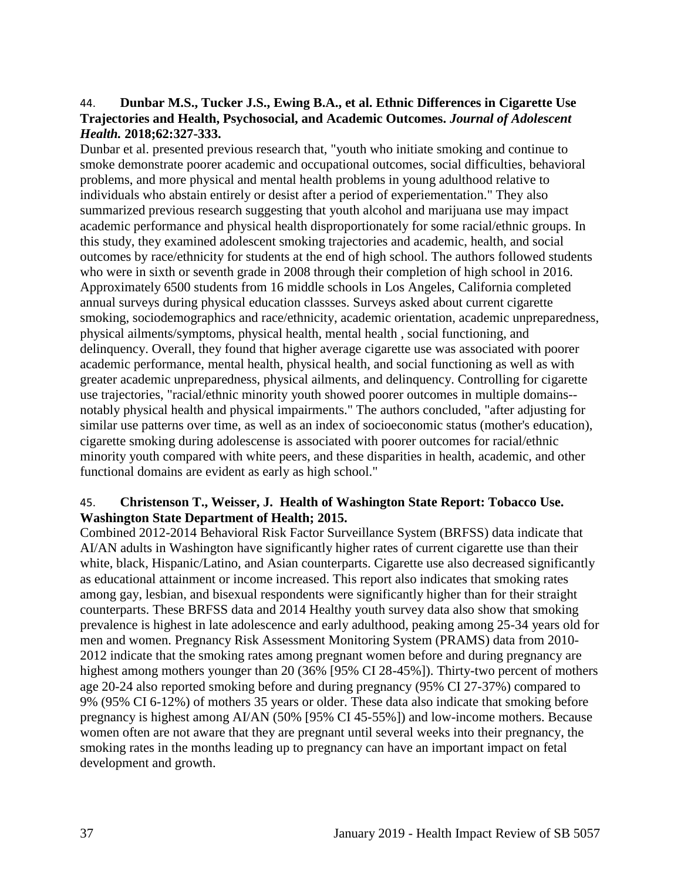44. **Dunbar M.S., Tucker J.S., Ewing B.A., et al. Ethnic Differences in Cigarette Use Trajectories and Health, Psychosocial, and Academic Outcomes. *Journal of Adolescent Health.* 2018;62:327-333.**

Dunbar et al. presented previous research that, "youth who initiate smoking and continue to smoke demonstrate poorer academic and occupational outcomes, social difficulties, behavioral problems, and more physical and mental health problems in young adulthood relative to individuals who abstain entirely or desist after a period of experiementation." They also summarized previous research suggesting that youth alcohol and marijuana use may impact academic performance and physical health disproportionately for some racial/ethnic groups. In this study, they examined adolescent smoking trajectories and academic, health, and social outcomes by race/ethnicity for students at the end of high school. The authors followed students who were in sixth or seventh grade in 2008 through their completion of high school in 2016. Approximately 6500 students from 16 middle schools in Los Angeles, California completed annual surveys during physical education classses. Surveys asked about current cigarette smoking, sociodemographics and race/ethnicity, academic orientation, academic unpreparedness, physical ailments/symptoms, physical health, mental health , social functioning, and delinquency. Overall, they found that higher average cigarette use was associated with poorer academic performance, mental health, physical health, and social functioning as well as with greater academic unpreparedness, physical ailments, and delinquency. Controlling for cigarette use trajectories, "racial/ethnic minority youth showed poorer outcomes in multiple domains--notably physical health and physical impairments." The authors concluded, "after adjusting for similar use patterns over time, as well as an index of socioeconomic status (mother's education), cigarette smoking during adolescense is associated with poorer outcomes for racial/ethnic minority youth compared with white peers, and these disparities in health, academic, and other functional domains are evident as early as high school."

45. **Christenson T., Weisser, J. Health of Washington State Report: Tobacco Use. Washington State Department of Health; 2015.**

Combined 2012-2014 Behavioral Risk Factor Surveillance System (BRFSS) data indicate that AI/AN adults in Washington have significantly higher rates of current cigarette use than their white, black, Hispanic/Latino, and Asian counterparts. Cigarette use also decreased significantly as educational attainment or income increased. This report also indicates that smoking rates among gay, lesbian, and bisexual respondents were significantly higher than for their straight counterparts. These BRFSS data and 2014 Healthy youth survey data also show that smoking prevalence is highest in late adolescence and early adulthood, peaking among 25-34 years old for men and women. Pregnancy Risk Assessment Monitoring System (PRAMS) data from 2010-2012 indicate that the smoking rates among pregnant women before and during pregnancy are highest among mothers younger than 20 (36% [95% CI 28-45%]). Thirty-two percent of mothers age 20-24 also reported smoking before and during pregnancy (95% CI 27-37%) compared to 9% (95% CI 6-12%) of mothers 35 years or older. These data also indicate that smoking before pregnancy is highest among AI/AN (50% [95% CI 45-55%]) and low-income mothers. Because women often are not aware that they are pregnant until several weeks into their pregnancy, the smoking rates in the months leading up to pregnancy can have an important impact on fetal development and growth.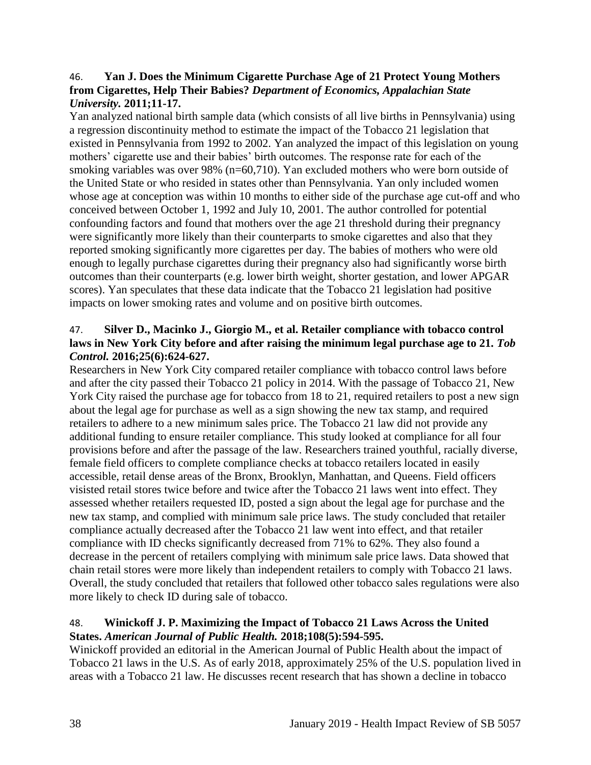46. **Yan J. Does the Minimum Cigarette Purchase Age of 21 Protect Young Mothers from Cigarettes, Help Their Babies?** ***Department of Economics, Appalachian State University.*** **2011;11-17.**

Yan analyzed national birth sample data (which consists of all live births in Pennsylvania) using a regression discontinuity method to estimate the impact of the Tobacco 21 legislation that existed in Pennsylvania from 1992 to 2002. Yan analyzed the impact of this legislation on young mothers' cigarette use and their babies' birth outcomes. The response rate for each of the smoking variables was over 98% (n=60,710). Yan excluded mothers who were born outside of the United State or who resided in states other than Pennsylvania. Yan only included women whose age at conception was within 10 months to either side of the purchase age cut-off and who conceived between October 1, 1992 and July 10, 2001. The author controlled for potential confounding factors and found that mothers over the age 21 threshold during their pregnancy were significantly more likely than their counterparts to smoke cigarettes and also that they reported smoking significantly more cigarettes per day. The babies of mothers who were old enough to legally purchase cigarettes during their pregnancy also had significantly worse birth outcomes than their counterparts (e.g. lower birth weight, shorter gestation, and lower APGAR scores). Yan speculates that these data indicate that the Tobacco 21 legislation had positive impacts on lower smoking rates and volume and on positive birth outcomes.

47. **Silver D., Macinko J., Giorgio M., et al. Retailer compliance with tobacco control laws in New York City before and after raising the minimum legal purchase age to 21.** ***Tob Control.*** **2016;25(6):624-627.**

Researchers in New York City compared retailer compliance with tobacco control laws before and after the city passed their Tobacco 21 policy in 2014. With the passage of Tobacco 21, New York City raised the purchase age for tobacco from 18 to 21, required retailers to post a new sign about the legal age for purchase as well as a sign showing the new tax stamp, and required retailers to adhere to a new minimum sales price. The Tobacco 21 law did not provide any additional funding to ensure retailer compliance. This study looked at compliance for all four provisions before and after the passage of the law. Researchers trained youthful, racially diverse, female field officers to complete compliance checks at tobacco retailers located in easily accessible, retail dense areas of the Bronx, Brooklyn, Manhattan, and Queens. Field officers visisted retail stores twice before and twice after the Tobacco 21 laws went into effect. They assessed whether retailers requested ID, posted a sign about the legal age for purchase and the new tax stamp, and complied with minimum sale price laws. The study concluded that retailer compliance actually decreased after the Tobacco 21 law went into effect, and that retailer compliance with ID checks significantly decreased from 71% to 62%. They also found a decrease in the percent of retailers complying with minimum sale price laws. Data showed that chain retail stores were more likely than independent retailers to comply with Tobacco 21 laws. Overall, the study concluded that retailers that followed other tobacco sales regulations were also more likely to check ID during sale of tobacco.

48. **Winickoff J. P. Maximizing the Impact of Tobacco 21 Laws Across the United States.** ***American Journal of Public Health.*** **2018;108(5):594-595.**

Winickoff provided an editorial in the American Journal of Public Health about the impact of Tobacco 21 laws in the U.S. As of early 2018, approximately 25% of the U.S. population lived in areas with a Tobacco 21 law. He discusses recent research that has shown a decline in tobacco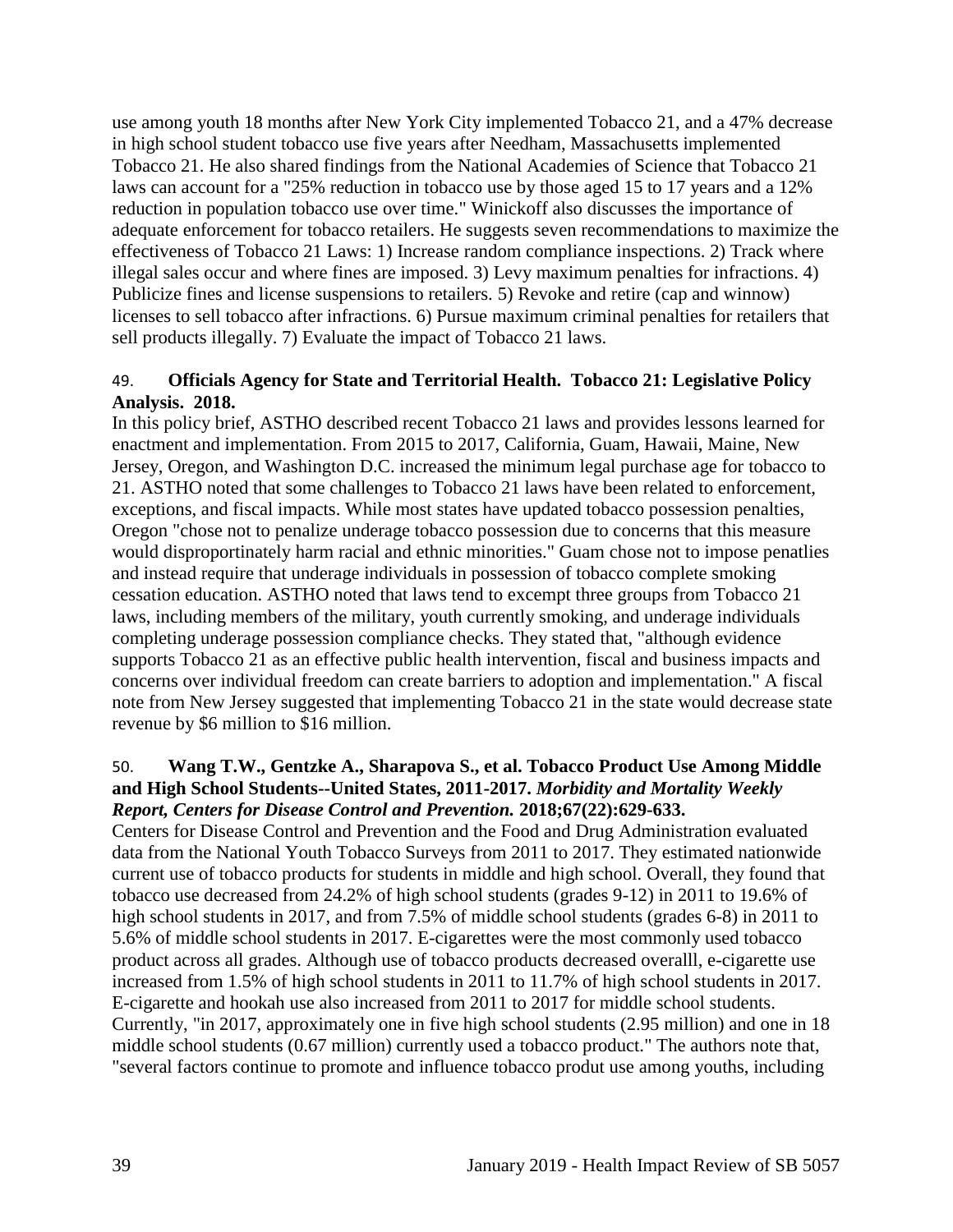use among youth 18 months after New York City implemented Tobacco 21, and a 47% decrease in high school student tobacco use five years after Needham, Massachusetts implemented Tobacco 21. He also shared findings from the National Academies of Science that Tobacco 21 laws can account for a "25% reduction in tobacco use by those aged 15 to 17 years and a 12% reduction in population tobacco use over time." Winickoff also discusses the importance of adequate enforcement for tobacco retailers. He suggests seven recommendations to maximize the effectiveness of Tobacco 21 Laws: 1) Increase random compliance inspections. 2) Track where illegal sales occur and where fines are imposed. 3) Levy maximum penalties for infractions. 4) Publicize fines and license suspensions to retailers. 5) Revoke and retire (cap and winnow) licenses to sell tobacco after infractions. 6) Pursue maximum criminal penalties for retailers that sell products illegally. 7) Evaluate the impact of Tobacco 21 laws.

49. **Officials Agency for State and Territorial Health. Tobacco 21: Legislative Policy Analysis. 2018.**
In this policy brief, ASTHO described recent Tobacco 21 laws and provides lessons learned for enactment and implementation. From 2015 to 2017, California, Guam, Hawaii, Maine, New Jersey, Oregon, and Washington D.C. increased the minimum legal purchase age for tobacco to 21. ASTHO noted that some challenges to Tobacco 21 laws have been related to enforcement, exceptions, and fiscal impacts. While most states have updated tobacco possession penalties, Oregon "chose not to penalize underage tobacco possession due to concerns that this measure would disproportinately harm racial and ethnic minorities." Guam chose not to impose penatlies and instead require that underage individuals in possession of tobacco complete smoking cessation education. ASTHO noted that laws tend to excempt three groups from Tobacco 21 laws, including members of the military, youth currently smoking, and underage individuals completing underage possession compliance checks. They stated that, "although evidence supports Tobacco 21 as an effective public health intervention, fiscal and business impacts and concerns over individual freedom can create barriers to adoption and implementation." A fiscal note from New Jersey suggested that implementing Tobacco 21 in the state would decrease state revenue by $6 million to $16 million.

50. **Wang T.W., Gentzke A., Sharapova S., et al. Tobacco Product Use Among Middle and High School Students--United States, 2011-2017. *Morbidity and Mortality Weekly Report, Centers for Disease Control and Prevention.* 2018;67(22):629-633.**
Centers for Disease Control and Prevention and the Food and Drug Administration evaluated data from the National Youth Tobacco Surveys from 2011 to 2017. They estimated nationwide current use of tobacco products for students in middle and high school. Overall, they found that tobacco use decreased from 24.2% of high school students (grades 9-12) in 2011 to 19.6% of high school students in 2017, and from 7.5% of middle school students (grades 6-8) in 2011 to 5.6% of middle school students in 2017. E-cigarettes were the most commonly used tobacco product across all grades. Although use of tobacco products decreased overalll, e-cigarette use increased from 1.5% of high school students in 2011 to 11.7% of high school students in 2017. E-cigarette and hookah use also increased from 2011 to 2017 for middle school students. Currently, "in 2017, approximately one in five high school students (2.95 million) and one in 18 middle school students (0.67 million) currently used a tobacco product." The authors note that, "several factors continue to promote and influence tobacco produt use among youths, including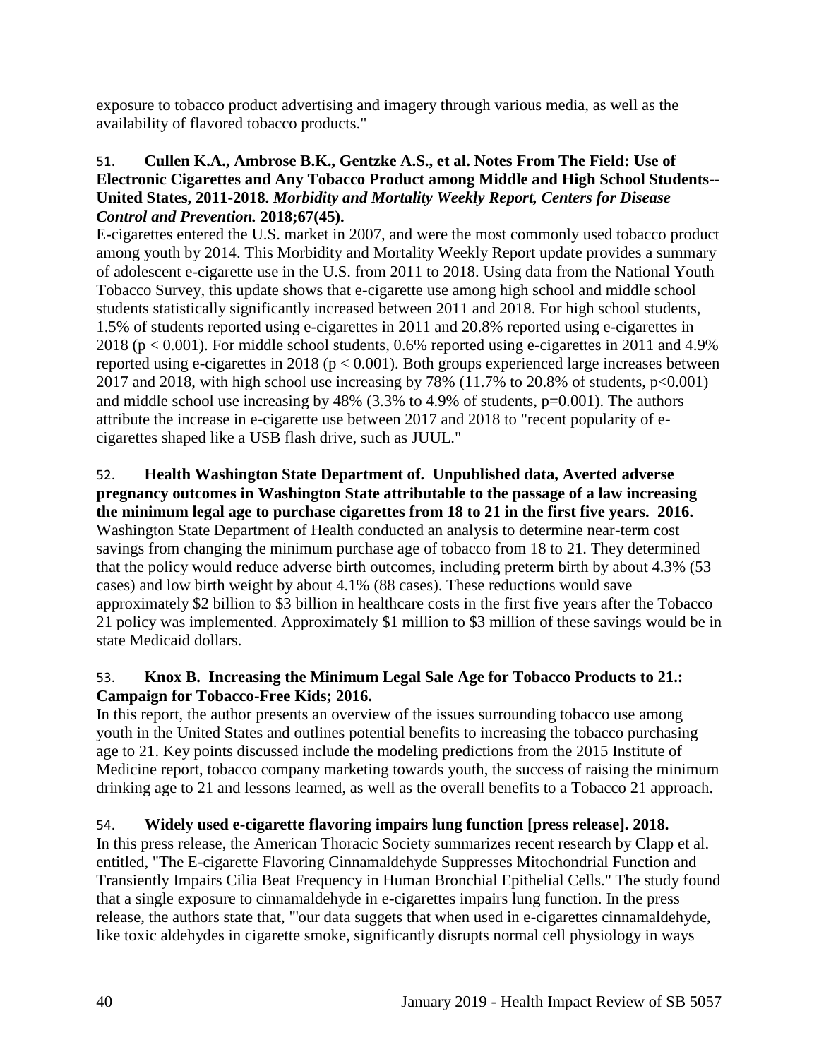exposure to tobacco product advertising and imagery through various media, as well as the availability of flavored tobacco products."

51. **Cullen K.A., Ambrose B.K., Gentzke A.S., et al. Notes From The Field: Use of Electronic Cigarettes and Any Tobacco Product among Middle and High School Students--United States, 2011-2018. *Morbidity and Mortality Weekly Report, Centers for Disease Control and Prevention.* 2018;67(45).**
E-cigarettes entered the U.S. market in 2007, and were the most commonly used tobacco product among youth by 2014. This Morbidity and Mortality Weekly Report update provides a summary of adolescent e-cigarette use in the U.S. from 2011 to 2018. Using data from the National Youth Tobacco Survey, this update shows that e-cigarette use among high school and middle school students statistically significantly increased between 2011 and 2018. For high school students, 1.5% of students reported using e-cigarettes in 2011 and 20.8% reported using e-cigarettes in 2018 ($p < 0.001$). For middle school students, 0.6% reported using e-cigarettes in 2011 and 4.9% reported using e-cigarettes in 2018 ($p < 0.001$). Both groups experienced large increases between 2017 and 2018, with high school use increasing by 78% (11.7% to 20.8% of students, $p<0.001$) and middle school use increasing by 48% (3.3% to 4.9% of students, $p=0.001$). The authors attribute the increase in e-cigarette use between 2017 and 2018 to "recent popularity of e-cigarettes shaped like a USB flash drive, such as JUUL."

52. **Health Washington State Department of. Unpublished data, Averted adverse pregnancy outcomes in Washington State attributable to the passage of a law increasing the minimum legal age to purchase cigarettes from 18 to 21 in the first five years. 2016.**
Washington State Department of Health conducted an analysis to determine near-term cost savings from changing the minimum purchase age of tobacco from 18 to 21. They determined that the policy would reduce adverse birth outcomes, including preterm birth by about 4.3% (53 cases) and low birth weight by about 4.1% (88 cases). These reductions would save approximately $2 billion to $3 billion in healthcare costs in the first five years after the Tobacco 21 policy was implemented. Approximately $1 million to $3 million of these savings would be in state Medicaid dollars.

53. **Knox B. Increasing the Minimum Legal Sale Age for Tobacco Products to 21.: Campaign for Tobacco-Free Kids; 2016.**
In this report, the author presents an overview of the issues surrounding tobacco use among youth in the United States and outlines potential benefits to increasing the tobacco purchasing age to 21. Key points discussed include the modeling predictions from the 2015 Institute of Medicine report, tobacco company marketing towards youth, the success of raising the minimum drinking age to 21 and lessons learned, as well as the overall benefits to a Tobacco 21 approach.

54. **Widely used e-cigarette flavoring impairs lung function [press release]. 2018.**
In this press release, the American Thoracic Society summarizes recent research by Clapp et al. entitled, "The E-cigarette Flavoring Cinnamaldehyde Suppresses Mitochondrial Function and Transiently Impairs Cilia Beat Frequency in Human Bronchial Epithelial Cells." The study found that a single exposure to cinnamaldehyde in e-cigarettes impairs lung function. In the press release, the authors state that, "'our data suggets that when used in e-cigarettes cinnamaldehyde, like toxic aldehydes in cigarette smoke, significantly disrupts normal cell physiology in ways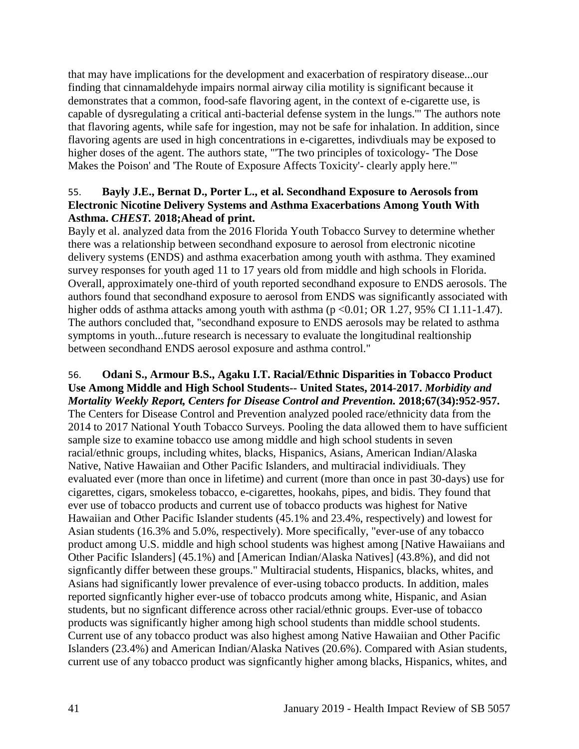that may have implications for the development and exacerbation of respiratory disease...our finding that cinnamaldehyde impairs normal airway cilia motility is significant because it demonstrates that a common, food-safe flavoring agent, in the context of e-cigarette use, is capable of dysregulating a critical anti-bacterial defense system in the lungs.'" The authors note that flavoring agents, while safe for ingestion, may not be safe for inhalation. In addition, since flavoring agents are used in high concentrations in e-cigarettes, indivdiuals may be exposed to higher doses of the agent. The authors state, "'The two principles of toxicology- 'The Dose Makes the Poison' and 'The Route of Exposure Affects Toxicity'- clearly apply here.'"

55. **Bayly J.E., Bernat D., Porter L., et al. Secondhand Exposure to Aerosols from Electronic Nicotine Delivery Systems and Asthma Exacerbations Among Youth With Asthma. *CHEST.* 2018;Ahead of print.**

Bayly et al. analyzed data from the 2016 Florida Youth Tobacco Survey to determine whether there was a relationship between secondhand exposure to aerosol from electronic nicotine delivery systems (ENDS) and asthma exacerbation among youth with asthma. They examined survey responses for youth aged 11 to 17 years old from middle and high schools in Florida. Overall, approximately one-third of youth reported secondhand exposure to ENDS aerosols. The authors found that secondhand exposure to aerosol from ENDS was significantly associated with higher odds of asthma attacks among youth with asthma ($p < 0.01$; OR 1.27, 95% CI 1.11-1.47). The authors concluded that, "secondhand exposure to ENDS aerosols may be related to asthma symptoms in youth...future research is necessary to evaluate the longitudinal realtionship between secondhand ENDS aerosol exposure and asthma control."

56. **Odani S., Armour B.S., Agaku I.T. Racial/Ethnic Disparities in Tobacco Product Use Among Middle and High School Students-- United States, 2014-2017. *Morbidity and Mortality Weekly Report, Centers for Disease Control and Prevention.* 2018;67(34):952-957.**

The Centers for Disease Control and Prevention analyzed pooled race/ethnicity data from the 2014 to 2017 National Youth Tobacco Surveys. Pooling the data allowed them to have sufficient sample size to examine tobacco use among middle and high school students in seven racial/ethnic groups, including whites, blacks, Hispanics, Asians, American Indian/Alaska Native, Native Hawaiian and Other Pacific Islanders, and multiracial individiuals. They evaluated ever (more than once in lifetime) and current (more than once in past 30-days) use for cigarettes, cigars, smokeless tobacco, e-cigarettes, hookahs, pipes, and bidis. They found that ever use of tobacco products and current use of tobacco products was highest for Native Hawaiian and Other Pacific Islander students (45.1% and 23.4%, respectively) and lowest for Asian students (16.3% and 5.0%, respectively). More specifically, "ever-use of any tobacco product among U.S. middle and high school students was highest among [Native Hawaiians and Other Pacific Islanders] (45.1%) and [American Indian/Alaska Natives] (43.8%), and did not signficantly differ between these groups." Multiracial students, Hispanics, blacks, whites, and Asians had significantly lower prevalence of ever-using tobacco products. In addition, males reported signficantly higher ever-use of tobacco prodcuts among white, Hispanic, and Asian students, but no signficant difference across other racial/ethnic groups. Ever-use of tobacco products was significantly higher among high school students than middle school students. Current use of any tobacco product was also highest among Native Hawaiian and Other Pacific Islanders (23.4%) and American Indian/Alaska Natives (20.6%). Compared with Asian students, current use of any tobacco product was signficantly higher among blacks, Hispanics, whites, and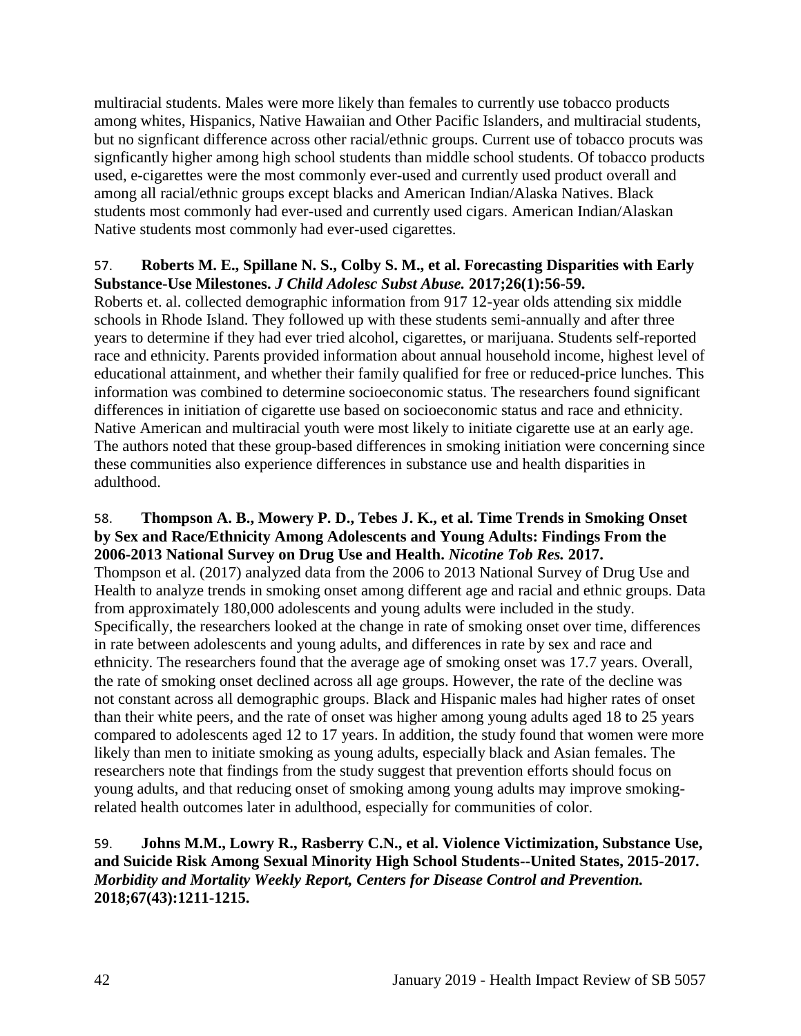multiracial students. Males were more likely than females to currently use tobacco products among whites, Hispanics, Native Hawaiian and Other Pacific Islanders, and multiracial students, but no signficant difference across other racial/ethnic groups. Current use of tobacco procuts was signficantly higher among high school students than middle school students. Of tobacco products used, e-cigarettes were the most commonly ever-used and currently used product overall and among all racial/ethnic groups except blacks and American Indian/Alaska Natives. Black students most commonly had ever-used and currently used cigars. American Indian/Alaskan Native students most commonly had ever-used cigarettes.

57. **Roberts M. E., Spillane N. S., Colby S. M., et al. Forecasting Disparities with Early Substance-Use Milestones.** ***J Child Adolesc Subst Abuse.*** **2017;26(1):56-59.**
Roberts et. al. collected demographic information from 917 12-year olds attending six middle schools in Rhode Island. They followed up with these students semi-annually and after three years to determine if they had ever tried alcohol, cigarettes, or marijuana. Students self-reported race and ethnicity. Parents provided information about annual household income, highest level of educational attainment, and whether their family qualified for free or reduced-price lunches. This information was combined to determine socioeconomic status. The researchers found significant differences in initiation of cigarette use based on socioeconomic status and race and ethnicity. Native American and multiracial youth were most likely to initiate cigarette use at an early age. The authors noted that these group-based differences in smoking initiation were concerning since these communities also experience differences in substance use and health disparities in adulthood.

58. **Thompson A. B., Mowery P. D., Tebes J. K., et al. Time Trends in Smoking Onset by Sex and Race/Ethnicity Among Adolescents and Young Adults: Findings From the 2006-2013 National Survey on Drug Use and Health.** ***Nicotine Tob Res.*** **2017.**
Thompson et al. (2017) analyzed data from the 2006 to 2013 National Survey of Drug Use and Health to analyze trends in smoking onset among different age and racial and ethnic groups. Data from approximately 180,000 adolescents and young adults were included in the study. Specifically, the researchers looked at the change in rate of smoking onset over time, differences in rate between adolescents and young adults, and differences in rate by sex and race and ethnicity. The researchers found that the average age of smoking onset was 17.7 years. Overall, the rate of smoking onset declined across all age groups. However, the rate of the decline was not constant across all demographic groups. Black and Hispanic males had higher rates of onset than their white peers, and the rate of onset was higher among young adults aged 18 to 25 years compared to adolescents aged 12 to 17 years. In addition, the study found that women were more likely than men to initiate smoking as young adults, especially black and Asian females. The researchers note that findings from the study suggest that prevention efforts should focus on young adults, and that reducing onset of smoking among young adults may improve smoking-related health outcomes later in adulthood, especially for communities of color.

59. **Johns M.M., Lowry R., Rasberry C.N., et al. Violence Victimization, Substance Use, and Suicide Risk Among Sexual Minority High School Students--United States, 2015-2017.** ***Morbidity and Mortality Weekly Report, Centers for Disease Control and Prevention.*** **2018;67(43):1211-1215.**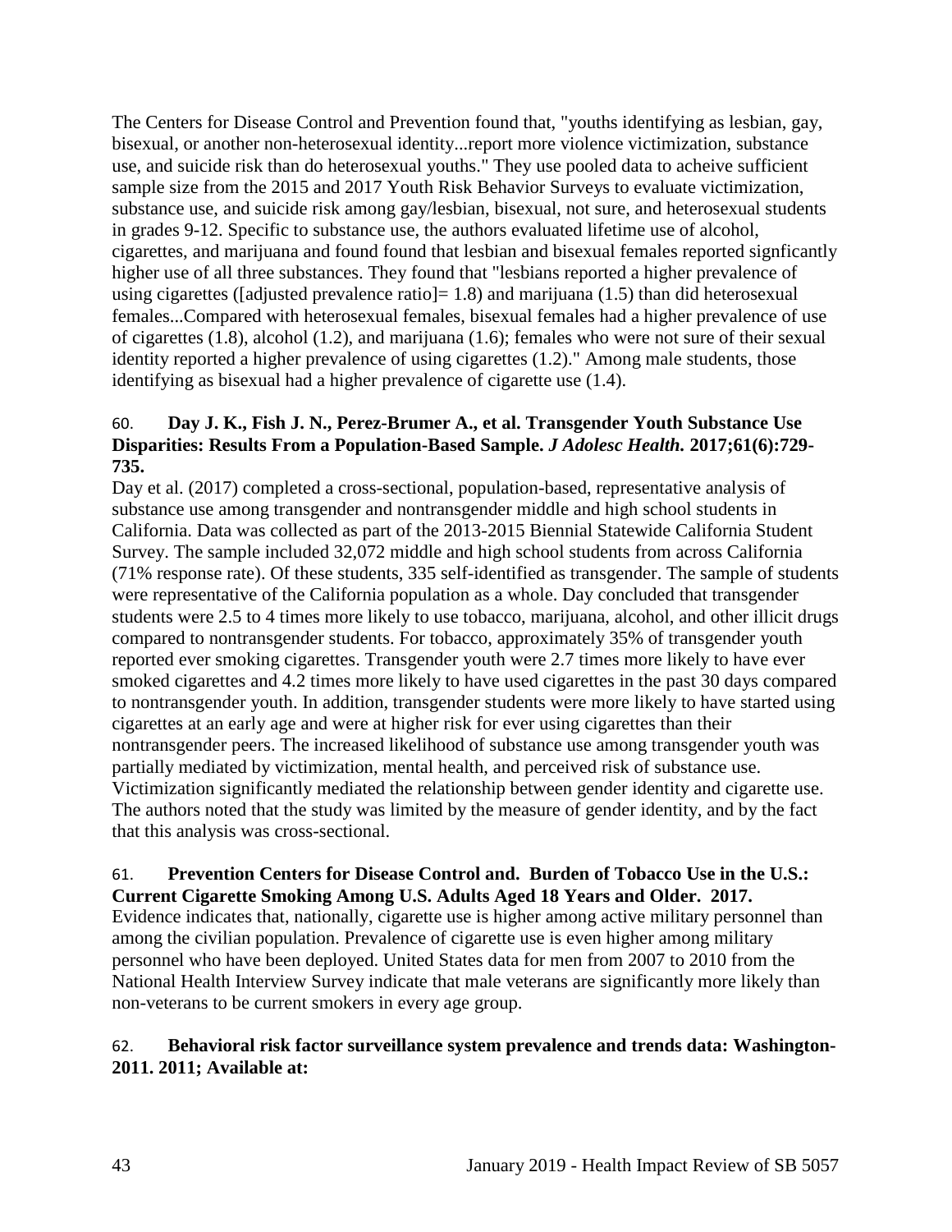The Centers for Disease Control and Prevention found that, "youths identifying as lesbian, gay, bisexual, or another non-heterosexual identity...report more violence victimization, substance use, and suicide risk than do heterosexual youths." They use pooled data to acheive sufficient sample size from the 2015 and 2017 Youth Risk Behavior Surveys to evaluate victimization, substance use, and suicide risk among gay/lesbian, bisexual, not sure, and heterosexual students in grades 9-12. Specific to substance use, the authors evaluated lifetime use of alcohol, cigarettes, and marijuana and found found that lesbian and bisexual females reported signficantly higher use of all three substances. They found that "lesbians reported a higher prevalence of using cigarettes ([adjusted prevalence ratio]= 1.8) and marijuana (1.5) than did heterosexual females...Compared with heterosexual females, bisexual females had a higher prevalence of use of cigarettes (1.8), alcohol (1.2), and marijuana (1.6); females who were not sure of their sexual identity reported a higher prevalence of using cigarettes (1.2)." Among male students, those identifying as bisexual had a higher prevalence of cigarette use (1.4).

60. **Day J. K., Fish J. N., Perez-Brumer A., et al. Transgender Youth Substance Use Disparities: Results From a Population-Based Sample.** ***J Adolesc Health.*** **2017;61(6):729-735.**

Day et al. (2017) completed a cross-sectional, population-based, representative analysis of substance use among transgender and nontransgender middle and high school students in California. Data was collected as part of the 2013-2015 Biennial Statewide California Student Survey. The sample included 32,072 middle and high school students from across California (71% response rate). Of these students, 335 self-identified as transgender. The sample of students were representative of the California population as a whole. Day concluded that transgender students were 2.5 to 4 times more likely to use tobacco, marijuana, alcohol, and other illicit drugs compared to nontransgender students. For tobacco, approximately 35% of transgender youth reported ever smoking cigarettes. Transgender youth were 2.7 times more likely to have ever smoked cigarettes and 4.2 times more likely to have used cigarettes in the past 30 days compared to nontransgender youth. In addition, transgender students were more likely to have started using cigarettes at an early age and were at higher risk for ever using cigarettes than their nontransgender peers. The increased likelihood of substance use among transgender youth was partially mediated by victimization, mental health, and perceived risk of substance use. Victimization significantly mediated the relationship between gender identity and cigarette use. The authors noted that the study was limited by the measure of gender identity, and by the fact that this analysis was cross-sectional.

61. **Prevention Centers for Disease Control and. Burden of Tobacco Use in the U.S.: Current Cigarette Smoking Among U.S. Adults Aged 18 Years and Older. 2017.**

Evidence indicates that, nationally, cigarette use is higher among active military personnel than among the civilian population. Prevalence of cigarette use is even higher among military personnel who have been deployed. United States data for men from 2007 to 2010 from the National Health Interview Survey indicate that male veterans are significantly more likely than non-veterans to be current smokers in every age group.

62. **Behavioral risk factor surveillance system prevalence and trends data: Washington-2011. 2011; Available at:**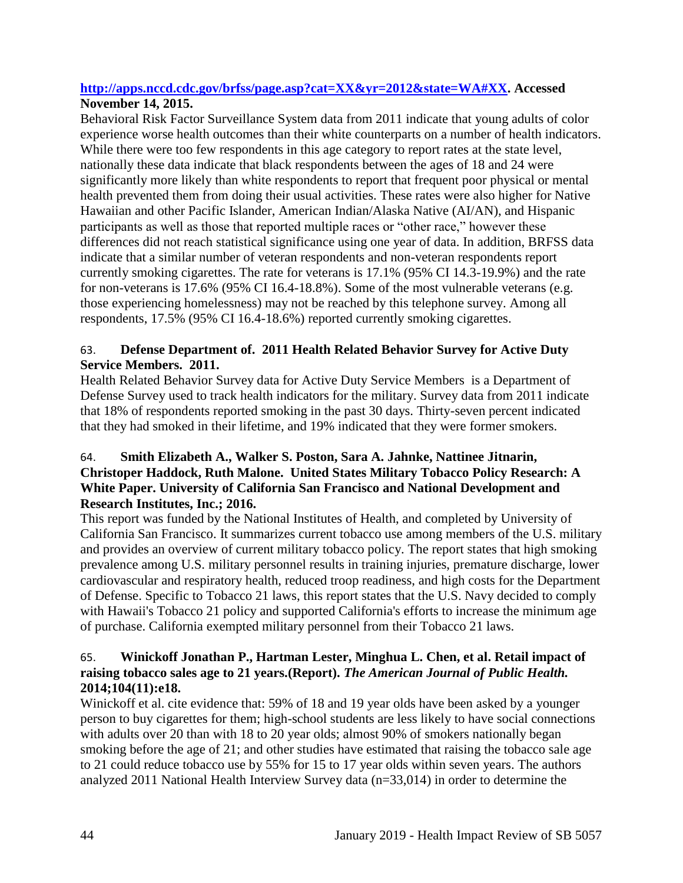**[http://apps.nccd.cdc.gov/brfss/page.asp?cat=XX&yr=2012&state=WA#XX](http://apps.nccd.cdc.gov/brfss/page.asp?cat=XX&yr=2012&state=WA#XX). Accessed November 14, 2015.**

Behavioral Risk Factor Surveillance System data from 2011 indicate that young adults of color experience worse health outcomes than their white counterparts on a number of health indicators. While there were too few respondents in this age category to report rates at the state level, nationally these data indicate that black respondents between the ages of 18 and 24 were significantly more likely than white respondents to report that frequent poor physical or mental health prevented them from doing their usual activities. These rates were also higher for Native Hawaiian and other Pacific Islander, American Indian/Alaska Native (AI/AN), and Hispanic participants as well as those that reported multiple races or "other race," however these differences did not reach statistical significance using one year of data. In addition, BRFSS data indicate that a similar number of veteran respondents and non-veteran respondents report currently smoking cigarettes. The rate for veterans is 17.1% (95% CI 14.3-19.9%) and the rate for non-veterans is 17.6% (95% CI 16.4-18.8%). Some of the most vulnerable veterans (e.g. those experiencing homelessness) may not be reached by this telephone survey. Among all respondents, 17.5% (95% CI 16.4-18.6%) reported currently smoking cigarettes.

63. **Defense Department of. 2011 Health Related Behavior Survey for Active Duty Service Members. 2011.**

Health Related Behavior Survey data for Active Duty Service Members is a Department of Defense Survey used to track health indicators for the military. Survey data from 2011 indicate that 18% of respondents reported smoking in the past 30 days. Thirty-seven percent indicated that they had smoked in their lifetime, and 19% indicated that they were former smokers.

64. **Smith Elizabeth A., Walker S. Poston, Sara A. Jahnke, Nattinee Jitnarin, Christoper Haddock, Ruth Malone. United States Military Tobacco Policy Research: A White Paper. University of California San Francisco and National Development and Research Institutes, Inc.; 2016.**

This report was funded by the National Institutes of Health, and completed by University of California San Francisco. It summarizes current tobacco use among members of the U.S. military and provides an overview of current military tobacco policy. The report states that high smoking prevalence among U.S. military personnel results in training injuries, premature discharge, lower cardiovascular and respiratory health, reduced troop readiness, and high costs for the Department of Defense. Specific to Tobacco 21 laws, this report states that the U.S. Navy decided to comply with Hawaii's Tobacco 21 policy and supported California's efforts to increase the minimum age of purchase. California exempted military personnel from their Tobacco 21 laws.

65. **Winickoff Jonathan P., Hartman Lester, Minghua L. Chen, et al. Retail impact of raising tobacco sales age to 21 years.(Report).** ***The American Journal of Public Health.*** **2014;104(11):e18.**

Winickoff et al. cite evidence that: 59% of 18 and 19 year olds have been asked by a younger person to buy cigarettes for them; high-school students are less likely to have social connections with adults over 20 than with 18 to 20 year olds; almost 90% of smokers nationally began smoking before the age of 21; and other studies have estimated that raising the tobacco sale age to 21 could reduce tobacco use by 55% for 15 to 17 year olds within seven years. The authors analyzed 2011 National Health Interview Survey data (n=33,014) in order to determine the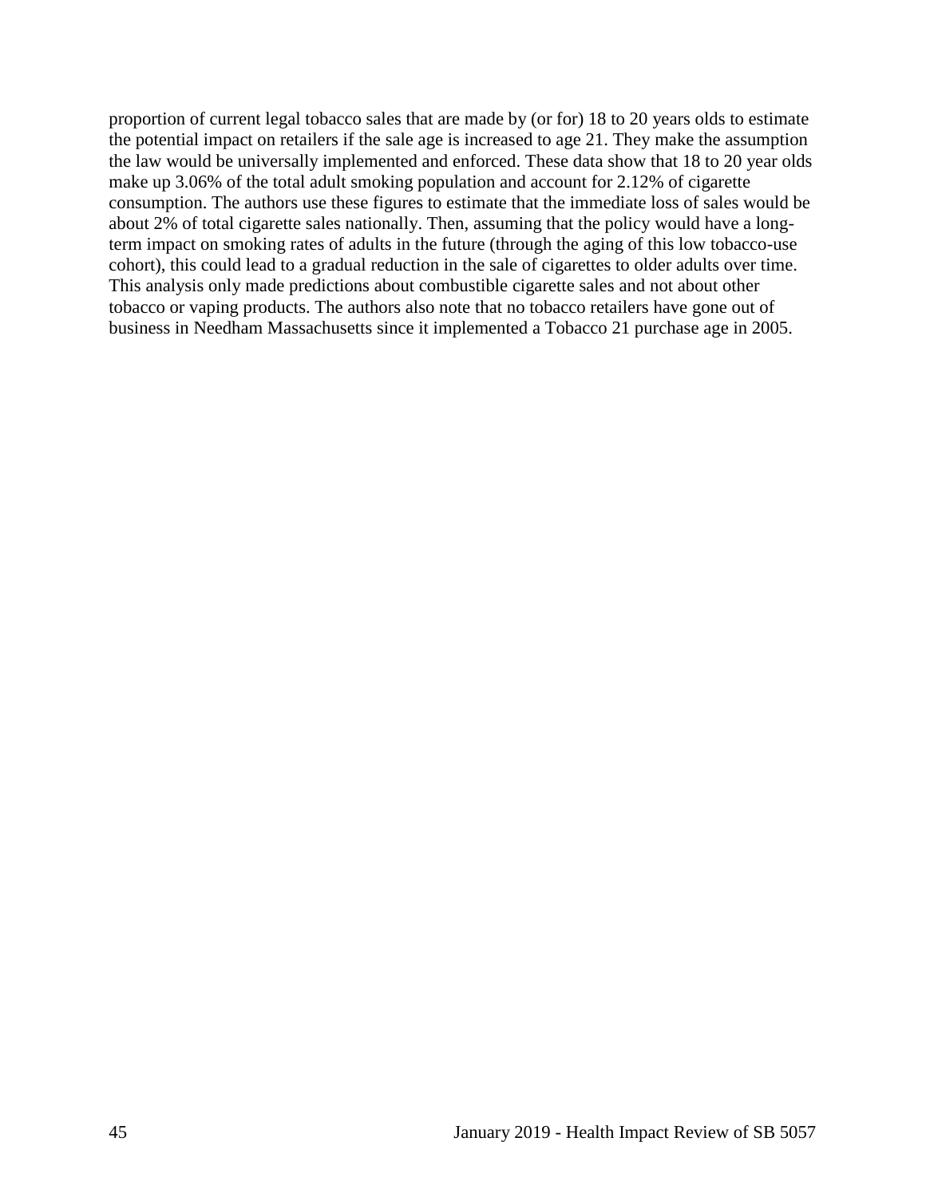proportion of current legal tobacco sales that are made by (or for) 18 to 20 years olds to estimate the potential impact on retailers if the sale age is increased to age 21. They make the assumption the law would be universally implemented and enforced. These data show that 18 to 20 year olds make up 3.06% of the total adult smoking population and account for 2.12% of cigarette consumption. The authors use these figures to estimate that the immediate loss of sales would be about 2% of total cigarette sales nationally. Then, assuming that the policy would have a long-term impact on smoking rates of adults in the future (through the aging of this low tobacco-use cohort), this could lead to a gradual reduction in the sale of cigarettes to older adults over time. This analysis only made predictions about combustible cigarette sales and not about other tobacco or vaping products. The authors also note that no tobacco retailers have gone out of business in Needham Massachusetts since it implemented a Tobacco 21 purchase age in 2005.